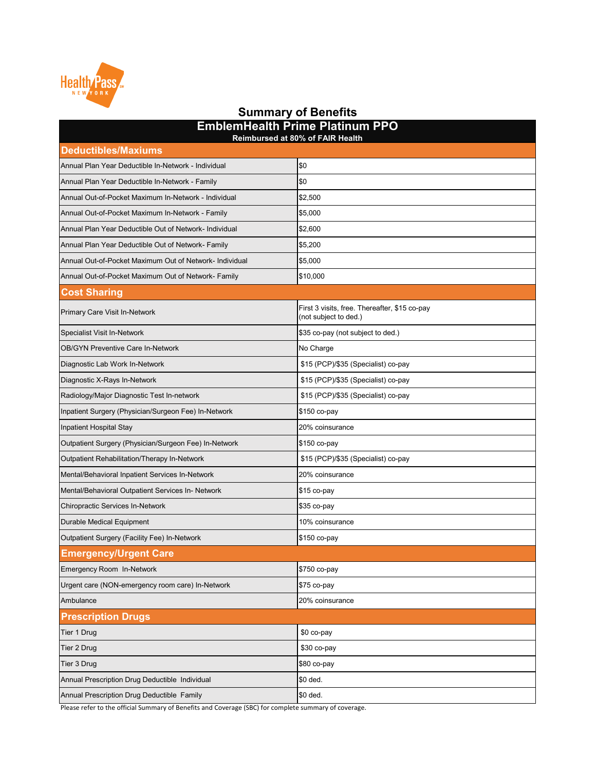HealthPass NEW YORK

# Summary of Benefits

## EmblemHealth Prime Platinum PPO

**Reimbursed at 80% of FAIR Health**

| Deductibles/Maxiums | |
|---|---|
| Annual Plan Year Deductible In-Network - Individual | $0 |
| Annual Plan Year Deductible In-Network - Family | $0 |
| Annual Out-of-Pocket Maximum In-Network - Individual | $2,500 |
| Annual Out-of-Pocket Maximum In-Network - Family | $5,000 |
| Annual Plan Year Deductible Out of Network- Individual | $2,600 |
| Annual Plan Year Deductible Out of Network- Family | $5,200 |
| Annual Out-of-Pocket Maximum Out of Network- Individual | $5,000 |
| Annual Out-of-Pocket Maximum Out of Network- Family | $10,000 |
| **Cost Sharing** | |
| Primary Care Visit In-Network | First 3 visits, free. Thereafter, $15 co-pay (not subject to ded.) |
| Specialist Visit In-Network | $35 co-pay (not subject to ded.) |
| OB/GYN Preventive Care In-Network | No Charge |
| Diagnostic Lab Work In-Network | $15 (PCP)/$35 (Specialist) co-pay |
| Diagnostic X-Rays In-Network | $15 (PCP)/$35 (Specialist) co-pay |
| Radiology/Major Diagnostic Test In-network | $15 (PCP)/$35 (Specialist) co-pay |
| Inpatient Surgery (Physician/Surgeon Fee) In-Network | $150 co-pay |
| Inpatient Hospital Stay | 20% coinsurance |
| Outpatient Surgery (Physician/Surgeon Fee) In-Network | $150 co-pay |
| Outpatient Rehabilitation/Therapy In-Network | $15 (PCP)/$35 (Specialist) co-pay |
| Mental/Behavioral Inpatient Services In-Network | 20% coinsurance |
| Mental/Behavioral Outpatient Services In- Network | $15 co-pay |
| Chiropractic Services In-Network | $35 co-pay |
| Durable Medical Equipment | 10% coinsurance |
| Outpatient Surgery (Facility Fee) In-Network | $150 co-pay |
| **Emergency/Urgent Care** | |
| Emergency Room In-Network | $750 co-pay |
| Urgent care (NON-emergency room care) In-Network | $75 co-pay |
| Ambulance | 20% coinsurance |
| **Prescription Drugs** | |
| Tier 1 Drug | $0 co-pay |
| Tier 2 Drug | $30 co-pay |
| Tier 3 Drug | $80 co-pay |
| Annual Prescription Drug Deductible Individual | $0 ded. |
| Annual Prescription Drug Deductible Family | $0 ded. |

Please refer to the official Summary of Benefits and Coverage (SBC) for complete summary of coverage.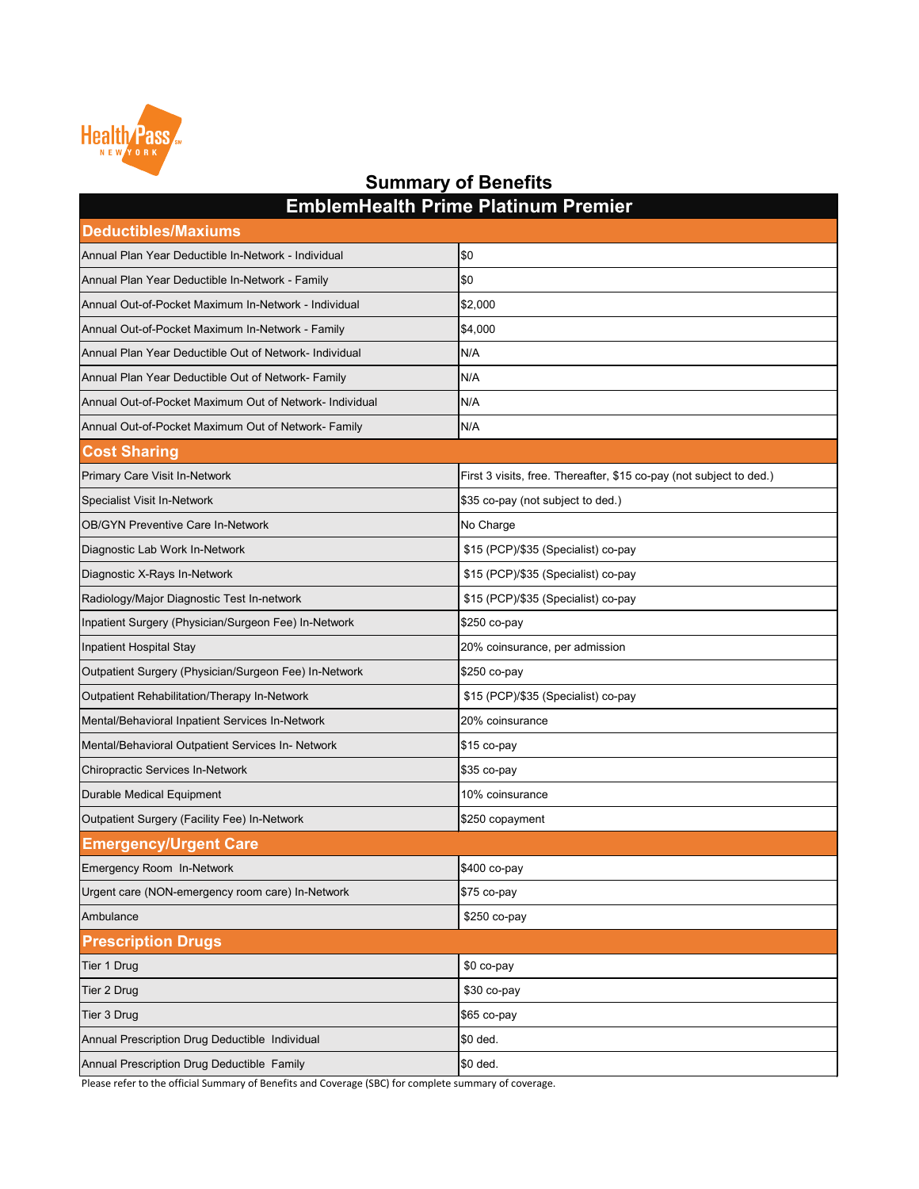# Summary of Benefits

## EmblemHealth Prime Platinum Premier

| Deductibles/Maxiums | |
|---|---|
| Annual Plan Year Deductible In-Network - Individual | $0 |
| Annual Plan Year Deductible In-Network - Family | $0 |
| Annual Out-of-Pocket Maximum In-Network - Individual | $2,000 |
| Annual Out-of-Pocket Maximum In-Network - Family | $4,000 |
| Annual Plan Year Deductible Out of Network- Individual | N/A |
| Annual Plan Year Deductible Out of Network- Family | N/A |
| Annual Out-of-Pocket Maximum Out of Network- Individual | N/A |
| Annual Out-of-Pocket Maximum Out of Network- Family | N/A |
| **Cost Sharing** | |
| Primary Care Visit In-Network | First 3 visits, free. Thereafter, $15 co-pay (not subject to ded.) |
| Specialist Visit In-Network | $35 co-pay (not subject to ded.) |
| OB/GYN Preventive Care In-Network | No Charge |
| Diagnostic Lab Work In-Network | $15 (PCP)/$35 (Specialist) co-pay |
| Diagnostic X-Rays In-Network | $15 (PCP)/$35 (Specialist) co-pay |
| Radiology/Major Diagnostic Test In-network | $15 (PCP)/$35 (Specialist) co-pay |
| Inpatient Surgery (Physician/Surgeon Fee) In-Network | $250 co-pay |
| Inpatient Hospital Stay | 20% coinsurance, per admission |
| Outpatient Surgery (Physician/Surgeon Fee) In-Network | $250 co-pay |
| Outpatient Rehabilitation/Therapy In-Network | $15 (PCP)/$35 (Specialist) co-pay |
| Mental/Behavioral Inpatient Services In-Network | 20% coinsurance |
| Mental/Behavioral Outpatient Services In- Network | $15 co-pay |
| Chiropractic Services In-Network | $35 co-pay |
| Durable Medical Equipment | 10% coinsurance |
| Outpatient Surgery (Facility Fee) In-Network | $250 copayment |
| **Emergency/Urgent Care** | |
| Emergency Room In-Network | $400 co-pay |
| Urgent care (NON-emergency room care) In-Network | $75 co-pay |
| Ambulance | $250 co-pay |
| **Prescription Drugs** | |
| Tier 1 Drug | $0 co-pay |
| Tier 2 Drug | $30 co-pay |
| Tier 3 Drug | $65 co-pay |
| Annual Prescription Drug Deductible Individual | $0 ded. |
| Annual Prescription Drug Deductible Family | $0 ded. |

Please refer to the official Summary of Benefits and Coverage (SBC) for complete summary of coverage.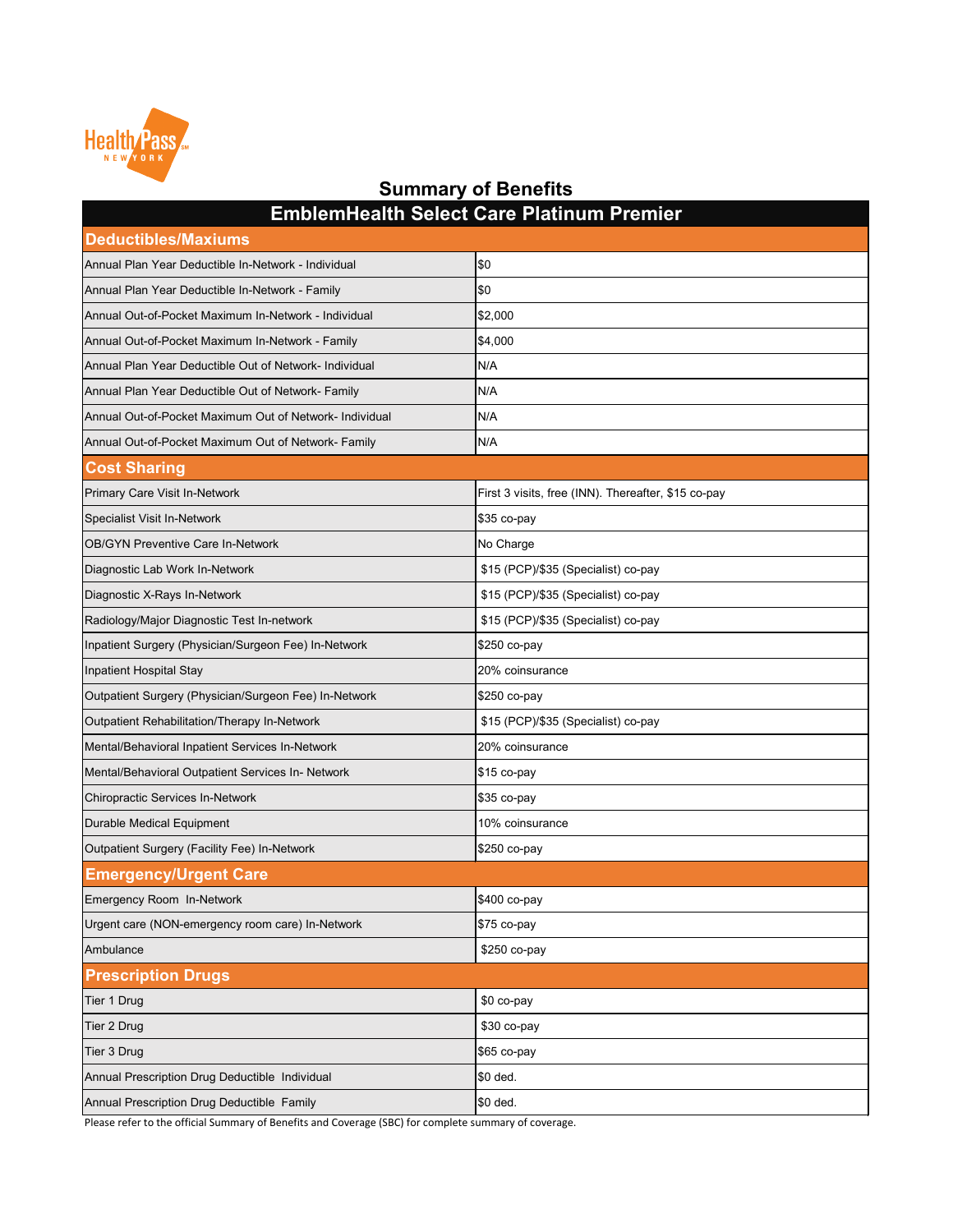# Summary of Benefits

## EmblemHealth Select Care Platinum Premier

| Deductibles/Maxiums | |
|---|---|
| Annual Plan Year Deductible In-Network - Individual | $0 |
| Annual Plan Year Deductible In-Network - Family | $0 |
| Annual Out-of-Pocket Maximum In-Network - Individual | $2,000 |
| Annual Out-of-Pocket Maximum In-Network - Family | $4,000 |
| Annual Plan Year Deductible Out of Network- Individual | N/A |
| Annual Plan Year Deductible Out of Network- Family | N/A |
| Annual Out-of-Pocket Maximum Out of Network- Individual | N/A |
| Annual Out-of-Pocket Maximum Out of Network- Family | N/A |
| **Cost Sharing** | |
| Primary Care Visit In-Network | First 3 visits, free (INN). Thereafter, $15 co-pay |
| Specialist Visit In-Network | $35 co-pay |
| OB/GYN Preventive Care In-Network | No Charge |
| Diagnostic Lab Work In-Network | $15 (PCP)/$35 (Specialist) co-pay |
| Diagnostic X-Rays In-Network | $15 (PCP)/$35 (Specialist) co-pay |
| Radiology/Major Diagnostic Test In-network | $15 (PCP)/$35 (Specialist) co-pay |
| Inpatient Surgery (Physician/Surgeon Fee) In-Network | $250 co-pay |
| Inpatient Hospital Stay | 20% coinsurance |
| Outpatient Surgery (Physician/Surgeon Fee) In-Network | $250 co-pay |
| Outpatient Rehabilitation/Therapy In-Network | $15 (PCP)/$35 (Specialist) co-pay |
| Mental/Behavioral Inpatient Services In-Network | 20% coinsurance |
| Mental/Behavioral Outpatient Services In- Network | $15 co-pay |
| Chiropractic Services In-Network | $35 co-pay |
| Durable Medical Equipment | 10% coinsurance |
| Outpatient Surgery (Facility Fee) In-Network | $250 co-pay |
| **Emergency/Urgent Care** | |
| Emergency Room In-Network | $400 co-pay |
| Urgent care (NON-emergency room care) In-Network | $75 co-pay |
| Ambulance | $250 co-pay |
| **Prescription Drugs** | |
| Tier 1 Drug | $0 co-pay |
| Tier 2 Drug | $30 co-pay |
| Tier 3 Drug | $65 co-pay |
| Annual Prescription Drug Deductible Individual | $0 ded. |
| Annual Prescription Drug Deductible Family | $0 ded. |

Please refer to the official Summary of Benefits and Coverage (SBC) for complete summary of coverage.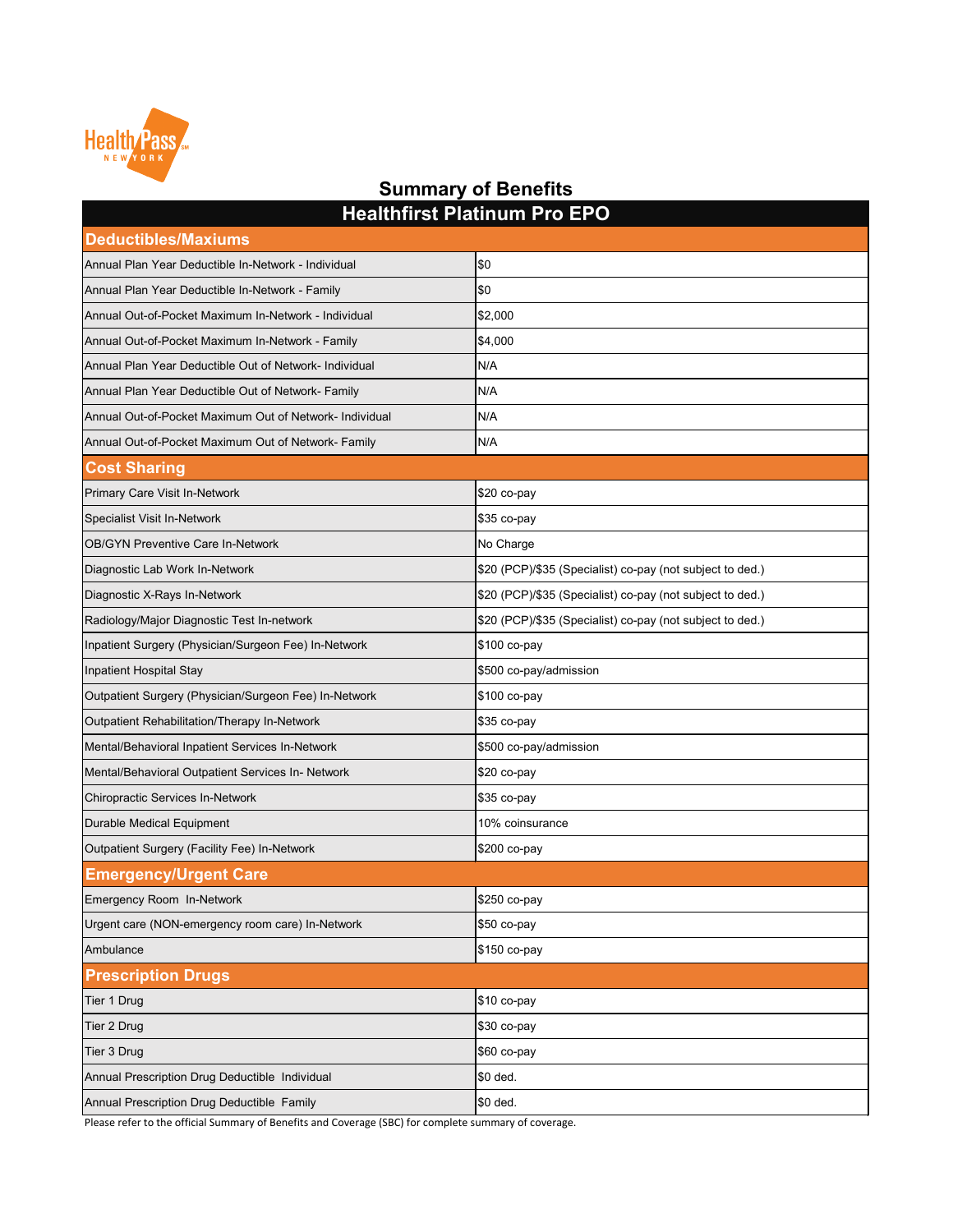HealthPass NEW YORK

# Summary of Benefits

| Healthfirst Platinum Pro EPO | |
|---|---|
| **Deductibles/Maxiums** | |
| Annual Plan Year Deductible In-Network - Individual | $0 |
| Annual Plan Year Deductible In-Network - Family | $0 |
| Annual Out-of-Pocket Maximum In-Network - Individual | $2,000 |
| Annual Out-of-Pocket Maximum In-Network - Family | $4,000 |
| Annual Plan Year Deductible Out of Network- Individual | N/A |
| Annual Plan Year Deductible Out of Network- Family | N/A |
| Annual Out-of-Pocket Maximum Out of Network- Individual | N/A |
| Annual Out-of-Pocket Maximum Out of Network- Family | N/A |
| **Cost Sharing** | |
| Primary Care Visit In-Network | $20 co-pay |
| Specialist Visit In-Network | $35 co-pay |
| OB/GYN Preventive Care In-Network | No Charge |
| Diagnostic Lab Work In-Network | $20 (PCP)/$35 (Specialist) co-pay (not subject to ded.) |
| Diagnostic X-Rays In-Network | $20 (PCP)/$35 (Specialist) co-pay (not subject to ded.) |
| Radiology/Major Diagnostic Test In-network | $20 (PCP)/$35 (Specialist) co-pay (not subject to ded.) |
| Inpatient Surgery (Physician/Surgeon Fee) In-Network | $100 co-pay |
| Inpatient Hospital Stay | $500 co-pay/admission |
| Outpatient Surgery (Physician/Surgeon Fee) In-Network | $100 co-pay |
| Outpatient Rehabilitation/Therapy In-Network | $35 co-pay |
| Mental/Behavioral Inpatient Services In-Network | $500 co-pay/admission |
| Mental/Behavioral Outpatient Services In- Network | $20 co-pay |
| Chiropractic Services In-Network | $35 co-pay |
| Durable Medical Equipment | 10% coinsurance |
| Outpatient Surgery (Facility Fee) In-Network | $200 co-pay |
| **Emergency/Urgent Care** | |
| Emergency Room In-Network | $250 co-pay |
| Urgent care (NON-emergency room care) In-Network | $50 co-pay |
| Ambulance | $150 co-pay |
| **Prescription Drugs** | |
| Tier 1 Drug | $10 co-pay |
| Tier 2 Drug | $30 co-pay |
| Tier 3 Drug | $60 co-pay |
| Annual Prescription Drug Deductible Individual | $0 ded. |
| Annual Prescription Drug Deductible Family | $0 ded. |

Please refer to the official Summary of Benefits and Coverage (SBC) for complete summary of coverage.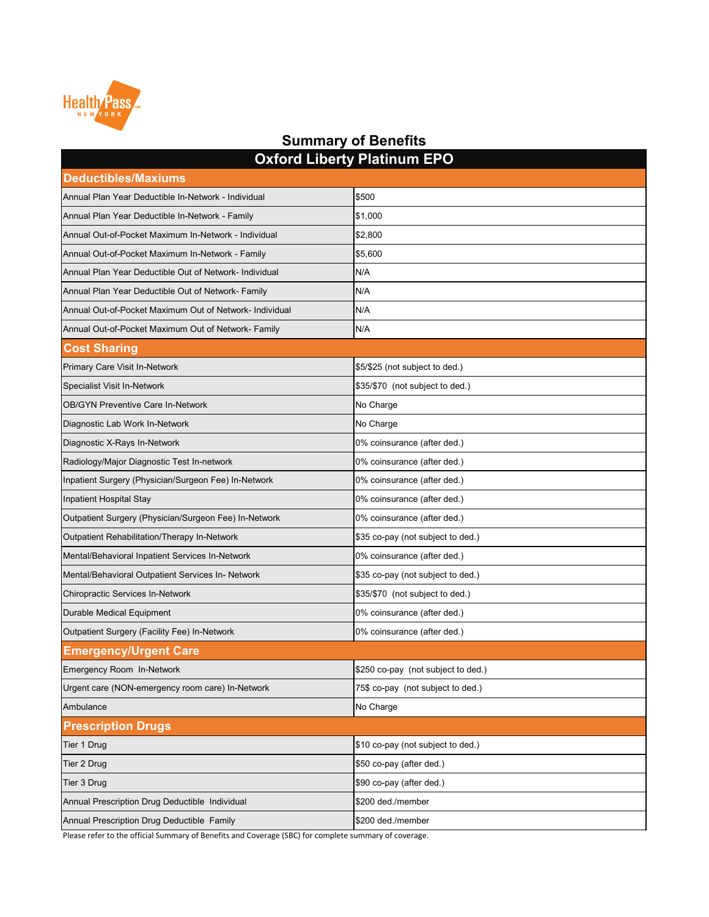HealthPass NEW YORK

## Summary of Benefits

| Oxford Liberty Platinum EPO | |
|---|---|
| **Deductibles/Maxiums** | |
| Annual Plan Year Deductible In-Network - Individual | $500 |
| Annual Plan Year Deductible In-Network - Family | $1,000 |
| Annual Out-of-Pocket Maximum In-Network - Individual | $2,800 |
| Annual Out-of-Pocket Maximum In-Network - Family | $5,600 |
| Annual Plan Year Deductible Out of Network- Individual | N/A |
| Annual Plan Year Deductible Out of Network- Family | N/A |
| Annual Out-of-Pocket Maximum Out of Network- Individual | N/A |
| Annual Out-of-Pocket Maximum Out of Network- Family | N/A |
| **Cost Sharing** | |
| Primary Care Visit In-Network | $5/$25 (not subject to ded.) |
| Specialist Visit In-Network | $35/$70 (not subject to ded.) |
| OB/GYN Preventive Care In-Network | No Charge |
| Diagnostic Lab Work In-Network | No Charge |
| Diagnostic X-Rays In-Network | 0% coinsurance (after ded.) |
| Radiology/Major Diagnostic Test In-network | 0% coinsurance (after ded.) |
| Inpatient Surgery (Physician/Surgeon Fee) In-Network | 0% coinsurance (after ded.) |
| Inpatient Hospital Stay | 0% coinsurance (after ded.) |
| Outpatient Surgery (Physician/Surgeon Fee) In-Network | 0% coinsurance (after ded.) |
| Outpatient Rehabilitation/Therapy In-Network | $35 co-pay (not subject to ded.) |
| Mental/Behavioral Inpatient Services In-Network | 0% coinsurance (after ded.) |
| Mental/Behavioral Outpatient Services In- Network | $35 co-pay (not subject to ded.) |
| Chiropractic Services In-Network | $35/$70 (not subject to ded.) |
| Durable Medical Equipment | 0% coinsurance (after ded.) |
| Outpatient Surgery (Facility Fee) In-Network | 0% coinsurance (after ded.) |
| **Emergency/Urgent Care** | |
| Emergency Room In-Network | $250 co-pay (not subject to ded.) |
| Urgent care (NON-emergency room care) In-Network | 75$ co-pay (not subject to ded.) |
| Ambulance | No Charge |
| **Prescription Drugs** | |
| Tier 1 Drug | $10 co-pay (not subject to ded.) |
| Tier 2 Drug | $50 co-pay (after ded.) |
| Tier 3 Drug | $90 co-pay (after ded.) |
| Annual Prescription Drug Deductible Individual | $200 ded./member |
| Annual Prescription Drug Deductible Family | $200 ded./member |

Please refer to the official Summary of Benefits and Coverage (SBC) for complete summary of coverage.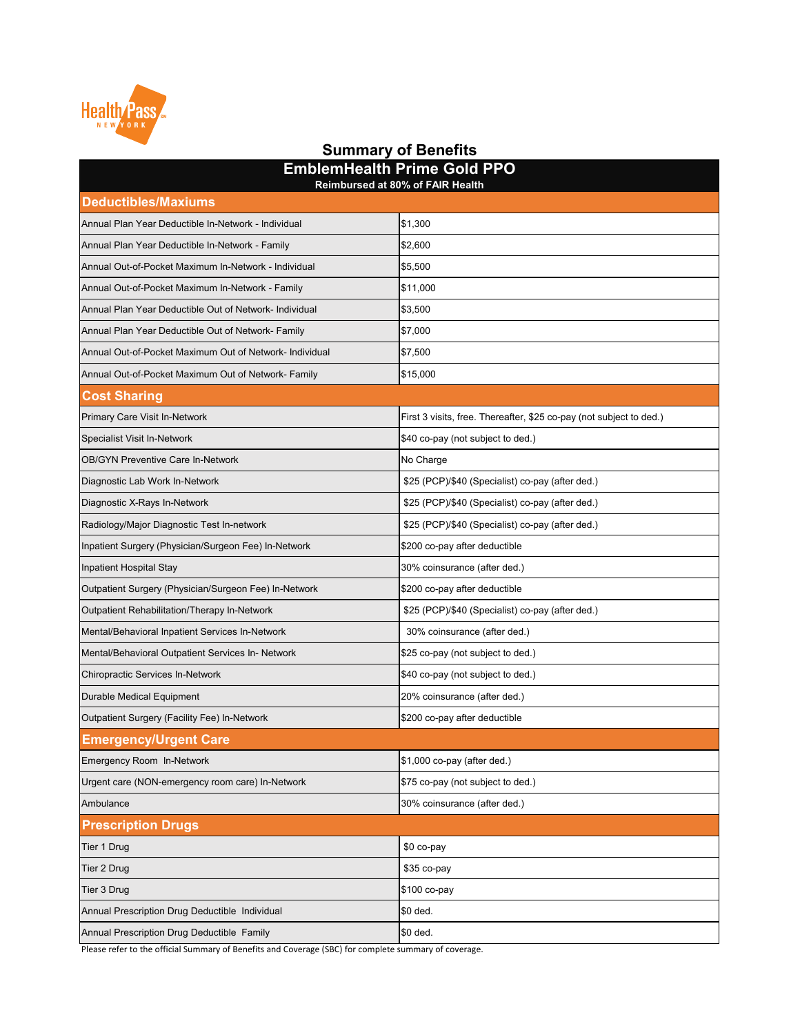## Summary of Benefits

| EmblemHealth Prime Gold PPO<br>Reimbursed at 80% of FAIR Health | |
|---|---|
| **Deductibles/Maxiums** | |
| Annual Plan Year Deductible In-Network - Individual | $1,300 |
| Annual Plan Year Deductible In-Network - Family | $2,600 |
| Annual Out-of-Pocket Maximum In-Network - Individual | $5,500 |
| Annual Out-of-Pocket Maximum In-Network - Family | $11,000 |
| Annual Plan Year Deductible Out of Network- Individual | $3,500 |
| Annual Plan Year Deductible Out of Network- Family | $7,000 |
| Annual Out-of-Pocket Maximum Out of Network- Individual | $7,500 |
| Annual Out-of-Pocket Maximum Out of Network- Family | $15,000 |
| **Cost Sharing** | |
| Primary Care Visit In-Network | First 3 visits, free. Thereafter, $25 co-pay (not subject to ded.) |
| Specialist Visit In-Network | $40 co-pay (not subject to ded.) |
| OB/GYN Preventive Care In-Network | No Charge |
| Diagnostic Lab Work In-Network | $25 (PCP)/$40 (Specialist) co-pay (after ded.) |
| Diagnostic X-Rays In-Network | $25 (PCP)/$40 (Specialist) co-pay (after ded.) |
| Radiology/Major Diagnostic Test In-network | $25 (PCP)/$40 (Specialist) co-pay (after ded.) |
| Inpatient Surgery (Physician/Surgeon Fee) In-Network | $200 co-pay after deductible |
| Inpatient Hospital Stay | 30% coinsurance (after ded.) |
| Outpatient Surgery (Physician/Surgeon Fee) In-Network | $200 co-pay after deductible |
| Outpatient Rehabilitation/Therapy In-Network | $25 (PCP)/$40 (Specialist) co-pay (after ded.) |
| Mental/Behavioral Inpatient Services In-Network | 30% coinsurance (after ded.) |
| Mental/Behavioral Outpatient Services In- Network | $25 co-pay (not subject to ded.) |
| Chiropractic Services In-Network | $40 co-pay (not subject to ded.) |
| Durable Medical Equipment | 20% coinsurance (after ded.) |
| Outpatient Surgery (Facility Fee) In-Network | $200 co-pay after deductible |
| **Emergency/Urgent Care** | |
| Emergency Room In-Network | $1,000 co-pay (after ded.) |
| Urgent care (NON-emergency room care) In-Network | $75 co-pay (not subject to ded.) |
| Ambulance | 30% coinsurance (after ded.) |
| **Prescription Drugs** | |
| Tier 1 Drug | $0 co-pay |
| Tier 2 Drug | $35 co-pay |
| Tier 3 Drug | $100 co-pay |
| Annual Prescription Drug Deductible Individual | $0 ded. |
| Annual Prescription Drug Deductible Family | $0 ded. |

Please refer to the official Summary of Benefits and Coverage (SBC) for complete summary of coverage.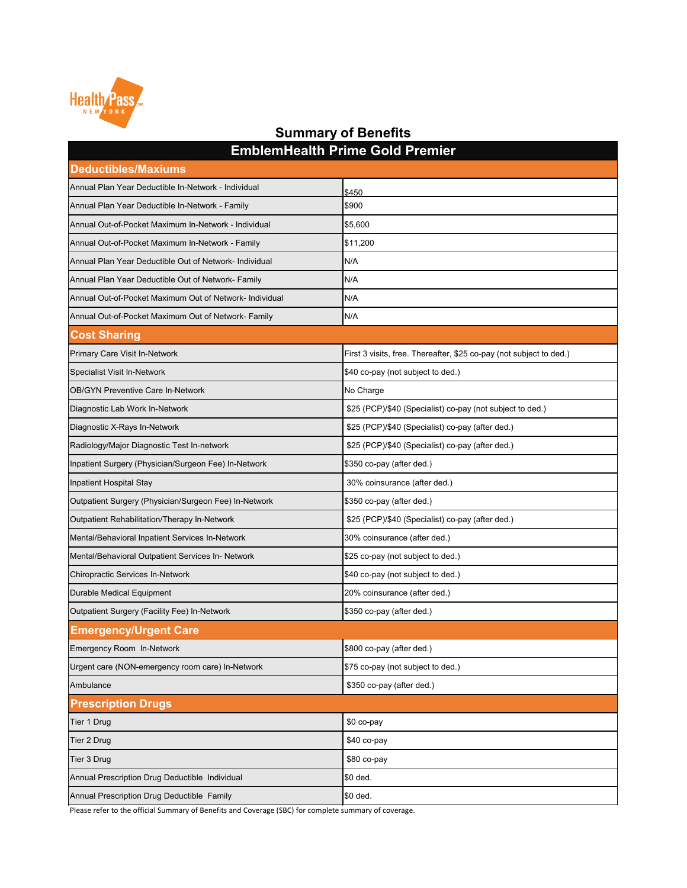# Summary of Benefits

| EmblemHealth Prime Gold Premier | |
|---|---|
| **Deductibles/Maxiums** | |
| Annual Plan Year Deductible In-Network - Individual | $450 |
| Annual Plan Year Deductible In-Network - Family | $900 |
| Annual Out-of-Pocket Maximum In-Network - Individual | $5,600 |
| Annual Out-of-Pocket Maximum In-Network - Family | $11,200 |
| Annual Plan Year Deductible Out of Network- Individual | N/A |
| Annual Plan Year Deductible Out of Network- Family | N/A |
| Annual Out-of-Pocket Maximum Out of Network- Individual | N/A |
| Annual Out-of-Pocket Maximum Out of Network- Family | N/A |
| **Cost Sharing** | |
| Primary Care Visit In-Network | First 3 visits, free. Thereafter, $25 co-pay (not subject to ded.) |
| Specialist Visit In-Network | $40 co-pay (not subject to ded.) |
| OB/GYN Preventive Care In-Network | No Charge |
| Diagnostic Lab Work In-Network | $25 (PCP)/$40 (Specialist) co-pay (not subject to ded.) |
| Diagnostic X-Rays In-Network | $25 (PCP)/$40 (Specialist) co-pay (after ded.) |
| Radiology/Major Diagnostic Test In-network | $25 (PCP)/$40 (Specialist) co-pay (after ded.) |
| Inpatient Surgery (Physician/Surgeon Fee) In-Network | $350 co-pay (after ded.) |
| Inpatient Hospital Stay | 30% coinsurance (after ded.) |
| Outpatient Surgery (Physician/Surgeon Fee) In-Network | $350 co-pay (after ded.) |
| Outpatient Rehabilitation/Therapy In-Network | $25 (PCP)/$40 (Specialist) co-pay (after ded.) |
| Mental/Behavioral Inpatient Services In-Network | 30% coinsurance (after ded.) |
| Mental/Behavioral Outpatient Services In- Network | $25 co-pay (not subject to ded.) |
| Chiropractic Services In-Network | $40 co-pay (not subject to ded.) |
| Durable Medical Equipment | 20% coinsurance (after ded.) |
| Outpatient Surgery (Facility Fee) In-Network | $350 co-pay (after ded.) |
| **Emergency/Urgent Care** | |
| Emergency Room In-Network | $800 co-pay (after ded.) |
| Urgent care (NON-emergency room care) In-Network | $75 co-pay (not subject to ded.) |
| Ambulance | $350 co-pay (after ded.) |
| **Prescription Drugs** | |
| Tier 1 Drug | $0 co-pay |
| Tier 2 Drug | $40 co-pay |
| Tier 3 Drug | $80 co-pay |
| Annual Prescription Drug Deductible Individual | $0 ded. |
| Annual Prescription Drug Deductible Family | $0 ded. |

Please refer to the official Summary of Benefits and Coverage (SBC) for complete summary of coverage.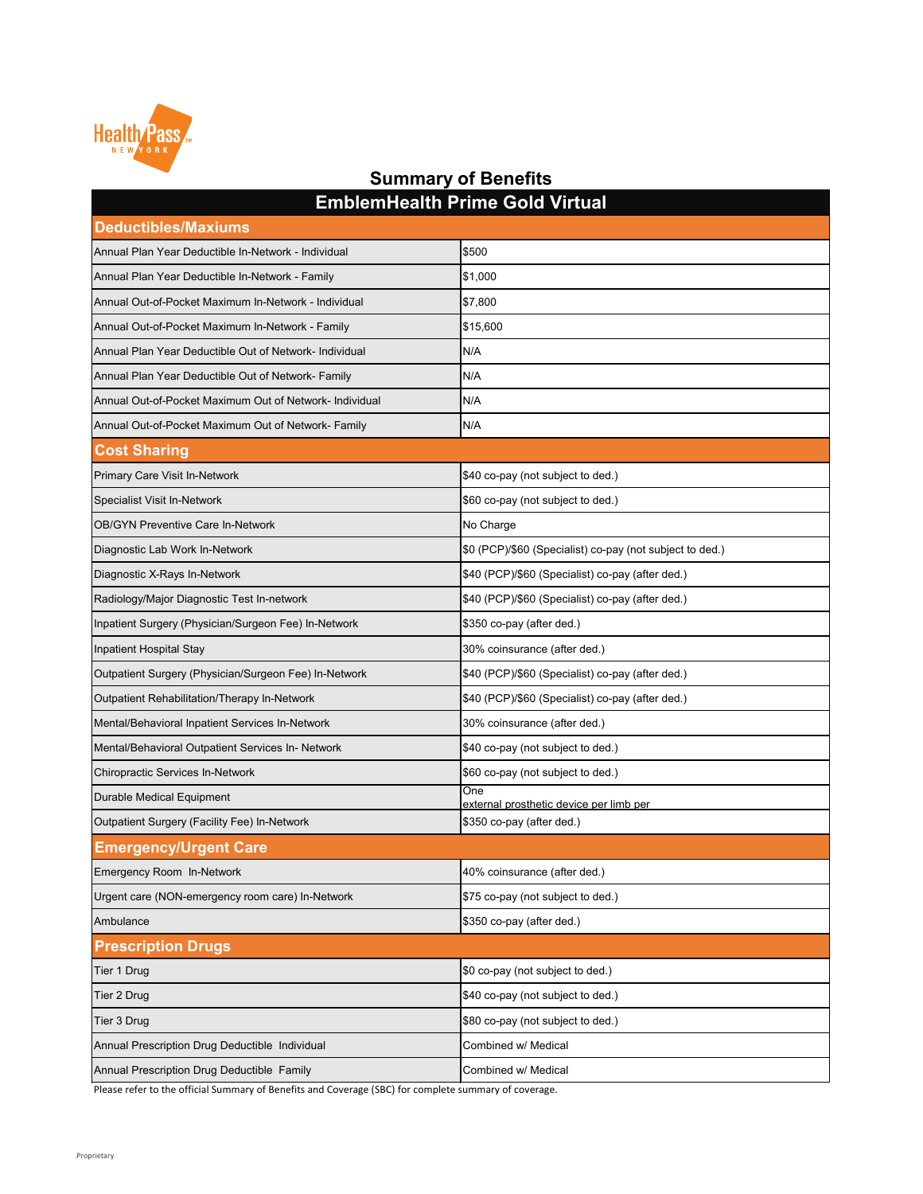# Summary of Benefits

| EmblemHealth Prime Gold Virtual | |
|---|---|
| **Deductibles/Maxiums** | |
| Annual Plan Year Deductible In-Network - Individual | $500 |
| Annual Plan Year Deductible In-Network - Family | $1,000 |
| Annual Out-of-Pocket Maximum In-Network - Individual | $7,800 |
| Annual Out-of-Pocket Maximum In-Network - Family | $15,600 |
| Annual Plan Year Deductible Out of Network- Individual | N/A |
| Annual Plan Year Deductible Out of Network- Family | N/A |
| Annual Out-of-Pocket Maximum Out of Network- Individual | N/A |
| Annual Out-of-Pocket Maximum Out of Network- Family | N/A |
| **Cost Sharing** | |
| Primary Care Visit In-Network | $40 co-pay (not subject to ded.) |
| Specialist Visit In-Network | $60 co-pay (not subject to ded.) |
| OB/GYN Preventive Care In-Network | No Charge |
| Diagnostic Lab Work In-Network | $0 (PCP)/$60 (Specialist) co-pay (not subject to ded.) |
| Diagnostic X-Rays In-Network | $40 (PCP)/$60 (Specialist) co-pay (after ded.) |
| Radiology/Major Diagnostic Test In-network | $40 (PCP)/$60 (Specialist) co-pay (after ded.) |
| Inpatient Surgery (Physician/Surgeon Fee) In-Network | $350 co-pay (after ded.) |
| Inpatient Hospital Stay | 30% coinsurance (after ded.) |
| Outpatient Surgery (Physician/Surgeon Fee) In-Network | $40 (PCP)/$60 (Specialist) co-pay (after ded.) |
| Outpatient Rehabilitation/Therapy In-Network | $40 (PCP)/$60 (Specialist) co-pay (after ded.) |
| Mental/Behavioral Inpatient Services In-Network | 30% coinsurance (after ded.) |
| Mental/Behavioral Outpatient Services In- Network | $40 co-pay (not subject to ded.) |
| Chiropractic Services In-Network | $60 co-pay (not subject to ded.) |
| Durable Medical Equipment | One external prosthetic device per limb per |
| Outpatient Surgery (Facility Fee) In-Network | $350 co-pay (after ded.) |
| **Emergency/Urgent Care** | |
| Emergency Room In-Network | 40% coinsurance (after ded.) |
| Urgent care (NON-emergency room care) In-Network | $75 co-pay (not subject to ded.) |
| Ambulance | $350 co-pay (after ded.) |
| **Prescription Drugs** | |
| Tier 1 Drug | $0 co-pay (not subject to ded.) |
| Tier 2 Drug | $40 co-pay (not subject to ded.) |
| Tier 3 Drug | $80 co-pay (not subject to ded.) |
| Annual Prescription Drug Deductible Individual | Combined w/ Medical |
| Annual Prescription Drug Deductible Family | Combined w/ Medical |

Please refer to the official Summary of Benefits and Coverage (SBC) for complete summary of coverage.

Proprietary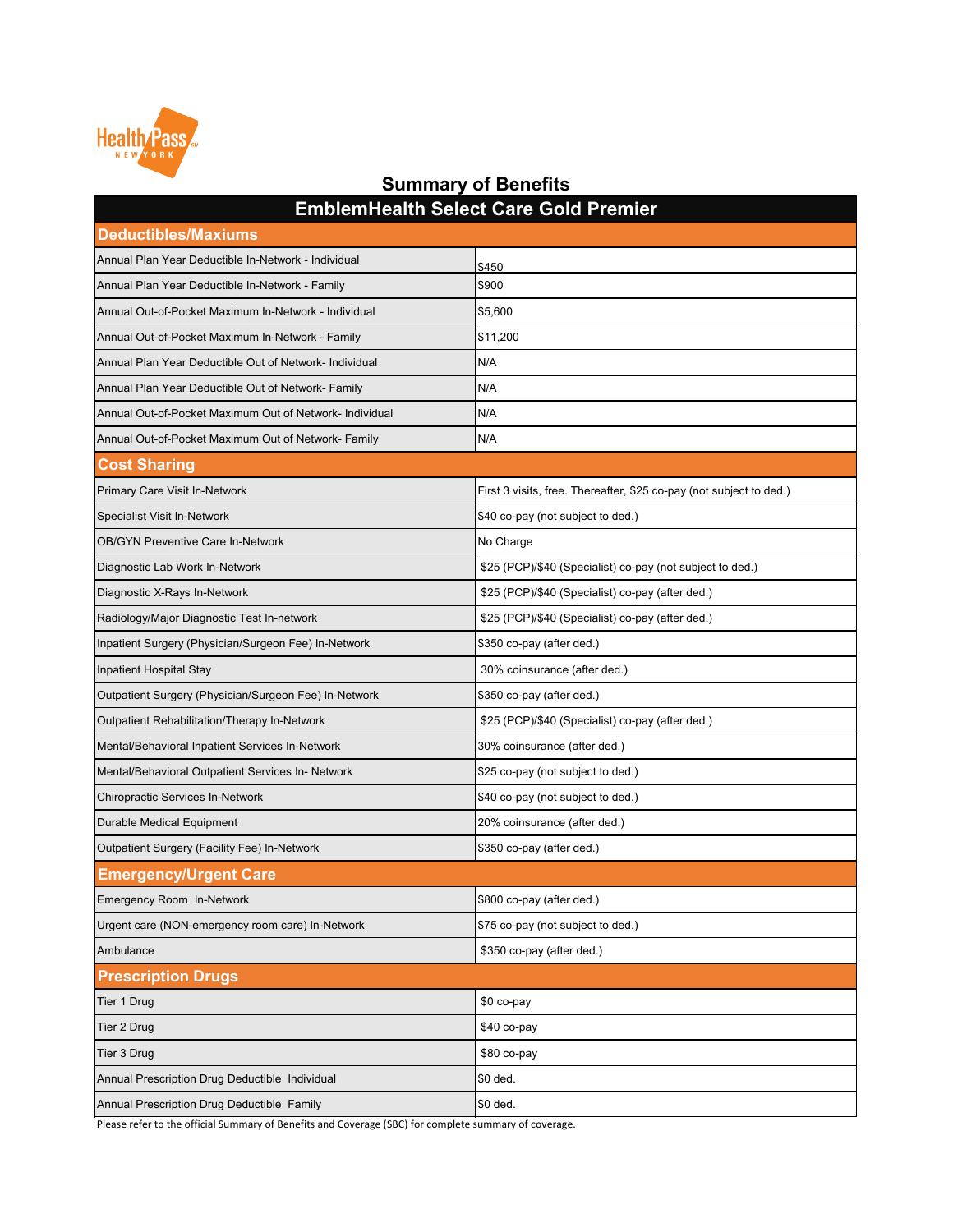## Summary of Benefits

| EmblemHealth Select Care Gold Premier | |
|---|---|
| **Deductibles/Maxiums** | |
| Annual Plan Year Deductible In-Network - Individual | $450 |
| Annual Plan Year Deductible In-Network - Family | $900 |
| Annual Out-of-Pocket Maximum In-Network - Individual | $5,600 |
| Annual Out-of-Pocket Maximum In-Network - Family | $11,200 |
| Annual Plan Year Deductible Out of Network- Individual | N/A |
| Annual Plan Year Deductible Out of Network- Family | N/A |
| Annual Out-of-Pocket Maximum Out of Network- Individual | N/A |
| Annual Out-of-Pocket Maximum Out of Network- Family | N/A |
| **Cost Sharing** | |
| Primary Care Visit In-Network | First 3 visits, free. Thereafter, $25 co-pay (not subject to ded.) |
| Specialist Visit In-Network | $40 co-pay (not subject to ded.) |
| OB/GYN Preventive Care In-Network | No Charge |
| Diagnostic Lab Work In-Network | $25 (PCP)/$40 (Specialist) co-pay (not subject to ded.) |
| Diagnostic X-Rays In-Network | $25 (PCP)/$40 (Specialist) co-pay (after ded.) |
| Radiology/Major Diagnostic Test In-network | $25 (PCP)/$40 (Specialist) co-pay (after ded.) |
| Inpatient Surgery (Physician/Surgeon Fee) In-Network | $350 co-pay (after ded.) |
| Inpatient Hospital Stay | 30% coinsurance (after ded.) |
| Outpatient Surgery (Physician/Surgeon Fee) In-Network | $350 co-pay (after ded.) |
| Outpatient Rehabilitation/Therapy In-Network | $25 (PCP)/$40 (Specialist) co-pay (after ded.) |
| Mental/Behavioral Inpatient Services In-Network | 30% coinsurance (after ded.) |
| Mental/Behavioral Outpatient Services In- Network | $25 co-pay (not subject to ded.) |
| Chiropractic Services In-Network | $40 co-pay (not subject to ded.) |
| Durable Medical Equipment | 20% coinsurance (after ded.) |
| Outpatient Surgery (Facility Fee) In-Network | $350 co-pay (after ded.) |
| **Emergency/Urgent Care** | |
| Emergency Room In-Network | $800 co-pay (after ded.) |
| Urgent care (NON-emergency room care) In-Network | $75 co-pay (not subject to ded.) |
| Ambulance | $350 co-pay (after ded.) |
| **Prescription Drugs** | |
| Tier 1 Drug | $0 co-pay |
| Tier 2 Drug | $40 co-pay |
| Tier 3 Drug | $80 co-pay |
| Annual Prescription Drug Deductible Individual | $0 ded. |
| Annual Prescription Drug Deductible Family | $0 ded. |

Please refer to the official Summary of Benefits and Coverage (SBC) for complete summary of coverage.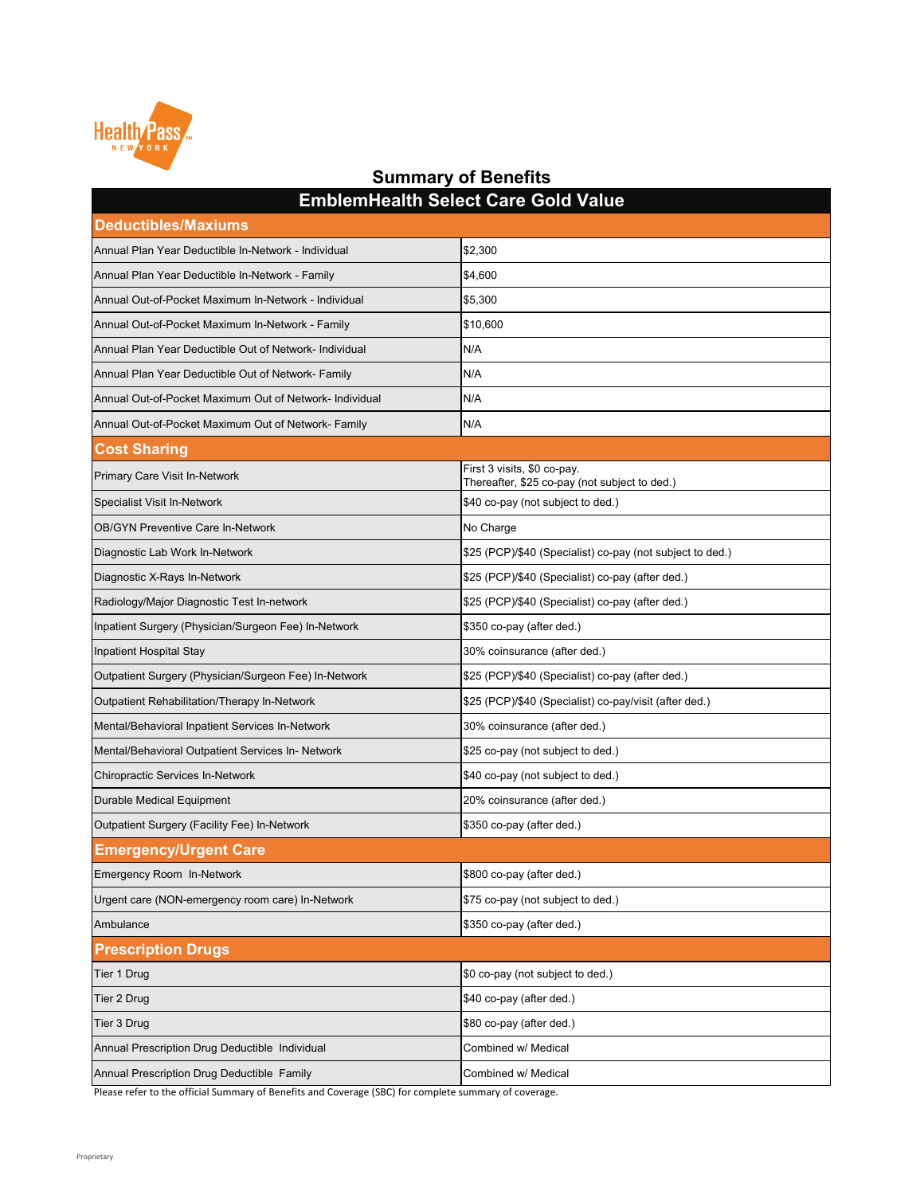## Summary of Benefits

| EmblemHealth Select Care Gold Value | |
|---|---|
| **Deductibles/Maxiums** | |
| Annual Plan Year Deductible In-Network - Individual | $2,300 |
| Annual Plan Year Deductible In-Network - Family | $4,600 |
| Annual Out-of-Pocket Maximum In-Network - Individual | $5,300 |
| Annual Out-of-Pocket Maximum In-Network - Family | $10,600 |
| Annual Plan Year Deductible Out of Network- Individual | N/A |
| Annual Plan Year Deductible Out of Network- Family | N/A |
| Annual Out-of-Pocket Maximum Out of Network- Individual | N/A |
| Annual Out-of-Pocket Maximum Out of Network- Family | N/A |
| **Cost Sharing** | |
| Primary Care Visit In-Network | First 3 visits, $0 co-pay. Thereafter, $25 co-pay (not subject to ded.) |
| Specialist Visit In-Network | $40 co-pay (not subject to ded.) |
| OB/GYN Preventive Care In-Network | No Charge |
| Diagnostic Lab Work In-Network | $25 (PCP)/$40 (Specialist) co-pay (not subject to ded.) |
| Diagnostic X-Rays In-Network | $25 (PCP)/$40 (Specialist) co-pay (after ded.) |
| Radiology/Major Diagnostic Test In-network | $25 (PCP)/$40 (Specialist) co-pay (after ded.) |
| Inpatient Surgery (Physician/Surgeon Fee) In-Network | $350 co-pay (after ded.) |
| Inpatient Hospital Stay | 30% coinsurance (after ded.) |
| Outpatient Surgery (Physician/Surgeon Fee) In-Network | $25 (PCP)/$40 (Specialist) co-pay (after ded.) |
| Outpatient Rehabilitation/Therapy In-Network | $25 (PCP)/$40 (Specialist) co-pay/visit (after ded.) |
| Mental/Behavioral Inpatient Services In-Network | 30% coinsurance (after ded.) |
| Mental/Behavioral Outpatient Services In- Network | $25 co-pay (not subject to ded.) |
| Chiropractic Services In-Network | $40 co-pay (not subject to ded.) |
| Durable Medical Equipment | 20% coinsurance (after ded.) |
| Outpatient Surgery (Facility Fee) In-Network | $350 co-pay (after ded.) |
| **Emergency/Urgent Care** | |
| Emergency Room In-Network | $800 co-pay (after ded.) |
| Urgent care (NON-emergency room care) In-Network | $75 co-pay (not subject to ded.) |
| Ambulance | $350 co-pay (after ded.) |
| **Prescription Drugs** | |
| Tier 1 Drug | $0 co-pay (not subject to ded.) |
| Tier 2 Drug | $40 co-pay (after ded.) |
| Tier 3 Drug | $80 co-pay (after ded.) |
| Annual Prescription Drug Deductible Individual | Combined w/ Medical |
| Annual Prescription Drug Deductible Family | Combined w/ Medical |

Please refer to the official Summary of Benefits and Coverage (SBC) for complete summary of coverage.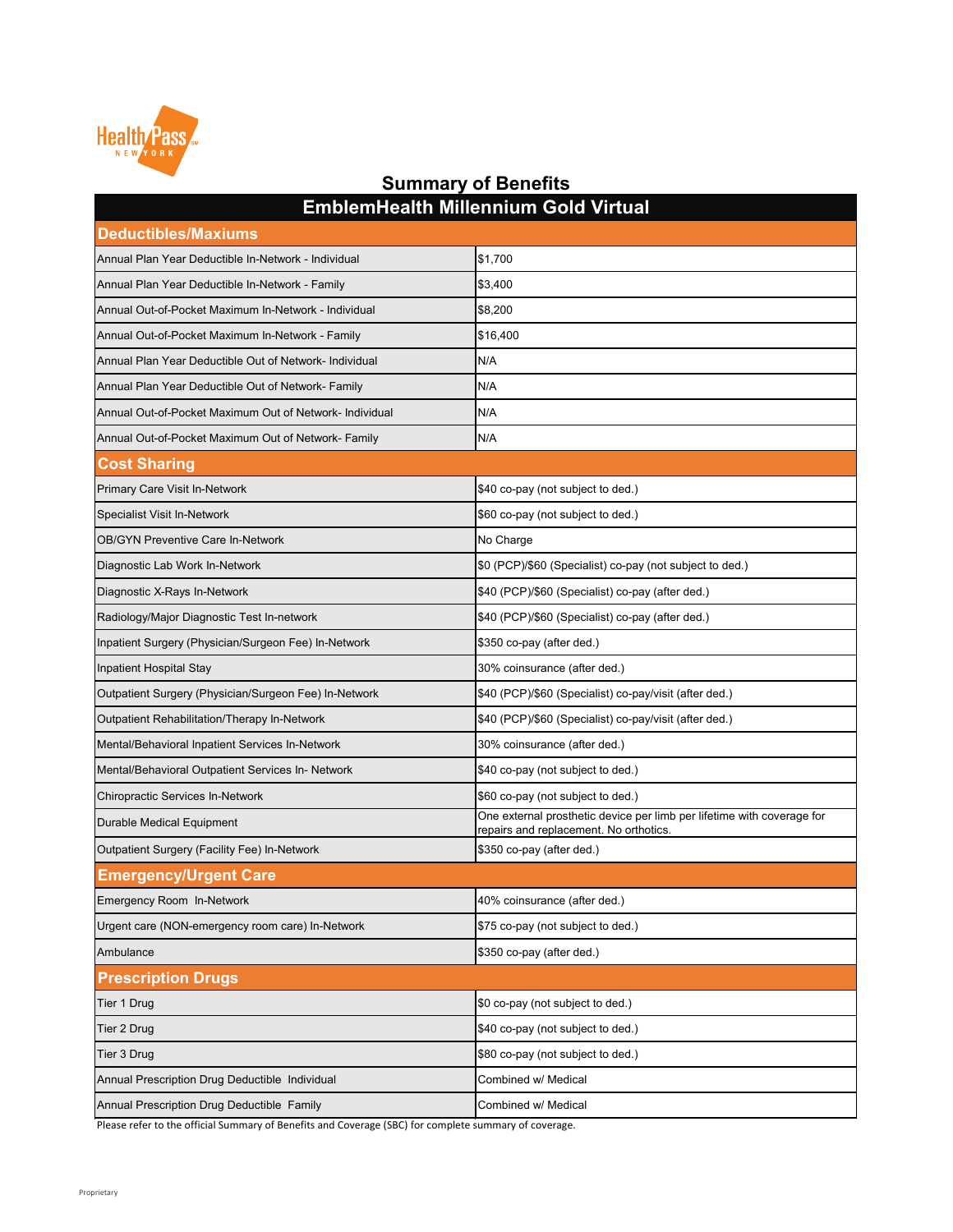# Summary of Benefits

## EmblemHealth Millennium Gold Virtual

| Deductibles/Maxiums | |
|---|---|
| Annual Plan Year Deductible In-Network - Individual | $1,700 |
| Annual Plan Year Deductible In-Network - Family | $3,400 |
| Annual Out-of-Pocket Maximum In-Network - Individual | $8,200 |
| Annual Out-of-Pocket Maximum In-Network - Family | $16,400 |
| Annual Plan Year Deductible Out of Network- Individual | N/A |
| Annual Plan Year Deductible Out of Network- Family | N/A |
| Annual Out-of-Pocket Maximum Out of Network- Individual | N/A |
| Annual Out-of-Pocket Maximum Out of Network- Family | N/A |
| **Cost Sharing** | |
| Primary Care Visit In-Network | $40 co-pay (not subject to ded.) |
| Specialist Visit In-Network | $60 co-pay (not subject to ded.) |
| OB/GYN Preventive Care In-Network | No Charge |
| Diagnostic Lab Work In-Network | $0 (PCP)/$60 (Specialist) co-pay (not subject to ded.) |
| Diagnostic X-Rays In-Network | $40 (PCP)/$60 (Specialist) co-pay (after ded.) |
| Radiology/Major Diagnostic Test In-network | $40 (PCP)/$60 (Specialist) co-pay (after ded.) |
| Inpatient Surgery (Physician/Surgeon Fee) In-Network | $350 co-pay (after ded.) |
| Inpatient Hospital Stay | 30% coinsurance (after ded.) |
| Outpatient Surgery (Physician/Surgeon Fee) In-Network | $40 (PCP)/$60 (Specialist) co-pay/visit (after ded.) |
| Outpatient Rehabilitation/Therapy In-Network | $40 (PCP)/$60 (Specialist) co-pay/visit (after ded.) |
| Mental/Behavioral Inpatient Services In-Network | 30% coinsurance (after ded.) |
| Mental/Behavioral Outpatient Services In- Network | $40 co-pay (not subject to ded.) |
| Chiropractic Services In-Network | $60 co-pay (not subject to ded.) |
| Durable Medical Equipment | One external prosthetic device per limb per lifetime with coverage for repairs and replacement. No orthotics. |
| Outpatient Surgery (Facility Fee) In-Network | $350 co-pay (after ded.) |
| **Emergency/Urgent Care** | |
| Emergency Room In-Network | 40% coinsurance (after ded.) |
| Urgent care (NON-emergency room care) In-Network | $75 co-pay (not subject to ded.) |
| Ambulance | $350 co-pay (after ded.) |
| **Prescription Drugs** | |
| Tier 1 Drug | $0 co-pay (not subject to ded.) |
| Tier 2 Drug | $40 co-pay (not subject to ded.) |
| Tier 3 Drug | $80 co-pay (not subject to ded.) |
| Annual Prescription Drug Deductible Individual | Combined w/ Medical |
| Annual Prescription Drug Deductible Family | Combined w/ Medical |

Please refer to the official Summary of Benefits and Coverage (SBC) for complete summary of coverage.

Proprietary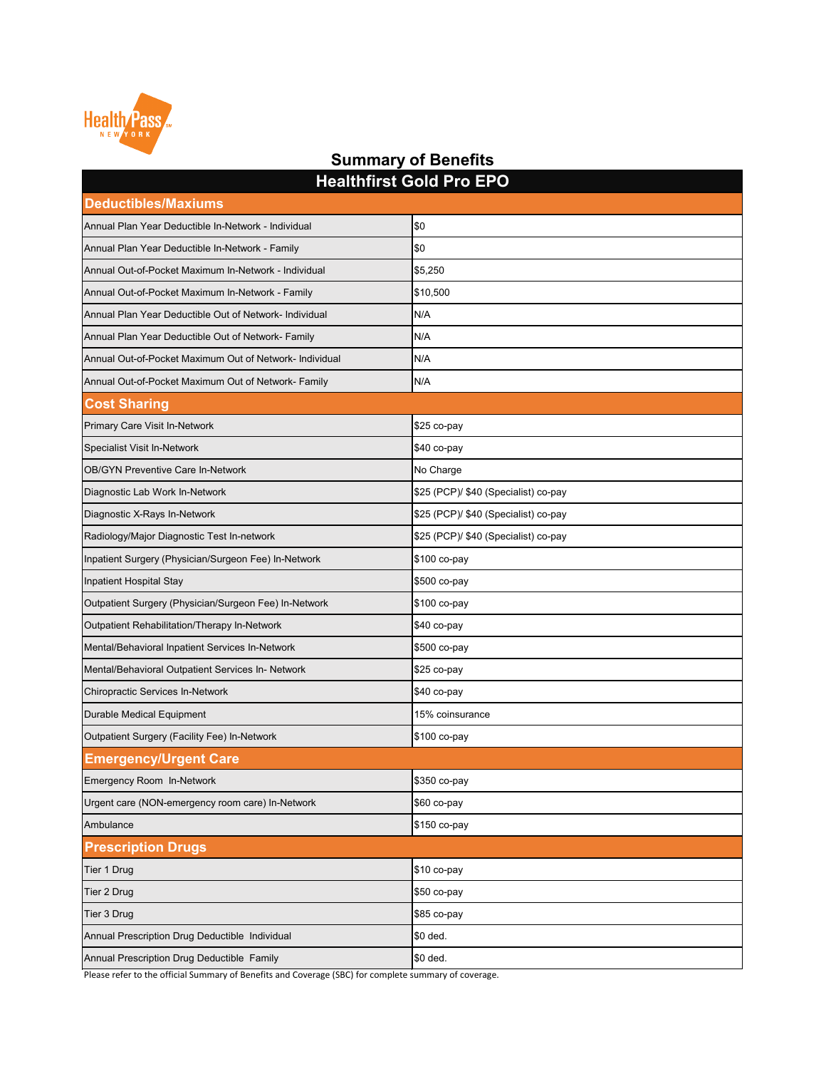HealthPass NEW YORK

# Summary of Benefits

## Healthfirst Gold Pro EPO

| Deductibles/Maxiums | |
|---|---|
| Annual Plan Year Deductible In-Network - Individual | $0 |
| Annual Plan Year Deductible In-Network - Family | $0 |
| Annual Out-of-Pocket Maximum In-Network - Individual | $5,250 |
| Annual Out-of-Pocket Maximum In-Network - Family | $10,500 |
| Annual Plan Year Deductible Out of Network- Individual | N/A |
| Annual Plan Year Deductible Out of Network- Family | N/A |
| Annual Out-of-Pocket Maximum Out of Network- Individual | N/A |
| Annual Out-of-Pocket Maximum Out of Network- Family | N/A |
| **Cost Sharing** | |
| Primary Care Visit In-Network | $25 co-pay |
| Specialist Visit In-Network | $40 co-pay |
| OB/GYN Preventive Care In-Network | No Charge |
| Diagnostic Lab Work In-Network | $25 (PCP)/ $40 (Specialist) co-pay |
| Diagnostic X-Rays In-Network | $25 (PCP)/ $40 (Specialist) co-pay |
| Radiology/Major Diagnostic Test In-network | $25 (PCP)/ $40 (Specialist) co-pay |
| Inpatient Surgery (Physician/Surgeon Fee) In-Network | $100 co-pay |
| Inpatient Hospital Stay | $500 co-pay |
| Outpatient Surgery (Physician/Surgeon Fee) In-Network | $100 co-pay |
| Outpatient Rehabilitation/Therapy In-Network | $40 co-pay |
| Mental/Behavioral Inpatient Services In-Network | $500 co-pay |
| Mental/Behavioral Outpatient Services In- Network | $25 co-pay |
| Chiropractic Services In-Network | $40 co-pay |
| Durable Medical Equipment | 15% coinsurance |
| Outpatient Surgery (Facility Fee) In-Network | $100 co-pay |
| **Emergency/Urgent Care** | |
| Emergency Room In-Network | $350 co-pay |
| Urgent care (NON-emergency room care) In-Network | $60 co-pay |
| Ambulance | $150 co-pay |
| **Prescription Drugs** | |
| Tier 1 Drug | $10 co-pay |
| Tier 2 Drug | $50 co-pay |
| Tier 3 Drug | $85 co-pay |
| Annual Prescription Drug Deductible Individual | $0 ded. |
| Annual Prescription Drug Deductible Family | $0 ded. |

Please refer to the official Summary of Benefits and Coverage (SBC) for complete summary of coverage.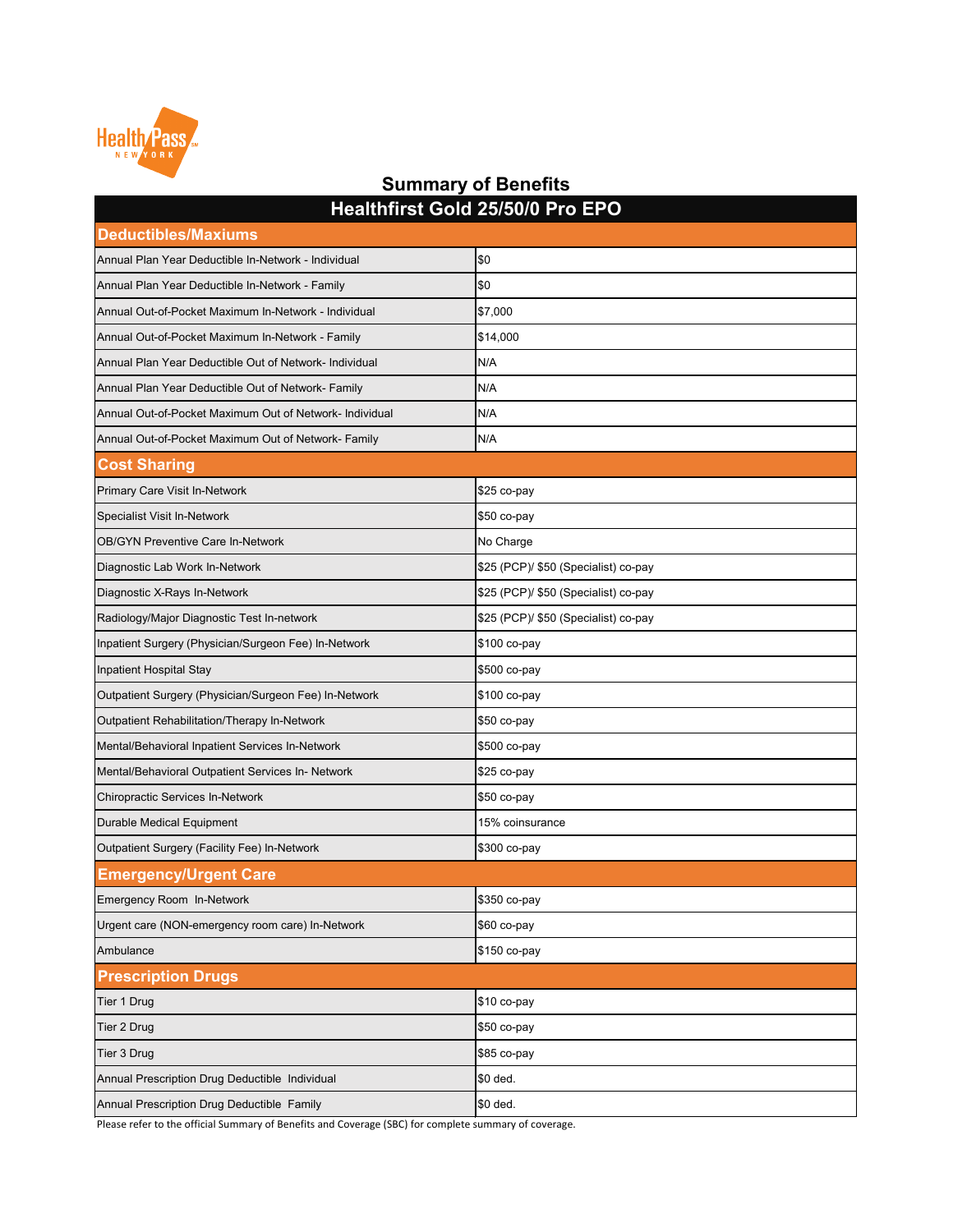## Summary of Benefits

| Healthfirst Gold 25/50/0 Pro EPO | |
|---|---|
| **Deductibles/Maxiums** | |
| Annual Plan Year Deductible In-Network - Individual | $0 |
| Annual Plan Year Deductible In-Network - Family | $0 |
| Annual Out-of-Pocket Maximum In-Network - Individual | $7,000 |
| Annual Out-of-Pocket Maximum In-Network - Family | $14,000 |
| Annual Plan Year Deductible Out of Network- Individual | N/A |
| Annual Plan Year Deductible Out of Network- Family | N/A |
| Annual Out-of-Pocket Maximum Out of Network- Individual | N/A |
| Annual Out-of-Pocket Maximum Out of Network- Family | N/A |
| **Cost Sharing** | |
| Primary Care Visit In-Network | $25 co-pay |
| Specialist Visit In-Network | $50 co-pay |
| OB/GYN Preventive Care In-Network | No Charge |
| Diagnostic Lab Work In-Network | $25 (PCP)/ $50 (Specialist) co-pay |
| Diagnostic X-Rays In-Network | $25 (PCP)/ $50 (Specialist) co-pay |
| Radiology/Major Diagnostic Test In-network | $25 (PCP)/ $50 (Specialist) co-pay |
| Inpatient Surgery (Physician/Surgeon Fee) In-Network | $100 co-pay |
| Inpatient Hospital Stay | $500 co-pay |
| Outpatient Surgery (Physician/Surgeon Fee) In-Network | $100 co-pay |
| Outpatient Rehabilitation/Therapy In-Network | $50 co-pay |
| Mental/Behavioral Inpatient Services In-Network | $500 co-pay |
| Mental/Behavioral Outpatient Services In- Network | $25 co-pay |
| Chiropractic Services In-Network | $50 co-pay |
| Durable Medical Equipment | 15% coinsurance |
| Outpatient Surgery (Facility Fee) In-Network | $300 co-pay |
| **Emergency/Urgent Care** | |
| Emergency Room In-Network | $350 co-pay |
| Urgent care (NON-emergency room care) In-Network | $60 co-pay |
| Ambulance | $150 co-pay |
| **Prescription Drugs** | |
| Tier 1 Drug | $10 co-pay |
| Tier 2 Drug | $50 co-pay |
| Tier 3 Drug | $85 co-pay |
| Annual Prescription Drug Deductible Individual | $0 ded. |
| Annual Prescription Drug Deductible Family | $0 ded. |

Please refer to the official Summary of Benefits and Coverage (SBC) for complete summary of coverage.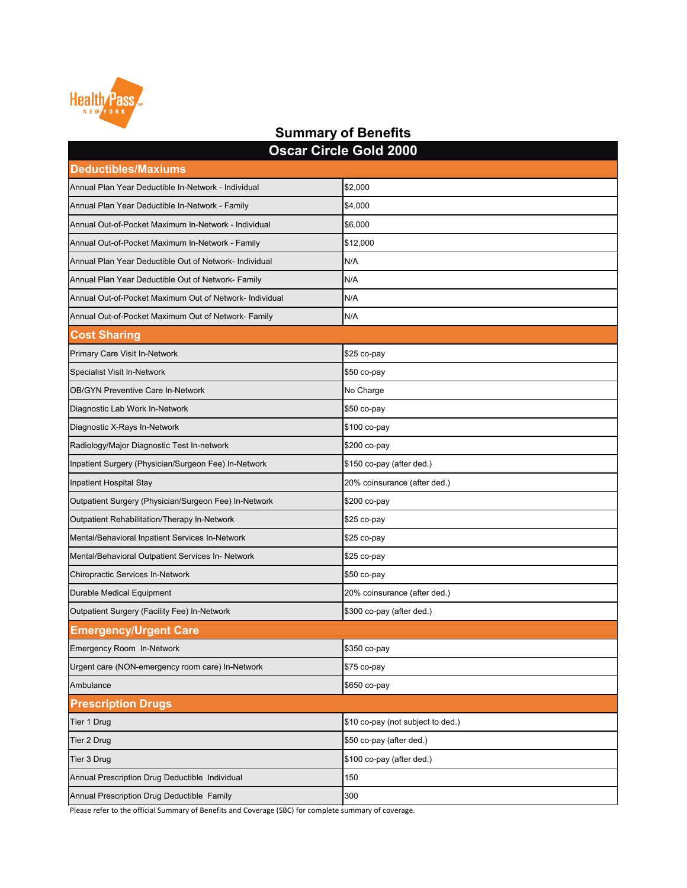# Summary of Benefits

## Oscar Circle Gold 2000

| Deductibles/Maxiums | |
|---|---|
| Annual Plan Year Deductible In-Network - Individual | $2,000 |
| Annual Plan Year Deductible In-Network - Family | $4,000 |
| Annual Out-of-Pocket Maximum In-Network - Individual | $6,000 |
| Annual Out-of-Pocket Maximum In-Network - Family | $12,000 |
| Annual Plan Year Deductible Out of Network- Individual | N/A |
| Annual Plan Year Deductible Out of Network- Family | N/A |
| Annual Out-of-Pocket Maximum Out of Network- Individual | N/A |
| Annual Out-of-Pocket Maximum Out of Network- Family | N/A |
| **Cost Sharing** | |
| Primary Care Visit In-Network | $25 co-pay |
| Specialist Visit In-Network | $50 co-pay |
| OB/GYN Preventive Care In-Network | No Charge |
| Diagnostic Lab Work In-Network | $50 co-pay |
| Diagnostic X-Rays In-Network | $100 co-pay |
| Radiology/Major Diagnostic Test In-network | $200 co-pay |
| Inpatient Surgery (Physician/Surgeon Fee) In-Network | $150 co-pay (after ded.) |
| Inpatient Hospital Stay | 20% coinsurance (after ded.) |
| Outpatient Surgery (Physician/Surgeon Fee) In-Network | $200 co-pay |
| Outpatient Rehabilitation/Therapy In-Network | $25 co-pay |
| Mental/Behavioral Inpatient Services In-Network | $25 co-pay |
| Mental/Behavioral Outpatient Services In- Network | $25 co-pay |
| Chiropractic Services In-Network | $50 co-pay |
| Durable Medical Equipment | 20% coinsurance (after ded.) |
| Outpatient Surgery (Facility Fee) In-Network | $300 co-pay (after ded.) |
| **Emergency/Urgent Care** | |
| Emergency Room In-Network | $350 co-pay |
| Urgent care (NON-emergency room care) In-Network | $75 co-pay |
| Ambulance | $650 co-pay |
| **Prescription Drugs** | |
| Tier 1 Drug | $10 co-pay (not subject to ded.) |
| Tier 2 Drug | $50 co-pay (after ded.) |
| Tier 3 Drug | $100 co-pay (after ded.) |
| Annual Prescription Drug Deductible Individual | 150 |
| Annual Prescription Drug Deductible Family | 300 |

Please refer to the official Summary of Benefits and Coverage (SBC) for complete summary of coverage.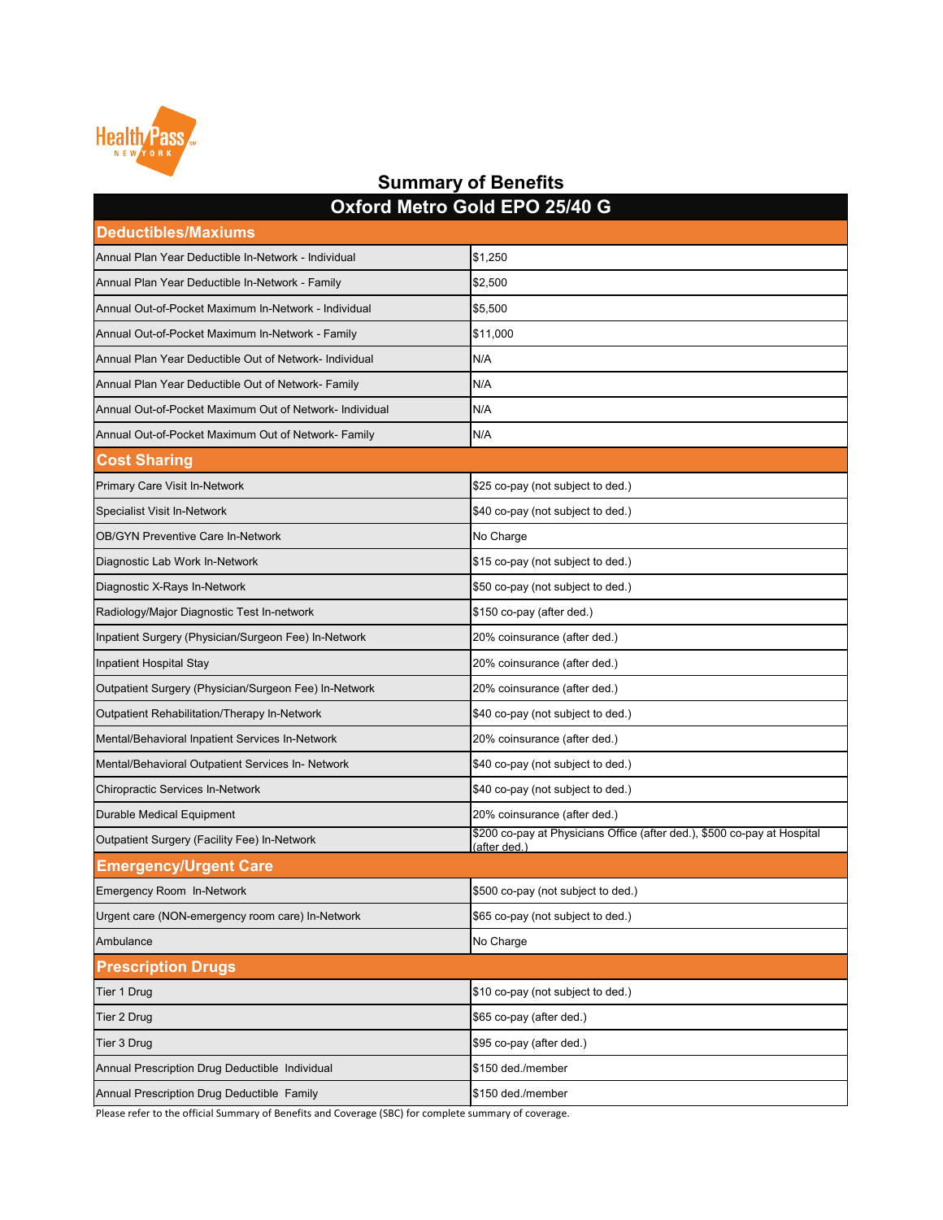## Summary of Benefits

| Oxford Metro Gold EPO 25/40 G | |
|---|---|
| **Deductibles/Maxiums** | |
| Annual Plan Year Deductible In-Network - Individual | $1,250 |
| Annual Plan Year Deductible In-Network - Family | $2,500 |
| Annual Out-of-Pocket Maximum In-Network - Individual | $5,500 |
| Annual Out-of-Pocket Maximum In-Network - Family | $11,000 |
| Annual Plan Year Deductible Out of Network- Individual | N/A |
| Annual Plan Year Deductible Out of Network- Family | N/A |
| Annual Out-of-Pocket Maximum Out of Network- Individual | N/A |
| Annual Out-of-Pocket Maximum Out of Network- Family | N/A |
| **Cost Sharing** | |
| Primary Care Visit In-Network | $25 co-pay (not subject to ded.) |
| Specialist Visit In-Network | $40 co-pay (not subject to ded.) |
| OB/GYN Preventive Care In-Network | No Charge |
| Diagnostic Lab Work In-Network | $15 co-pay (not subject to ded.) |
| Diagnostic X-Rays In-Network | $50 co-pay (not subject to ded.) |
| Radiology/Major Diagnostic Test In-network | $150 co-pay (after ded.) |
| Inpatient Surgery (Physician/Surgeon Fee) In-Network | 20% coinsurance (after ded.) |
| Inpatient Hospital Stay | 20% coinsurance (after ded.) |
| Outpatient Surgery (Physician/Surgeon Fee) In-Network | 20% coinsurance (after ded.) |
| Outpatient Rehabilitation/Therapy In-Network | $40 co-pay (not subject to ded.) |
| Mental/Behavioral Inpatient Services In-Network | 20% coinsurance (after ded.) |
| Mental/Behavioral Outpatient Services In- Network | $40 co-pay (not subject to ded.) |
| Chiropractic Services In-Network | $40 co-pay (not subject to ded.) |
| Durable Medical Equipment | 20% coinsurance (after ded.) |
| Outpatient Surgery (Facility Fee) In-Network | $200 co-pay at Physicians Office (after ded.), $500 co-pay at Hospital (after ded.) |
| **Emergency/Urgent Care** | |
| Emergency Room In-Network | $500 co-pay (not subject to ded.) |
| Urgent care (NON-emergency room care) In-Network | $65 co-pay (not subject to ded.) |
| Ambulance | No Charge |
| **Prescription Drugs** | |
| Tier 1 Drug | $10 co-pay (not subject to ded.) |
| Tier 2 Drug | $65 co-pay (after ded.) |
| Tier 3 Drug | $95 co-pay (after ded.) |
| Annual Prescription Drug Deductible Individual | $150 ded./member |
| Annual Prescription Drug Deductible Family | $150 ded./member |

Please refer to the official Summary of Benefits and Coverage (SBC) for complete summary of coverage.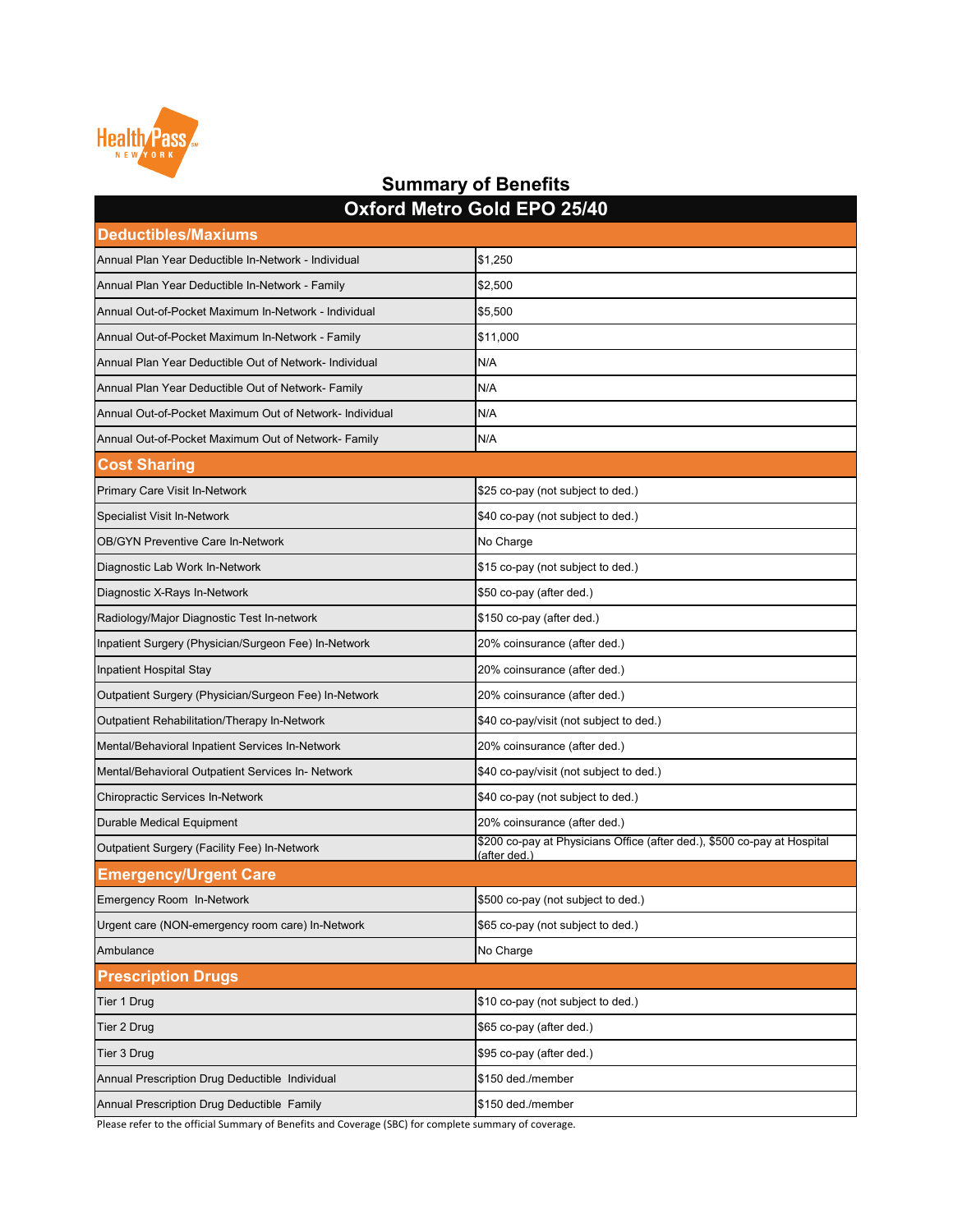# Summary of Benefits

| Oxford Metro Gold EPO 25/40 | |
|---|---|
| **Deductibles/Maxiums** | |
| Annual Plan Year Deductible In-Network - Individual | $1,250 |
| Annual Plan Year Deductible In-Network - Family | $2,500 |
| Annual Out-of-Pocket Maximum In-Network - Individual | $5,500 |
| Annual Out-of-Pocket Maximum In-Network - Family | $11,000 |
| Annual Plan Year Deductible Out of Network- Individual | N/A |
| Annual Plan Year Deductible Out of Network- Family | N/A |
| Annual Out-of-Pocket Maximum Out of Network- Individual | N/A |
| Annual Out-of-Pocket Maximum Out of Network- Family | N/A |
| **Cost Sharing** | |
| Primary Care Visit In-Network | $25 co-pay (not subject to ded.) |
| Specialist Visit In-Network | $40 co-pay (not subject to ded.) |
| OB/GYN Preventive Care In-Network | No Charge |
| Diagnostic Lab Work In-Network | $15 co-pay (not subject to ded.) |
| Diagnostic X-Rays In-Network | $50 co-pay (after ded.) |
| Radiology/Major Diagnostic Test In-network | $150 co-pay (after ded.) |
| Inpatient Surgery (Physician/Surgeon Fee) In-Network | 20% coinsurance (after ded.) |
| Inpatient Hospital Stay | 20% coinsurance (after ded.) |
| Outpatient Surgery (Physician/Surgeon Fee) In-Network | 20% coinsurance (after ded.) |
| Outpatient Rehabilitation/Therapy In-Network | $40 co-pay/visit (not subject to ded.) |
| Mental/Behavioral Inpatient Services In-Network | 20% coinsurance (after ded.) |
| Mental/Behavioral Outpatient Services In- Network | $40 co-pay/visit (not subject to ded.) |
| Chiropractic Services In-Network | $40 co-pay (not subject to ded.) |
| Durable Medical Equipment | 20% coinsurance (after ded.) |
| Outpatient Surgery (Facility Fee) In-Network | $200 co-pay at Physicians Office (after ded.), $500 co-pay at Hospital (after ded.) |
| **Emergency/Urgent Care** | |
| Emergency Room In-Network | $500 co-pay (not subject to ded.) |
| Urgent care (NON-emergency room care) In-Network | $65 co-pay (not subject to ded.) |
| Ambulance | No Charge |
| **Prescription Drugs** | |
| Tier 1 Drug | $10 co-pay (not subject to ded.) |
| Tier 2 Drug | $65 co-pay (after ded.) |
| Tier 3 Drug | $95 co-pay (after ded.) |
| Annual Prescription Drug Deductible Individual | $150 ded./member |
| Annual Prescription Drug Deductible Family | $150 ded./member |

Please refer to the official Summary of Benefits and Coverage (SBC) for complete summary of coverage.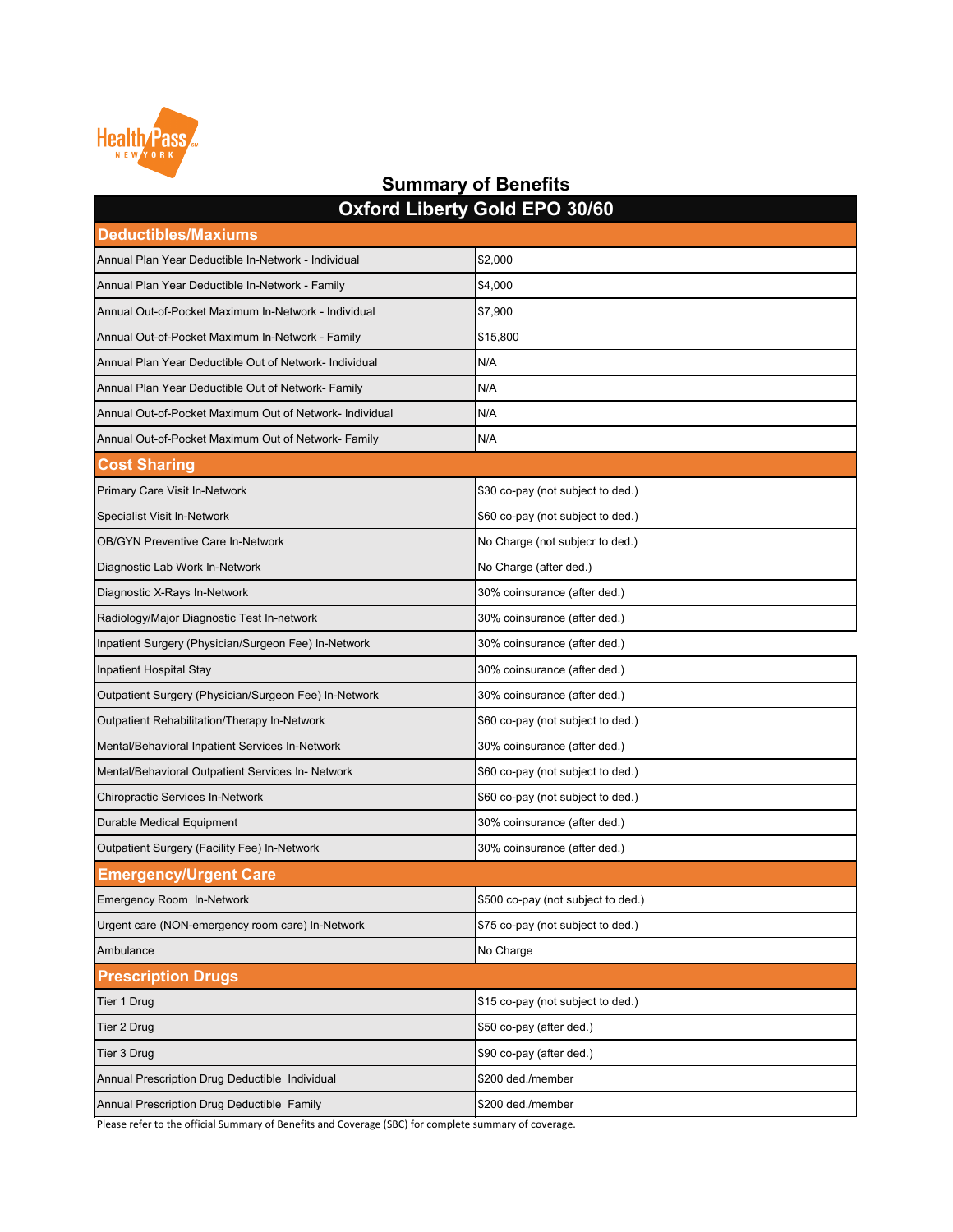## Summary of Benefits

| Oxford Liberty Gold EPO 30/60 | |
|---|---|
| **Deductibles/Maxiums** | |
| Annual Plan Year Deductible In-Network - Individual | $2,000 |
| Annual Plan Year Deductible In-Network - Family | $4,000 |
| Annual Out-of-Pocket Maximum In-Network - Individual | $7,900 |
| Annual Out-of-Pocket Maximum In-Network - Family | $15,800 |
| Annual Plan Year Deductible Out of Network- Individual | N/A |
| Annual Plan Year Deductible Out of Network- Family | N/A |
| Annual Out-of-Pocket Maximum Out of Network- Individual | N/A |
| Annual Out-of-Pocket Maximum Out of Network- Family | N/A |
| **Cost Sharing** | |
| Primary Care Visit In-Network | $30 co-pay (not subject to ded.) |
| Specialist Visit In-Network | $60 co-pay (not subject to ded.) |
| OB/GYN Preventive Care In-Network | No Charge (not subjecr to ded.) |
| Diagnostic Lab Work In-Network | No Charge (after ded.) |
| Diagnostic X-Rays In-Network | 30% coinsurance (after ded.) |
| Radiology/Major Diagnostic Test In-network | 30% coinsurance (after ded.) |
| Inpatient Surgery (Physician/Surgeon Fee) In-Network | 30% coinsurance (after ded.) |
| Inpatient Hospital Stay | 30% coinsurance (after ded.) |
| Outpatient Surgery (Physician/Surgeon Fee) In-Network | 30% coinsurance (after ded.) |
| Outpatient Rehabilitation/Therapy In-Network | $60 co-pay (not subject to ded.) |
| Mental/Behavioral Inpatient Services In-Network | 30% coinsurance (after ded.) |
| Mental/Behavioral Outpatient Services In- Network | $60 co-pay (not subject to ded.) |
| Chiropractic Services In-Network | $60 co-pay (not subject to ded.) |
| Durable Medical Equipment | 30% coinsurance (after ded.) |
| Outpatient Surgery (Facility Fee) In-Network | 30% coinsurance (after ded.) |
| **Emergency/Urgent Care** | |
| Emergency Room In-Network | $500 co-pay (not subject to ded.) |
| Urgent care (NON-emergency room care) In-Network | $75 co-pay (not subject to ded.) |
| Ambulance | No Charge |
| **Prescription Drugs** | |
| Tier 1 Drug | $15 co-pay (not subject to ded.) |
| Tier 2 Drug | $50 co-pay (after ded.) |
| Tier 3 Drug | $90 co-pay (after ded.) |
| Annual Prescription Drug Deductible Individual | $200 ded./member |
| Annual Prescription Drug Deductible Family | $200 ded./member |

Please refer to the official Summary of Benefits and Coverage (SBC) for complete summary of coverage.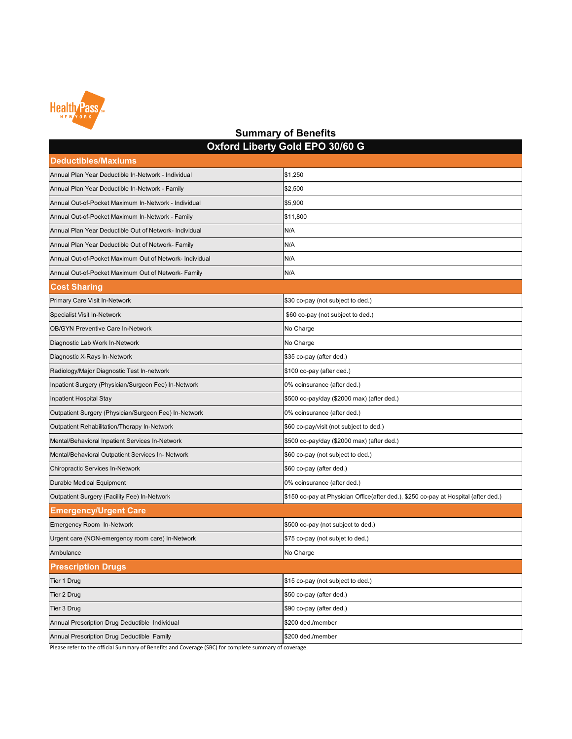# Summary of Benefits

## Oxford Liberty Gold EPO 30/60 G

| Deductibles/Maxiums | |
|---|---|
| Annual Plan Year Deductible In-Network - Individual | $1,250 |
| Annual Plan Year Deductible In-Network - Family | $2,500 |
| Annual Out-of-Pocket Maximum In-Network - Individual | $5,900 |
| Annual Out-of-Pocket Maximum In-Network - Family | $11,800 |
| Annual Plan Year Deductible Out of Network- Individual | N/A |
| Annual Plan Year Deductible Out of Network- Family | N/A |
| Annual Out-of-Pocket Maximum Out of Network- Individual | N/A |
| Annual Out-of-Pocket Maximum Out of Network- Family | N/A |
| **Cost Sharing** | |
| Primary Care Visit In-Network | $30 co-pay (not subject to ded.) |
| Specialist Visit In-Network | $60 co-pay (not subject to ded.) |
| OB/GYN Preventive Care In-Network | No Charge |
| Diagnostic Lab Work In-Network | No Charge |
| Diagnostic X-Rays In-Network | $35 co-pay (after ded.) |
| Radiology/Major Diagnostic Test In-network | $100 co-pay (after ded.) |
| Inpatient Surgery (Physician/Surgeon Fee) In-Network | 0% coinsurance (after ded.) |
| Inpatient Hospital Stay | $500 co-pay/day ($2000 max) (after ded.) |
| Outpatient Surgery (Physician/Surgeon Fee) In-Network | 0% coinsurance (after ded.) |
| Outpatient Rehabilitation/Therapy In-Network | $60 co-pay/visit (not subject to ded.) |
| Mental/Behavioral Inpatient Services In-Network | $500 co-pay/day ($2000 max) (after ded.) |
| Mental/Behavioral Outpatient Services In- Network | $60 co-pay (not subject to ded.) |
| Chiropractic Services In-Network | $60 co-pay (after ded.) |
| Durable Medical Equipment | 0% coinsurance (after ded.) |
| Outpatient Surgery (Facility Fee) In-Network | $150 co-pay at Physician Office(after ded.), $250 co-pay at Hospital (after ded.) |
| **Emergency/Urgent Care** | |
| Emergency Room In-Network | $500 co-pay (not subject to ded.) |
| Urgent care (NON-emergency room care) In-Network | $75 co-pay (not subjet to ded.) |
| Ambulance | No Charge |
| **Prescription Drugs** | |
| Tier 1 Drug | $15 co-pay (not subject to ded.) |
| Tier 2 Drug | $50 co-pay (after ded.) |
| Tier 3 Drug | $90 co-pay (after ded.) |
| Annual Prescription Drug Deductible Individual | $200 ded./member |
| Annual Prescription Drug Deductible Family | $200 ded./member |

Please refer to the official Summary of Benefits and Coverage (SBC) for complete summary of coverage.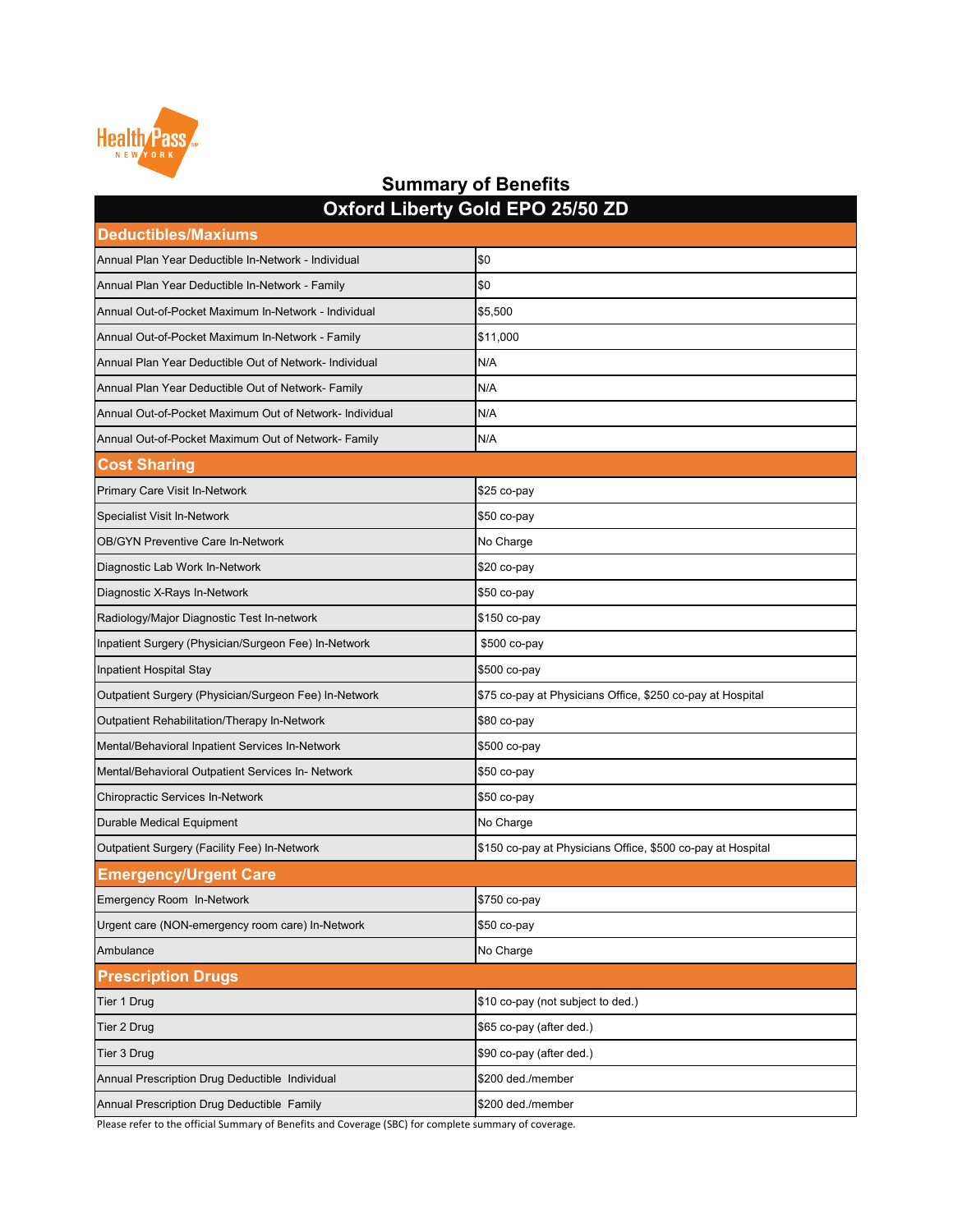Health Pass NEW YORK

# Summary of Benefits

## Oxford Liberty Gold EPO 25/50 ZD

| Deductibles/Maxiums | |
|---|---|
| Annual Plan Year Deductible In-Network - Individual | $0 |
| Annual Plan Year Deductible In-Network - Family | $0 |
| Annual Out-of-Pocket Maximum In-Network - Individual | $5,500 |
| Annual Out-of-Pocket Maximum In-Network - Family | $11,000 |
| Annual Plan Year Deductible Out of Network- Individual | N/A |
| Annual Plan Year Deductible Out of Network- Family | N/A |
| Annual Out-of-Pocket Maximum Out of Network- Individual | N/A |
| Annual Out-of-Pocket Maximum Out of Network- Family | N/A |
| **Cost Sharing** | |
| Primary Care Visit In-Network | $25 co-pay |
| Specialist Visit In-Network | $50 co-pay |
| OB/GYN Preventive Care In-Network | No Charge |
| Diagnostic Lab Work In-Network | $20 co-pay |
| Diagnostic X-Rays In-Network | $50 co-pay |
| Radiology/Major Diagnostic Test In-network | $150 co-pay |
| Inpatient Surgery (Physician/Surgeon Fee) In-Network | $500 co-pay |
| Inpatient Hospital Stay | $500 co-pay |
| Outpatient Surgery (Physician/Surgeon Fee) In-Network | $75 co-pay at Physicians Office, $250 co-pay at Hospital |
| Outpatient Rehabilitation/Therapy In-Network | $80 co-pay |
| Mental/Behavioral Inpatient Services In-Network | $500 co-pay |
| Mental/Behavioral Outpatient Services In- Network | $50 co-pay |
| Chiropractic Services In-Network | $50 co-pay |
| Durable Medical Equipment | No Charge |
| Outpatient Surgery (Facility Fee) In-Network | $150 co-pay at Physicians Office, $500 co-pay at Hospital |
| **Emergency/Urgent Care** | |
| Emergency Room In-Network | $750 co-pay |
| Urgent care (NON-emergency room care) In-Network | $50 co-pay |
| Ambulance | No Charge |
| **Prescription Drugs** | |
| Tier 1 Drug | $10 co-pay (not subject to ded.) |
| Tier 2 Drug | $65 co-pay (after ded.) |
| Tier 3 Drug | $90 co-pay (after ded.) |
| Annual Prescription Drug Deductible Individual | $200 ded./member |
| Annual Prescription Drug Deductible Family | $200 ded./member |

Please refer to the official Summary of Benefits and Coverage (SBC) for complete summary of coverage.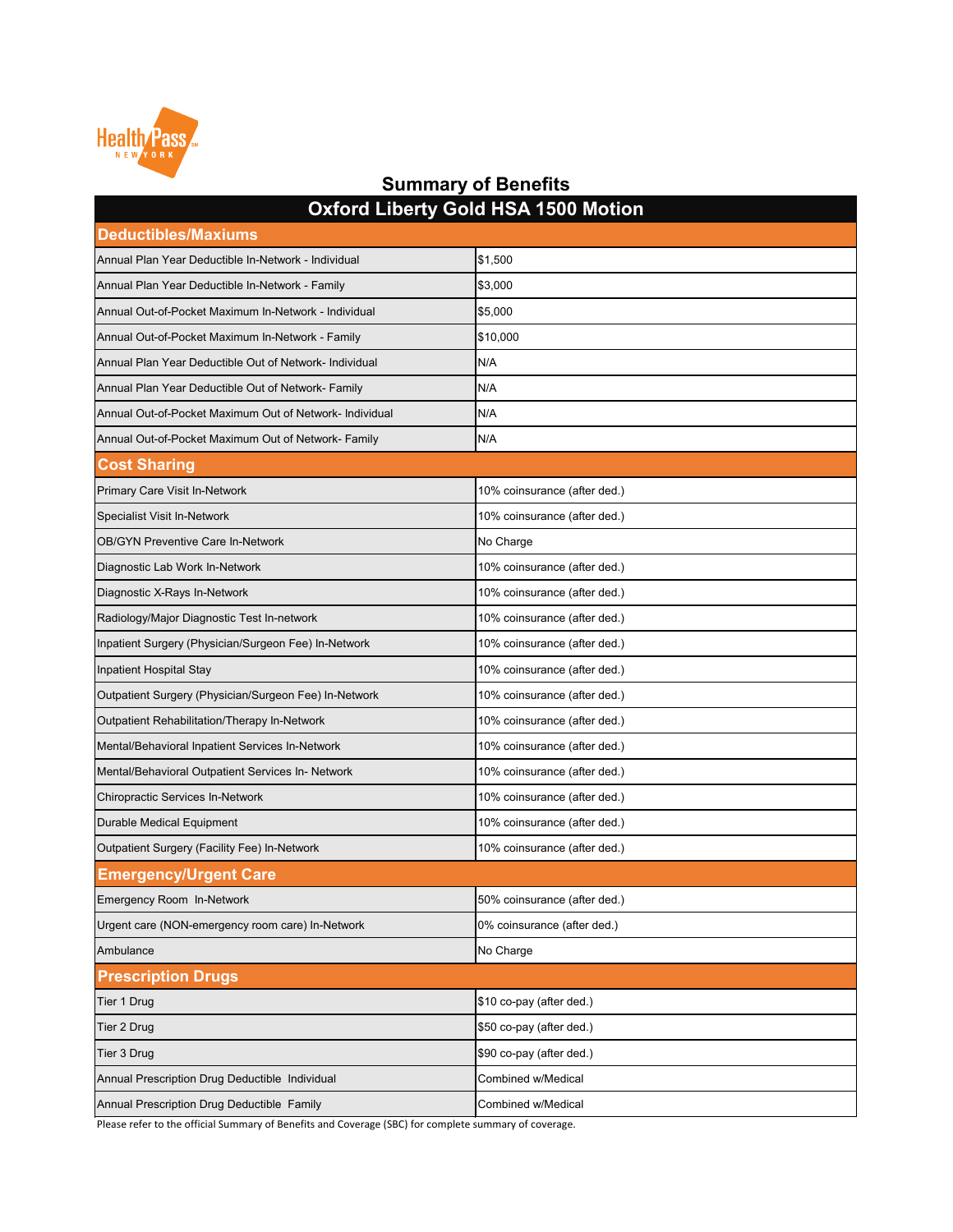## Summary of Benefits

| Oxford Liberty Gold HSA 1500 Motion | |
|---|---|
| **Deductibles/Maxiums** | |
| Annual Plan Year Deductible In-Network - Individual | $1,500 |
| Annual Plan Year Deductible In-Network - Family | $3,000 |
| Annual Out-of-Pocket Maximum In-Network - Individual | $5,000 |
| Annual Out-of-Pocket Maximum In-Network - Family | $10,000 |
| Annual Plan Year Deductible Out of Network- Individual | N/A |
| Annual Plan Year Deductible Out of Network- Family | N/A |
| Annual Out-of-Pocket Maximum Out of Network- Individual | N/A |
| Annual Out-of-Pocket Maximum Out of Network- Family | N/A |
| **Cost Sharing** | |
| Primary Care Visit In-Network | 10% coinsurance (after ded.) |
| Specialist Visit In-Network | 10% coinsurance (after ded.) |
| OB/GYN Preventive Care In-Network | No Charge |
| Diagnostic Lab Work In-Network | 10% coinsurance (after ded.) |
| Diagnostic X-Rays In-Network | 10% coinsurance (after ded.) |
| Radiology/Major Diagnostic Test In-network | 10% coinsurance (after ded.) |
| Inpatient Surgery (Physician/Surgeon Fee) In-Network | 10% coinsurance (after ded.) |
| Inpatient Hospital Stay | 10% coinsurance (after ded.) |
| Outpatient Surgery (Physician/Surgeon Fee) In-Network | 10% coinsurance (after ded.) |
| Outpatient Rehabilitation/Therapy In-Network | 10% coinsurance (after ded.) |
| Mental/Behavioral Inpatient Services In-Network | 10% coinsurance (after ded.) |
| Mental/Behavioral Outpatient Services In- Network | 10% coinsurance (after ded.) |
| Chiropractic Services In-Network | 10% coinsurance (after ded.) |
| Durable Medical Equipment | 10% coinsurance (after ded.) |
| Outpatient Surgery (Facility Fee) In-Network | 10% coinsurance (after ded.) |
| **Emergency/Urgent Care** | |
| Emergency Room In-Network | 50% coinsurance (after ded.) |
| Urgent care (NON-emergency room care) In-Network | 0% coinsurance (after ded.) |
| Ambulance | No Charge |
| **Prescription Drugs** | |
| Tier 1 Drug | $10 co-pay (after ded.) |
| Tier 2 Drug | $50 co-pay (after ded.) |
| Tier 3 Drug | $90 co-pay (after ded.) |
| Annual Prescription Drug Deductible Individual | Combined w/Medical |
| Annual Prescription Drug Deductible Family | Combined w/Medical |

Please refer to the official Summary of Benefits and Coverage (SBC) for complete summary of coverage.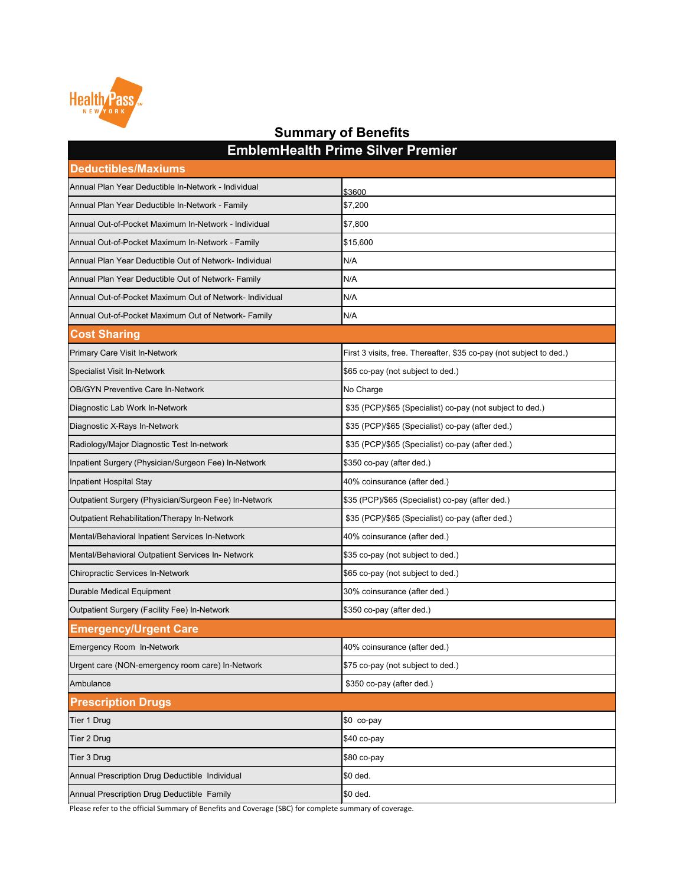Health Pass NEW YORK

# Summary of Benefits

| EmblemHealth Prime Silver Premier | |
|---|---|
| **Deductibles/Maxiums** | |
| Annual Plan Year Deductible In-Network - Individual | $3600 |
| Annual Plan Year Deductible In-Network - Family | $7,200 |
| Annual Out-of-Pocket Maximum In-Network - Individual | $7,800 |
| Annual Out-of-Pocket Maximum In-Network - Family | $15,600 |
| Annual Plan Year Deductible Out of Network- Individual | N/A |
| Annual Plan Year Deductible Out of Network- Family | N/A |
| Annual Out-of-Pocket Maximum Out of Network- Individual | N/A |
| Annual Out-of-Pocket Maximum Out of Network- Family | N/A |
| **Cost Sharing** | |
| Primary Care Visit In-Network | First 3 visits, free. Thereafter, $35 co-pay (not subject to ded.) |
| Specialist Visit In-Network | $65 co-pay (not subject to ded.) |
| OB/GYN Preventive Care In-Network | No Charge |
| Diagnostic Lab Work In-Network | $35 (PCP)/$65 (Specialist) co-pay (not subject to ded.) |
| Diagnostic X-Rays In-Network | $35 (PCP)/$65 (Specialist) co-pay (after ded.) |
| Radiology/Major Diagnostic Test In-network | $35 (PCP)/$65 (Specialist) co-pay (after ded.) |
| Inpatient Surgery (Physician/Surgeon Fee) In-Network | $350 co-pay (after ded.) |
| Inpatient Hospital Stay | 40% coinsurance (after ded.) |
| Outpatient Surgery (Physician/Surgeon Fee) In-Network | $35 (PCP)/$65 (Specialist) co-pay (after ded.) |
| Outpatient Rehabilitation/Therapy In-Network | $35 (PCP)/$65 (Specialist) co-pay (after ded.) |
| Mental/Behavioral Inpatient Services In-Network | 40% coinsurance (after ded.) |
| Mental/Behavioral Outpatient Services In- Network | $35 co-pay (not subject to ded.) |
| Chiropractic Services In-Network | $65 co-pay (not subject to ded.) |
| Durable Medical Equipment | 30% coinsurance (after ded.) |
| Outpatient Surgery (Facility Fee) In-Network | $350 co-pay (after ded.) |
| **Emergency/Urgent Care** | |
| Emergency Room In-Network | 40% coinsurance (after ded.) |
| Urgent care (NON-emergency room care) In-Network | $75 co-pay (not subject to ded.) |
| Ambulance | $350 co-pay (after ded.) |
| **Prescription Drugs** | |
| Tier 1 Drug | $0 co-pay |
| Tier 2 Drug | $40 co-pay |
| Tier 3 Drug | $80 co-pay |
| Annual Prescription Drug Deductible Individual | $0 ded. |
| Annual Prescription Drug Deductible Family | $0 ded. |

Please refer to the official Summary of Benefits and Coverage (SBC) for complete summary of coverage.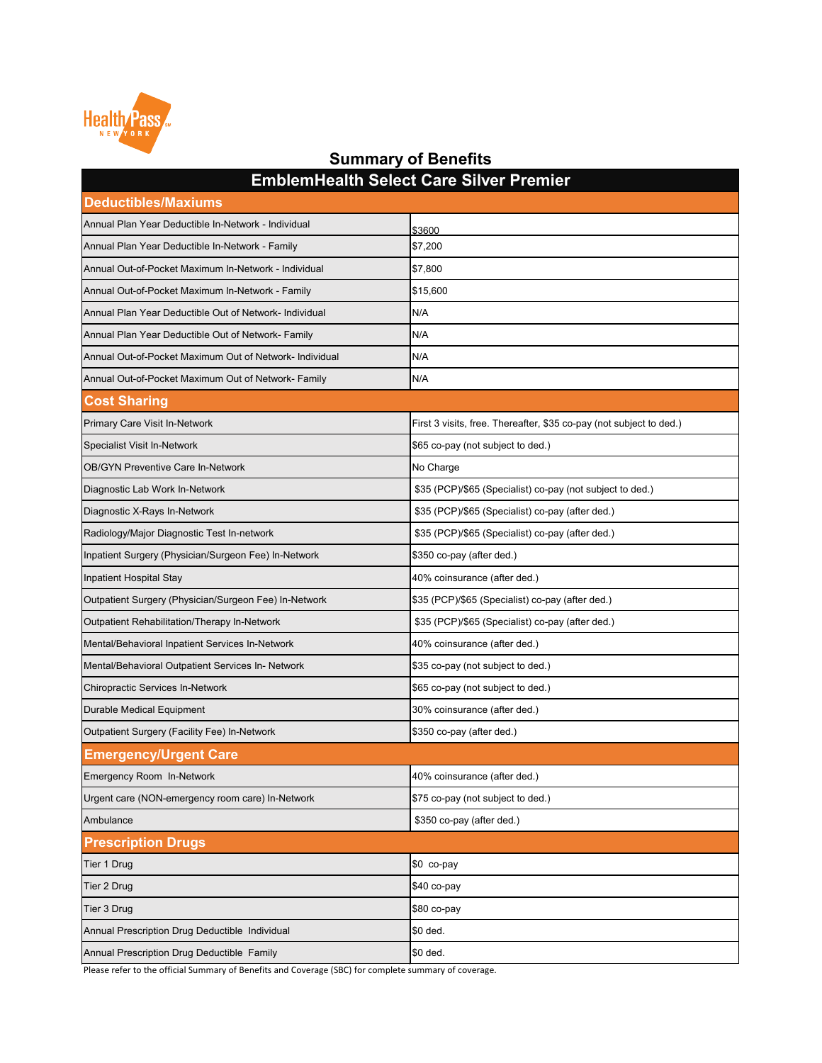# Summary of Benefits

| EmblemHealth Select Care Silver Premier | |
|---|---|
| **Deductibles/Maxiums** | |
| Annual Plan Year Deductible In-Network - Individual | $3600 |
| Annual Plan Year Deductible In-Network - Family | $7,200 |
| Annual Out-of-Pocket Maximum In-Network - Individual | $7,800 |
| Annual Out-of-Pocket Maximum In-Network - Family | $15,600 |
| Annual Plan Year Deductible Out of Network- Individual | N/A |
| Annual Plan Year Deductible Out of Network- Family | N/A |
| Annual Out-of-Pocket Maximum Out of Network- Individual | N/A |
| Annual Out-of-Pocket Maximum Out of Network- Family | N/A |
| **Cost Sharing** | |
| Primary Care Visit In-Network | First 3 visits, free. Thereafter, $35 co-pay (not subject to ded.) |
| Specialist Visit In-Network | $65 co-pay (not subject to ded.) |
| OB/GYN Preventive Care In-Network | No Charge |
| Diagnostic Lab Work In-Network | $35 (PCP)/$65 (Specialist) co-pay (not subject to ded.) |
| Diagnostic X-Rays In-Network | $35 (PCP)/$65 (Specialist) co-pay (after ded.) |
| Radiology/Major Diagnostic Test In-network | $35 (PCP)/$65 (Specialist) co-pay (after ded.) |
| Inpatient Surgery (Physician/Surgeon Fee) In-Network | $350 co-pay (after ded.) |
| Inpatient Hospital Stay | 40% coinsurance (after ded.) |
| Outpatient Surgery (Physician/Surgeon Fee) In-Network | $35 (PCP)/$65 (Specialist) co-pay (after ded.) |
| Outpatient Rehabilitation/Therapy In-Network | $35 (PCP)/$65 (Specialist) co-pay (after ded.) |
| Mental/Behavioral Inpatient Services In-Network | 40% coinsurance (after ded.) |
| Mental/Behavioral Outpatient Services In- Network | $35 co-pay (not subject to ded.) |
| Chiropractic Services In-Network | $65 co-pay (not subject to ded.) |
| Durable Medical Equipment | 30% coinsurance (after ded.) |
| Outpatient Surgery (Facility Fee) In-Network | $350 co-pay (after ded.) |
| **Emergency/Urgent Care** | |
| Emergency Room In-Network | 40% coinsurance (after ded.) |
| Urgent care (NON-emergency room care) In-Network | $75 co-pay (not subject to ded.) |
| Ambulance | $350 co-pay (after ded.) |
| **Prescription Drugs** | |
| Tier 1 Drug | $0 co-pay |
| Tier 2 Drug | $40 co-pay |
| Tier 3 Drug | $80 co-pay |
| Annual Prescription Drug Deductible Individual | $0 ded. |
| Annual Prescription Drug Deductible Family | $0 ded. |

Please refer to the official Summary of Benefits and Coverage (SBC) for complete summary of coverage.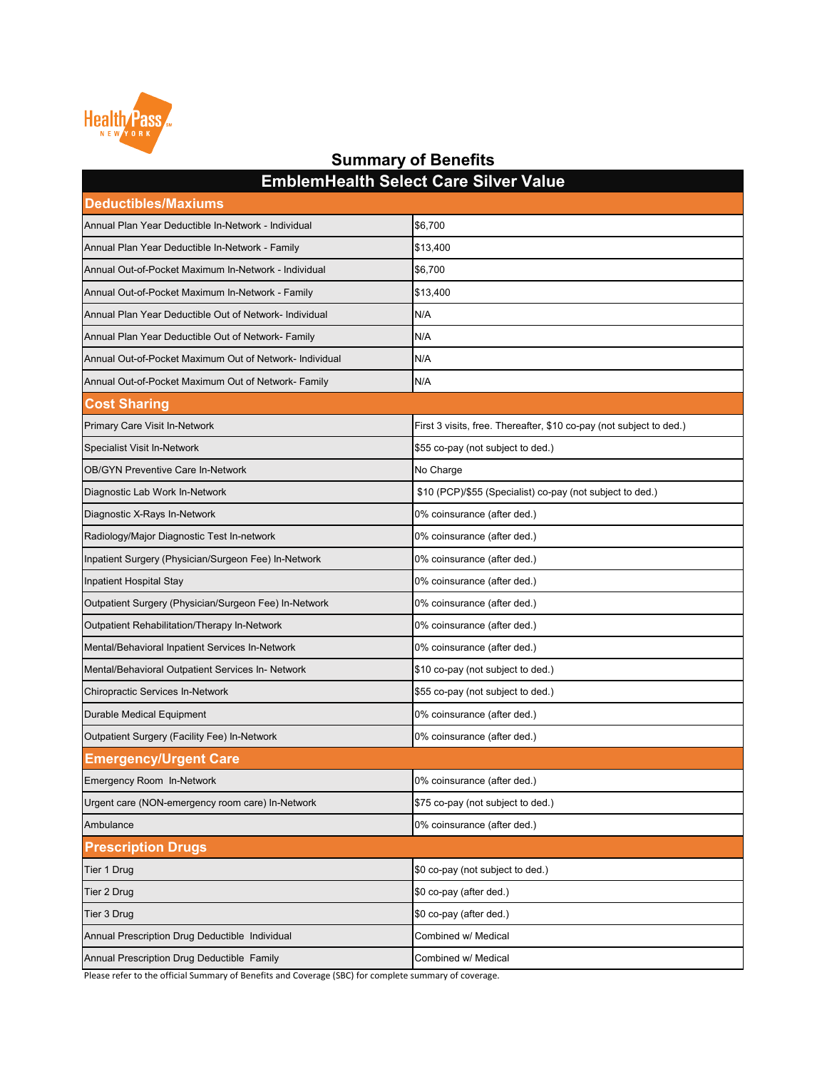# Summary of Benefits

## EmblemHealth Select Care Silver Value

| Deductibles/Maxiums | |
|---|---|
| Annual Plan Year Deductible In-Network - Individual | $6,700 |
| Annual Plan Year Deductible In-Network - Family | $13,400 |
| Annual Out-of-Pocket Maximum In-Network - Individual | $6,700 |
| Annual Out-of-Pocket Maximum In-Network - Family | $13,400 |
| Annual Plan Year Deductible Out of Network- Individual | N/A |
| Annual Plan Year Deductible Out of Network- Family | N/A |
| Annual Out-of-Pocket Maximum Out of Network- Individual | N/A |
| Annual Out-of-Pocket Maximum Out of Network- Family | N/A |
| **Cost Sharing** | |
| Primary Care Visit In-Network | First 3 visits, free. Thereafter, $10 co-pay (not subject to ded.) |
| Specialist Visit In-Network | $55 co-pay (not subject to ded.) |
| OB/GYN Preventive Care In-Network | No Charge |
| Diagnostic Lab Work In-Network | $10 (PCP)/$55 (Specialist) co-pay (not subject to ded.) |
| Diagnostic X-Rays In-Network | 0% coinsurance (after ded.) |
| Radiology/Major Diagnostic Test In-network | 0% coinsurance (after ded.) |
| Inpatient Surgery (Physician/Surgeon Fee) In-Network | 0% coinsurance (after ded.) |
| Inpatient Hospital Stay | 0% coinsurance (after ded.) |
| Outpatient Surgery (Physician/Surgeon Fee) In-Network | 0% coinsurance (after ded.) |
| Outpatient Rehabilitation/Therapy In-Network | 0% coinsurance (after ded.) |
| Mental/Behavioral Inpatient Services In-Network | 0% coinsurance (after ded.) |
| Mental/Behavioral Outpatient Services In- Network | $10 co-pay (not subject to ded.) |
| Chiropractic Services In-Network | $55 co-pay (not subject to ded.) |
| Durable Medical Equipment | 0% coinsurance (after ded.) |
| Outpatient Surgery (Facility Fee) In-Network | 0% coinsurance (after ded.) |
| **Emergency/Urgent Care** | |
| Emergency Room In-Network | 0% coinsurance (after ded.) |
| Urgent care (NON-emergency room care) In-Network | $75 co-pay (not subject to ded.) |
| Ambulance | 0% coinsurance (after ded.) |
| **Prescription Drugs** | |
| Tier 1 Drug | $0 co-pay (not subject to ded.) |
| Tier 2 Drug | $0 co-pay (after ded.) |
| Tier 3 Drug | $0 co-pay (after ded.) |
| Annual Prescription Drug Deductible Individual | Combined w/ Medical |
| Annual Prescription Drug Deductible Family | Combined w/ Medical |

Please refer to the official Summary of Benefits and Coverage (SBC) for complete summary of coverage.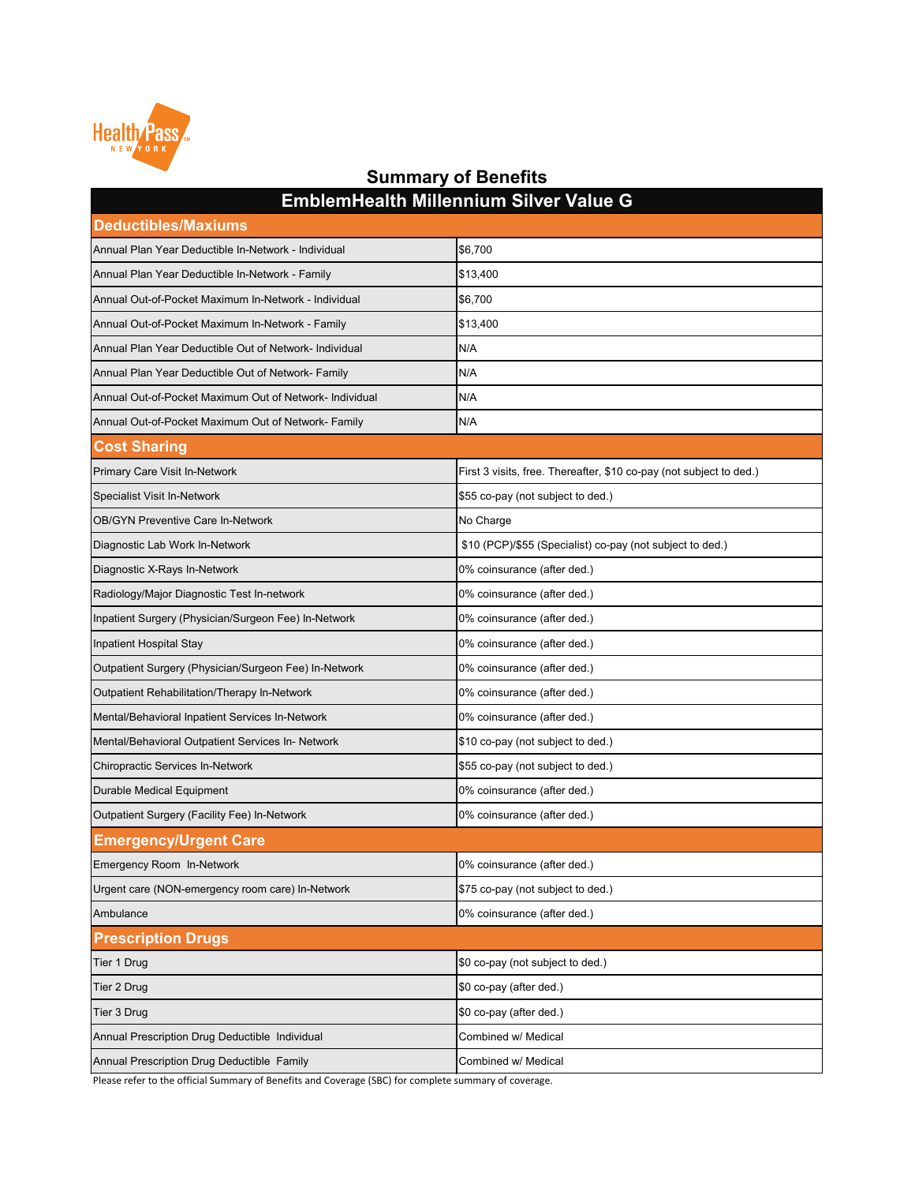Health Pass NEW YORK

# Summary of Benefits

| EmblemHealth Millennium Silver Value G | |
|---|---|
| **Deductibles/Maxiums** | |
| Annual Plan Year Deductible In-Network - Individual | $6,700 |
| Annual Plan Year Deductible In-Network - Family | $13,400 |
| Annual Out-of-Pocket Maximum In-Network - Individual | $6,700 |
| Annual Out-of-Pocket Maximum In-Network - Family | $13,400 |
| Annual Plan Year Deductible Out of Network- Individual | N/A |
| Annual Plan Year Deductible Out of Network- Family | N/A |
| Annual Out-of-Pocket Maximum Out of Network- Individual | N/A |
| Annual Out-of-Pocket Maximum Out of Network- Family | N/A |
| **Cost Sharing** | |
| Primary Care Visit In-Network | First 3 visits, free. Thereafter, $10 co-pay (not subject to ded.) |
| Specialist Visit In-Network | $55 co-pay (not subject to ded.) |
| OB/GYN Preventive Care In-Network | No Charge |
| Diagnostic Lab Work In-Network | $10 (PCP)/$55 (Specialist) co-pay (not subject to ded.) |
| Diagnostic X-Rays In-Network | 0% coinsurance (after ded.) |
| Radiology/Major Diagnostic Test In-network | 0% coinsurance (after ded.) |
| Inpatient Surgery (Physician/Surgeon Fee) In-Network | 0% coinsurance (after ded.) |
| Inpatient Hospital Stay | 0% coinsurance (after ded.) |
| Outpatient Surgery (Physician/Surgeon Fee) In-Network | 0% coinsurance (after ded.) |
| Outpatient Rehabilitation/Therapy In-Network | 0% coinsurance (after ded.) |
| Mental/Behavioral Inpatient Services In-Network | 0% coinsurance (after ded.) |
| Mental/Behavioral Outpatient Services In- Network | $10 co-pay (not subject to ded.) |
| Chiropractic Services In-Network | $55 co-pay (not subject to ded.) |
| Durable Medical Equipment | 0% coinsurance (after ded.) |
| Outpatient Surgery (Facility Fee) In-Network | 0% coinsurance (after ded.) |
| **Emergency/Urgent Care** | |
| Emergency Room In-Network | 0% coinsurance (after ded.) |
| Urgent care (NON-emergency room care) In-Network | $75 co-pay (not subject to ded.) |
| Ambulance | 0% coinsurance (after ded.) |
| **Prescription Drugs** | |
| Tier 1 Drug | $0 co-pay (not subject to ded.) |
| Tier 2 Drug | $0 co-pay (after ded.) |
| Tier 3 Drug | $0 co-pay (after ded.) |
| Annual Prescription Drug Deductible Individual | Combined w/ Medical |
| Annual Prescription Drug Deductible Family | Combined w/ Medical |

Please refer to the official Summary of Benefits and Coverage (SBC) for complete summary of coverage.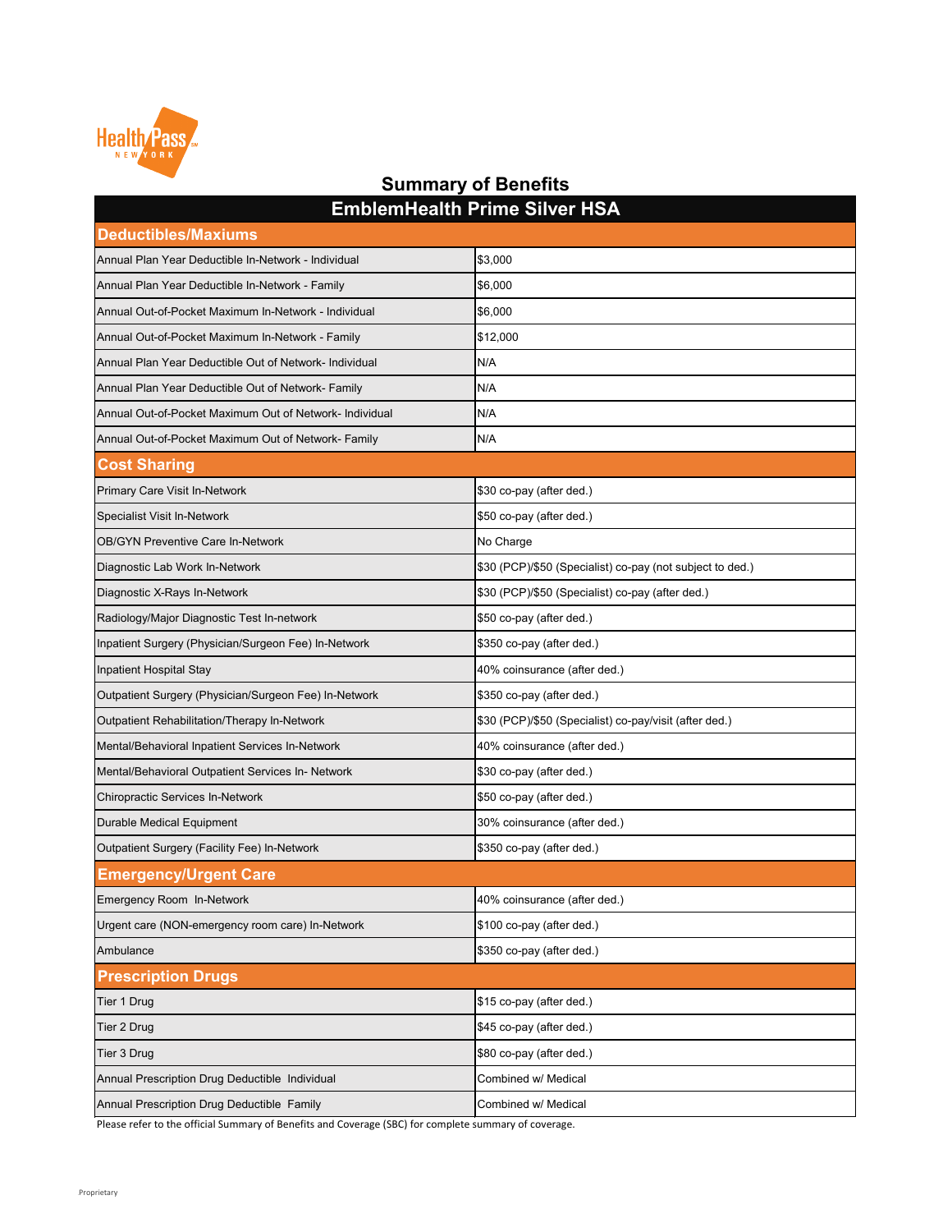Health Pass NEW YORK

# Summary of Benefits

| EmblemHealth Prime Silver HSA | |
|---|---|
| **Deductibles/Maxiums** | |
| Annual Plan Year Deductible In-Network - Individual | $3,000 |
| Annual Plan Year Deductible In-Network - Family | $6,000 |
| Annual Out-of-Pocket Maximum In-Network - Individual | $6,000 |
| Annual Out-of-Pocket Maximum In-Network - Family | $12,000 |
| Annual Plan Year Deductible Out of Network- Individual | N/A |
| Annual Plan Year Deductible Out of Network- Family | N/A |
| Annual Out-of-Pocket Maximum Out of Network- Individual | N/A |
| Annual Out-of-Pocket Maximum Out of Network- Family | N/A |
| **Cost Sharing** | |
| Primary Care Visit In-Network | $30 co-pay (after ded.) |
| Specialist Visit In-Network | $50 co-pay (after ded.) |
| OB/GYN Preventive Care In-Network | No Charge |
| Diagnostic Lab Work In-Network | $30 (PCP)/$50 (Specialist) co-pay (not subject to ded.) |
| Diagnostic X-Rays In-Network | $30 (PCP)/$50 (Specialist) co-pay (after ded.) |
| Radiology/Major Diagnostic Test In-network | $50 co-pay (after ded.) |
| Inpatient Surgery (Physician/Surgeon Fee) In-Network | $350 co-pay (after ded.) |
| Inpatient Hospital Stay | 40% coinsurance (after ded.) |
| Outpatient Surgery (Physician/Surgeon Fee) In-Network | $350 co-pay (after ded.) |
| Outpatient Rehabilitation/Therapy In-Network | $30 (PCP)/$50 (Specialist) co-pay/visit (after ded.) |
| Mental/Behavioral Inpatient Services In-Network | 40% coinsurance (after ded.) |
| Mental/Behavioral Outpatient Services In- Network | $30 co-pay (after ded.) |
| Chiropractic Services In-Network | $50 co-pay (after ded.) |
| Durable Medical Equipment | 30% coinsurance (after ded.) |
| Outpatient Surgery (Facility Fee) In-Network | $350 co-pay (after ded.) |
| **Emergency/Urgent Care** | |
| Emergency Room In-Network | 40% coinsurance (after ded.) |
| Urgent care (NON-emergency room care) In-Network | $100 co-pay (after ded.) |
| Ambulance | $350 co-pay (after ded.) |
| **Prescription Drugs** | |
| Tier 1 Drug | $15 co-pay (after ded.) |
| Tier 2 Drug | $45 co-pay (after ded.) |
| Tier 3 Drug | $80 co-pay (after ded.) |
| Annual Prescription Drug Deductible Individual | Combined w/ Medical |
| Annual Prescription Drug Deductible Family | Combined w/ Medical |

Please refer to the official Summary of Benefits and Coverage (SBC) for complete summary of coverage.

Proprietary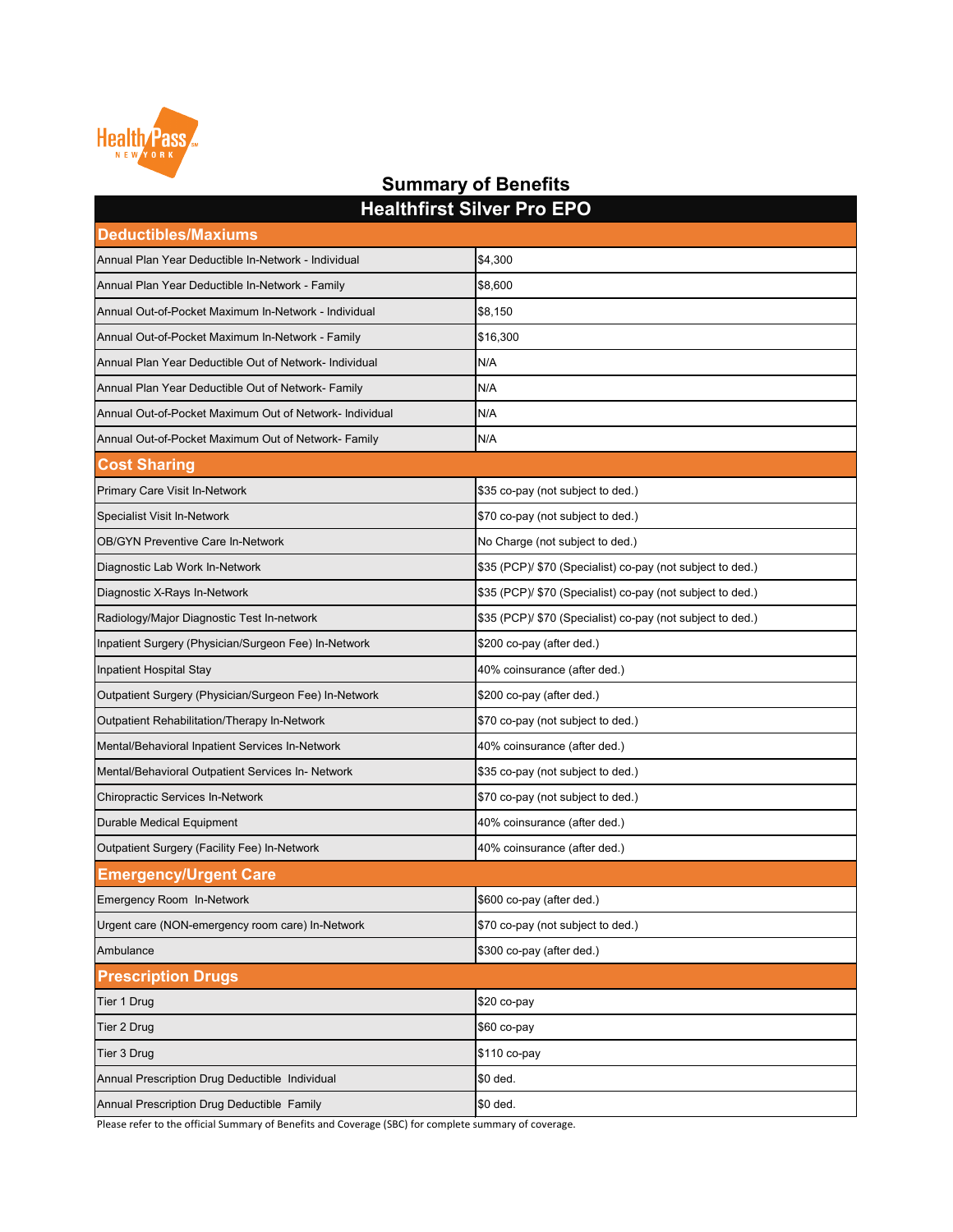# Summary of Benefits

| Healthfirst Silver Pro EPO | |
|---|---|
| **Deductibles/Maxiums** | |
| Annual Plan Year Deductible In-Network - Individual | $4,300 |
| Annual Plan Year Deductible In-Network - Family | $8,600 |
| Annual Out-of-Pocket Maximum In-Network - Individual | $8,150 |
| Annual Out-of-Pocket Maximum In-Network - Family | $16,300 |
| Annual Plan Year Deductible Out of Network- Individual | N/A |
| Annual Plan Year Deductible Out of Network- Family | N/A |
| Annual Out-of-Pocket Maximum Out of Network- Individual | N/A |
| Annual Out-of-Pocket Maximum Out of Network- Family | N/A |
| **Cost Sharing** | |
| Primary Care Visit In-Network | $35 co-pay (not subject to ded.) |
| Specialist Visit In-Network | $70 co-pay (not subject to ded.) |
| OB/GYN Preventive Care In-Network | No Charge (not subject to ded.) |
| Diagnostic Lab Work In-Network | $35 (PCP)/ $70 (Specialist) co-pay (not subject to ded.) |
| Diagnostic X-Rays In-Network | $35 (PCP)/ $70 (Specialist) co-pay (not subject to ded.) |
| Radiology/Major Diagnostic Test In-network | $35 (PCP)/ $70 (Specialist) co-pay (not subject to ded.) |
| Inpatient Surgery (Physician/Surgeon Fee) In-Network | $200 co-pay (after ded.) |
| Inpatient Hospital Stay | 40% coinsurance (after ded.) |
| Outpatient Surgery (Physician/Surgeon Fee) In-Network | $200 co-pay (after ded.) |
| Outpatient Rehabilitation/Therapy In-Network | $70 co-pay (not subject to ded.) |
| Mental/Behavioral Inpatient Services In-Network | 40% coinsurance (after ded.) |
| Mental/Behavioral Outpatient Services In- Network | $35 co-pay (not subject to ded.) |
| Chiropractic Services In-Network | $70 co-pay (not subject to ded.) |
| Durable Medical Equipment | 40% coinsurance (after ded.) |
| Outpatient Surgery (Facility Fee) In-Network | 40% coinsurance (after ded.) |
| **Emergency/Urgent Care** | |
| Emergency Room In-Network | $600 co-pay (after ded.) |
| Urgent care (NON-emergency room care) In-Network | $70 co-pay (not subject to ded.) |
| Ambulance | $300 co-pay (after ded.) |
| **Prescription Drugs** | |
| Tier 1 Drug | $20 co-pay |
| Tier 2 Drug | $60 co-pay |
| Tier 3 Drug | $110 co-pay |
| Annual Prescription Drug Deductible Individual | $0 ded. |
| Annual Prescription Drug Deductible Family | $0 ded. |

Please refer to the official Summary of Benefits and Coverage (SBC) for complete summary of coverage.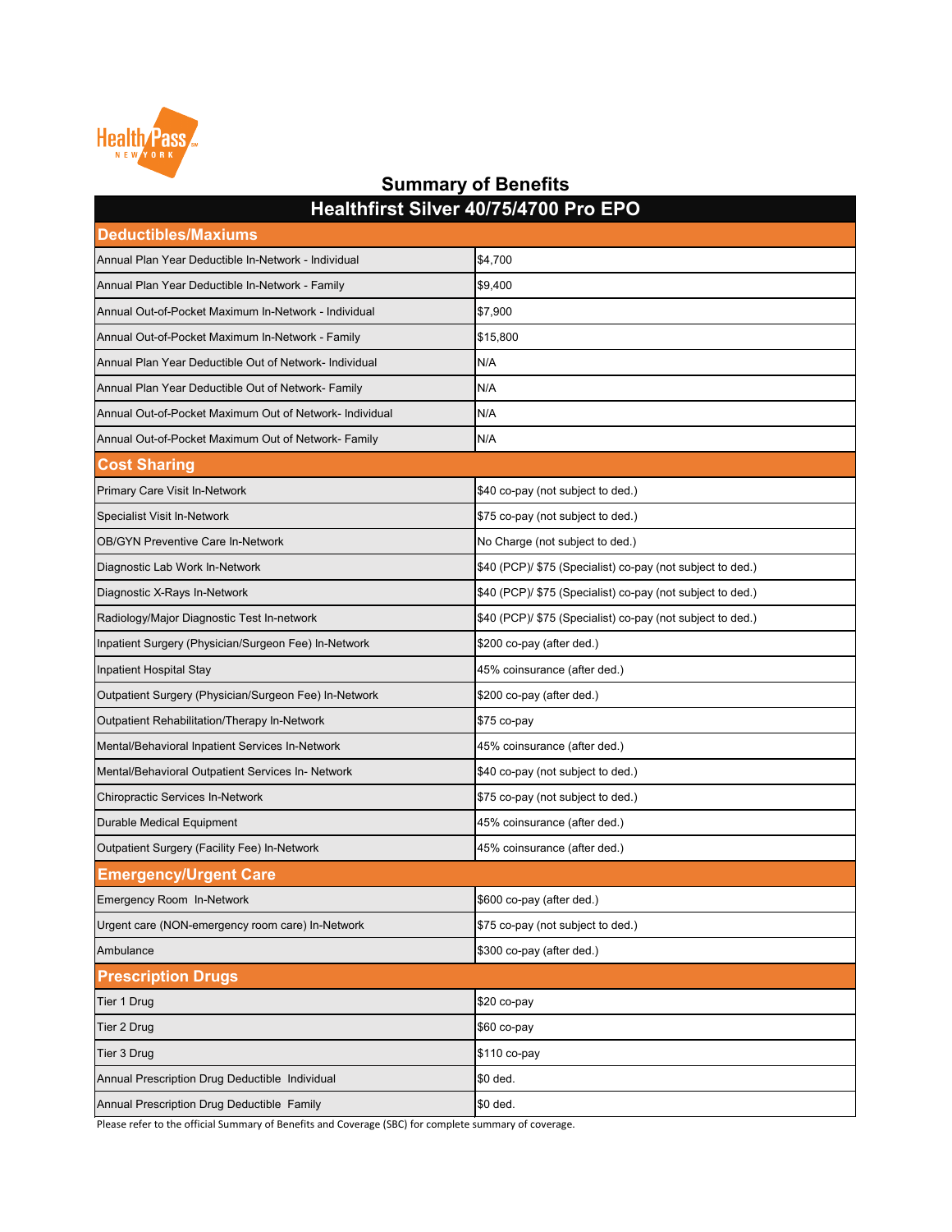# Summary of Benefits

| Healthfirst Silver 40/75/4700 Pro EPO | |
|---|---|
| **Deductibles/Maxiums** | |
| Annual Plan Year Deductible In-Network - Individual | $4,700 |
| Annual Plan Year Deductible In-Network - Family | $9,400 |
| Annual Out-of-Pocket Maximum In-Network - Individual | $7,900 |
| Annual Out-of-Pocket Maximum In-Network - Family | $15,800 |
| Annual Plan Year Deductible Out of Network- Individual | N/A |
| Annual Plan Year Deductible Out of Network- Family | N/A |
| Annual Out-of-Pocket Maximum Out of Network- Individual | N/A |
| Annual Out-of-Pocket Maximum Out of Network- Family | N/A |
| **Cost Sharing** | |
| Primary Care Visit In-Network | $40 co-pay (not subject to ded.) |
| Specialist Visit In-Network | $75 co-pay (not subject to ded.) |
| OB/GYN Preventive Care In-Network | No Charge (not subject to ded.) |
| Diagnostic Lab Work In-Network | $40 (PCP)/ $75 (Specialist) co-pay (not subject to ded.) |
| Diagnostic X-Rays In-Network | $40 (PCP)/ $75 (Specialist) co-pay (not subject to ded.) |
| Radiology/Major Diagnostic Test In-network | $40 (PCP)/ $75 (Specialist) co-pay (not subject to ded.) |
| Inpatient Surgery (Physician/Surgeon Fee) In-Network | $200 co-pay (after ded.) |
| Inpatient Hospital Stay | 45% coinsurance (after ded.) |
| Outpatient Surgery (Physician/Surgeon Fee) In-Network | $200 co-pay (after ded.) |
| Outpatient Rehabilitation/Therapy In-Network | $75 co-pay |
| Mental/Behavioral Inpatient Services In-Network | 45% coinsurance (after ded.) |
| Mental/Behavioral Outpatient Services In- Network | $40 co-pay (not subject to ded.) |
| Chiropractic Services In-Network | $75 co-pay (not subject to ded.) |
| Durable Medical Equipment | 45% coinsurance (after ded.) |
| Outpatient Surgery (Facility Fee) In-Network | 45% coinsurance (after ded.) |
| **Emergency/Urgent Care** | |
| Emergency Room In-Network | $600 co-pay (after ded.) |
| Urgent care (NON-emergency room care) In-Network | $75 co-pay (not subject to ded.) |
| Ambulance | $300 co-pay (after ded.) |
| **Prescription Drugs** | |
| Tier 1 Drug | $20 co-pay |
| Tier 2 Drug | $60 co-pay |
| Tier 3 Drug | $110 co-pay |
| Annual Prescription Drug Deductible Individual | $0 ded. |
| Annual Prescription Drug Deductible Family | $0 ded. |

Please refer to the official Summary of Benefits and Coverage (SBC) for complete summary of coverage.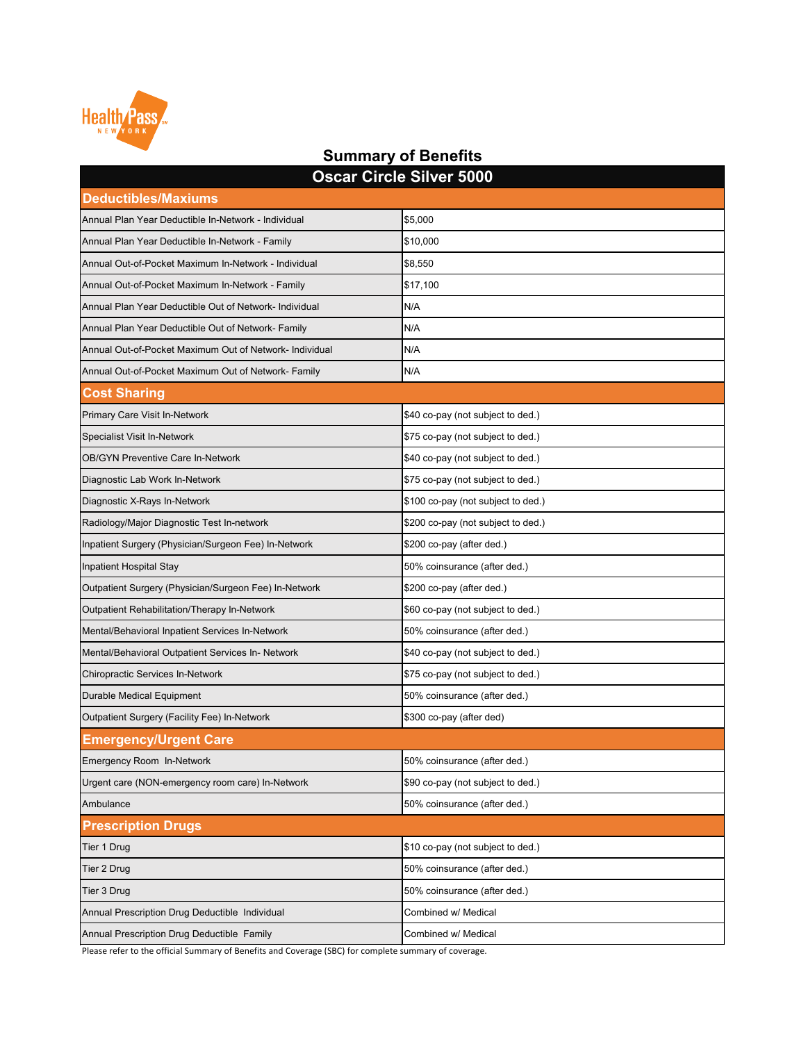Health Pass NEW YORK

# Summary of Benefits

## Oscar Circle Silver 5000

| Deductibles/Maxiums | |
|---|---|
| Annual Plan Year Deductible In-Network - Individual | $5,000 |
| Annual Plan Year Deductible In-Network - Family | $10,000 |
| Annual Out-of-Pocket Maximum In-Network - Individual | $8,550 |
| Annual Out-of-Pocket Maximum In-Network - Family | $17,100 |
| Annual Plan Year Deductible Out of Network- Individual | N/A |
| Annual Plan Year Deductible Out of Network- Family | N/A |
| Annual Out-of-Pocket Maximum Out of Network- Individual | N/A |
| Annual Out-of-Pocket Maximum Out of Network- Family | N/A |
| **Cost Sharing** | |
| Primary Care Visit In-Network | $40 co-pay (not subject to ded.) |
| Specialist Visit In-Network | $75 co-pay (not subject to ded.) |
| OB/GYN Preventive Care In-Network | $40 co-pay (not subject to ded.) |
| Diagnostic Lab Work In-Network | $75 co-pay (not subject to ded.) |
| Diagnostic X-Rays In-Network | $100 co-pay (not subject to ded.) |
| Radiology/Major Diagnostic Test In-network | $200 co-pay (not subject to ded.) |
| Inpatient Surgery (Physician/Surgeon Fee) In-Network | $200 co-pay (after ded.) |
| Inpatient Hospital Stay | 50% coinsurance (after ded.) |
| Outpatient Surgery (Physician/Surgeon Fee) In-Network | $200 co-pay (after ded.) |
| Outpatient Rehabilitation/Therapy In-Network | $60 co-pay (not subject to ded.) |
| Mental/Behavioral Inpatient Services In-Network | 50% coinsurance (after ded.) |
| Mental/Behavioral Outpatient Services In- Network | $40 co-pay (not subject to ded.) |
| Chiropractic Services In-Network | $75 co-pay (not subject to ded.) |
| Durable Medical Equipment | 50% coinsurance (after ded.) |
| Outpatient Surgery (Facility Fee) In-Network | $300 co-pay (after ded) |
| **Emergency/Urgent Care** | |
| Emergency Room In-Network | 50% coinsurance (after ded.) |
| Urgent care (NON-emergency room care) In-Network | $90 co-pay (not subject to ded.) |
| Ambulance | 50% coinsurance (after ded.) |
| **Prescription Drugs** | |
| Tier 1 Drug | $10 co-pay (not subject to ded.) |
| Tier 2 Drug | 50% coinsurance (after ded.) |
| Tier 3 Drug | 50% coinsurance (after ded.) |
| Annual Prescription Drug Deductible Individual | Combined w/ Medical |
| Annual Prescription Drug Deductible Family | Combined w/ Medical |

Please refer to the official Summary of Benefits and Coverage (SBC) for complete summary of coverage.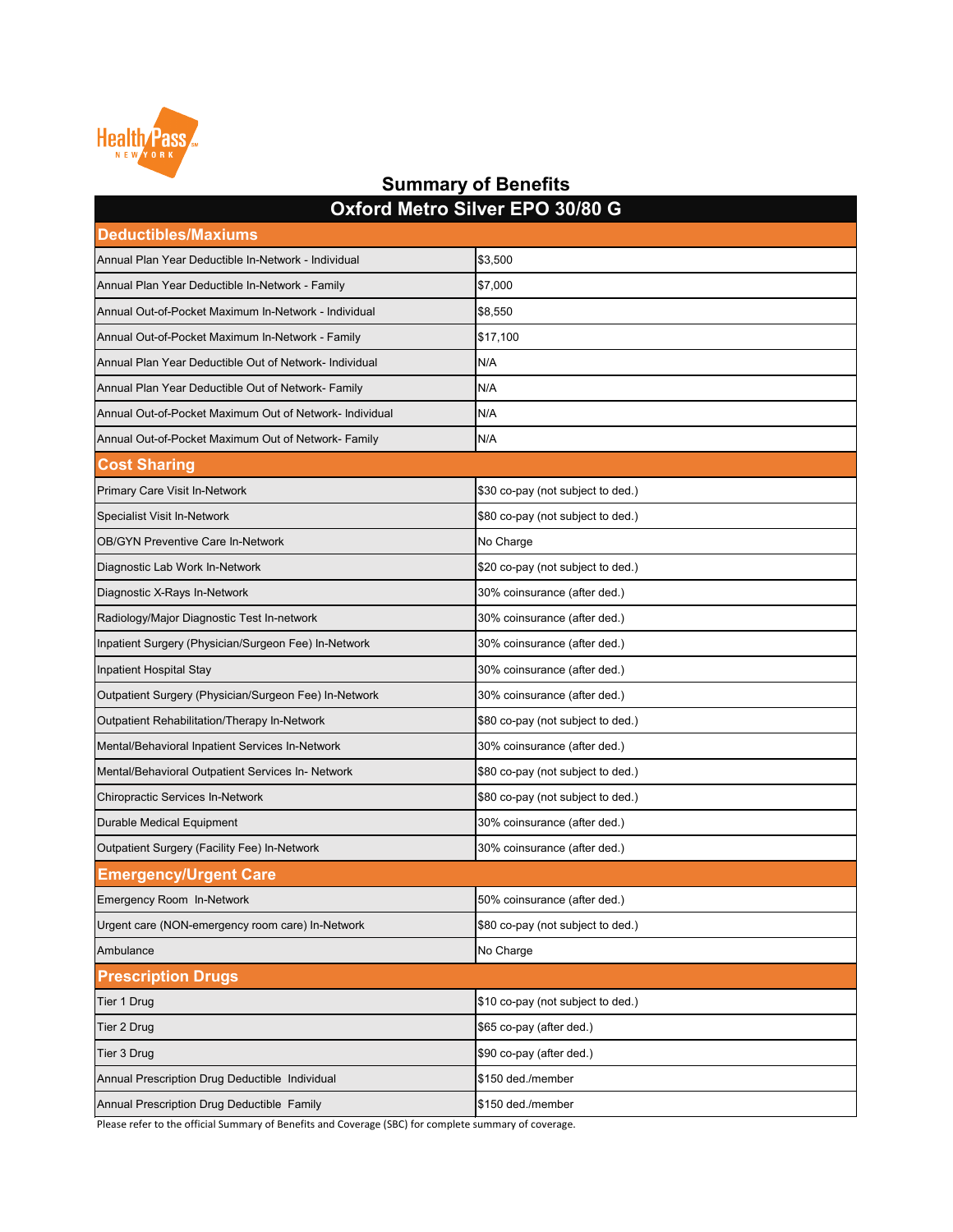# Summary of Benefits

| Oxford Metro Silver EPO 30/80 G | |
|---|---|
| **Deductibles/Maxiums** | |
| Annual Plan Year Deductible In-Network - Individual | $3,500 |
| Annual Plan Year Deductible In-Network - Family | $7,000 |
| Annual Out-of-Pocket Maximum In-Network - Individual | $8,550 |
| Annual Out-of-Pocket Maximum In-Network - Family | $17,100 |
| Annual Plan Year Deductible Out of Network- Individual | N/A |
| Annual Plan Year Deductible Out of Network- Family | N/A |
| Annual Out-of-Pocket Maximum Out of Network- Individual | N/A |
| Annual Out-of-Pocket Maximum Out of Network- Family | N/A |
| **Cost Sharing** | |
| Primary Care Visit In-Network | $30 co-pay (not subject to ded.) |
| Specialist Visit In-Network | $80 co-pay (not subject to ded.) |
| OB/GYN Preventive Care In-Network | No Charge |
| Diagnostic Lab Work In-Network | $20 co-pay (not subject to ded.) |
| Diagnostic X-Rays In-Network | 30% coinsurance (after ded.) |
| Radiology/Major Diagnostic Test In-network | 30% coinsurance (after ded.) |
| Inpatient Surgery (Physician/Surgeon Fee) In-Network | 30% coinsurance (after ded.) |
| Inpatient Hospital Stay | 30% coinsurance (after ded.) |
| Outpatient Surgery (Physician/Surgeon Fee) In-Network | 30% coinsurance (after ded.) |
| Outpatient Rehabilitation/Therapy In-Network | $80 co-pay (not subject to ded.) |
| Mental/Behavioral Inpatient Services In-Network | 30% coinsurance (after ded.) |
| Mental/Behavioral Outpatient Services In- Network | $80 co-pay (not subject to ded.) |
| Chiropractic Services In-Network | $80 co-pay (not subject to ded.) |
| Durable Medical Equipment | 30% coinsurance (after ded.) |
| Outpatient Surgery (Facility Fee) In-Network | 30% coinsurance (after ded.) |
| **Emergency/Urgent Care** | |
| Emergency Room In-Network | 50% coinsurance (after ded.) |
| Urgent care (NON-emergency room care) In-Network | $80 co-pay (not subject to ded.) |
| Ambulance | No Charge |
| **Prescription Drugs** | |
| Tier 1 Drug | $10 co-pay (not subject to ded.) |
| Tier 2 Drug | $65 co-pay (after ded.) |
| Tier 3 Drug | $90 co-pay (after ded.) |
| Annual Prescription Drug Deductible Individual | $150 ded./member |
| Annual Prescription Drug Deductible Family | $150 ded./member |

Please refer to the official Summary of Benefits and Coverage (SBC) for complete summary of coverage.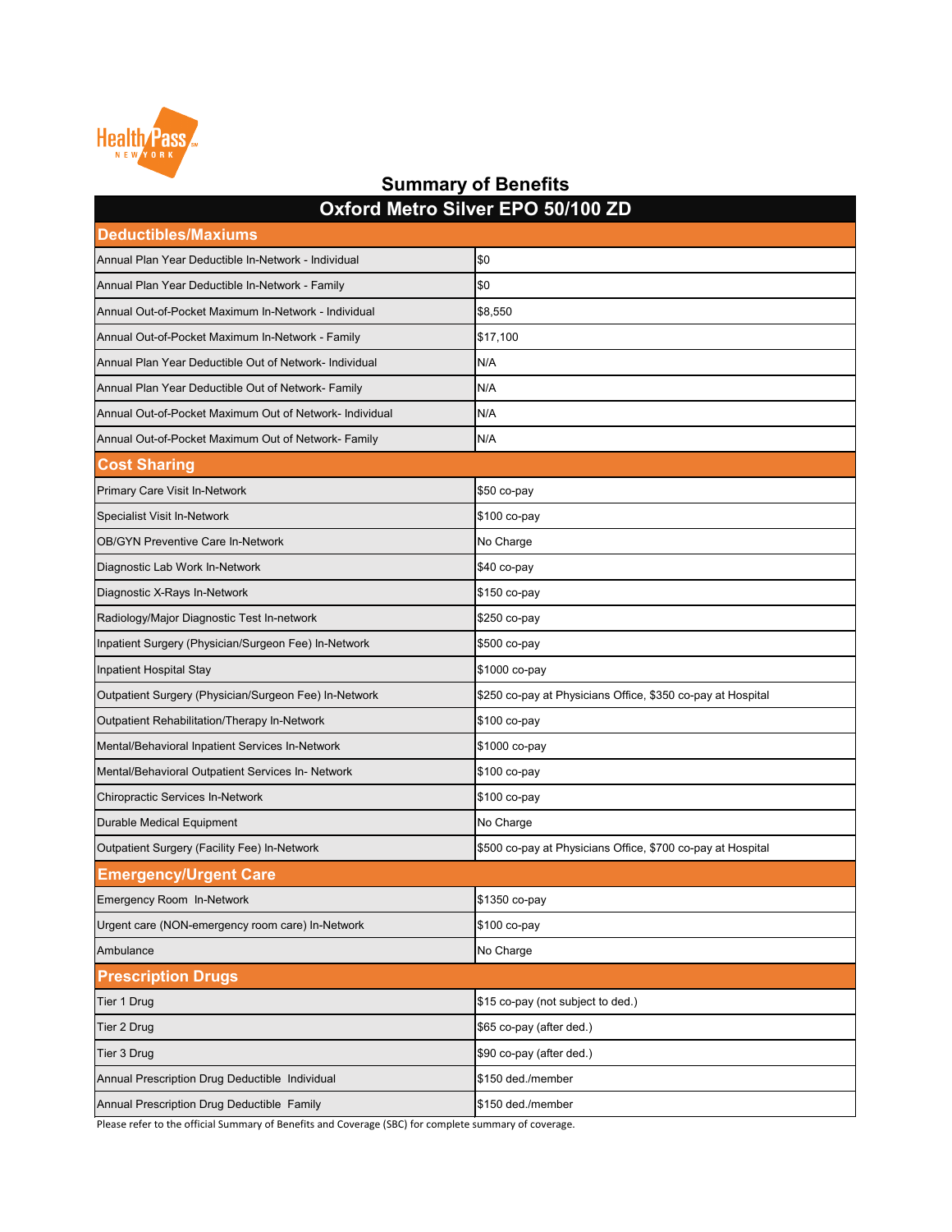# Summary of Benefits

| Oxford Metro Silver EPO 50/100 ZD | |
|---|---|
| **Deductibles/Maxiums** | |
| Annual Plan Year Deductible In-Network - Individual | $0 |
| Annual Plan Year Deductible In-Network - Family | $0 |
| Annual Out-of-Pocket Maximum In-Network - Individual | $8,550 |
| Annual Out-of-Pocket Maximum In-Network - Family | $17,100 |
| Annual Plan Year Deductible Out of Network- Individual | N/A |
| Annual Plan Year Deductible Out of Network- Family | N/A |
| Annual Out-of-Pocket Maximum Out of Network- Individual | N/A |
| Annual Out-of-Pocket Maximum Out of Network- Family | N/A |
| **Cost Sharing** | |
| Primary Care Visit In-Network | $50 co-pay |
| Specialist Visit In-Network | $100 co-pay |
| OB/GYN Preventive Care In-Network | No Charge |
| Diagnostic Lab Work In-Network | $40 co-pay |
| Diagnostic X-Rays In-Network | $150 co-pay |
| Radiology/Major Diagnostic Test In-network | $250 co-pay |
| Inpatient Surgery (Physician/Surgeon Fee) In-Network | $500 co-pay |
| Inpatient Hospital Stay | $1000 co-pay |
| Outpatient Surgery (Physician/Surgeon Fee) In-Network | $250 co-pay at Physicians Office, $350 co-pay at Hospital |
| Outpatient Rehabilitation/Therapy In-Network | $100 co-pay |
| Mental/Behavioral Inpatient Services In-Network | $1000 co-pay |
| Mental/Behavioral Outpatient Services In- Network | $100 co-pay |
| Chiropractic Services In-Network | $100 co-pay |
| Durable Medical Equipment | No Charge |
| Outpatient Surgery (Facility Fee) In-Network | $500 co-pay at Physicians Office, $700 co-pay at Hospital |
| **Emergency/Urgent Care** | |
| Emergency Room In-Network | $1350 co-pay |
| Urgent care (NON-emergency room care) In-Network | $100 co-pay |
| Ambulance | No Charge |
| **Prescription Drugs** | |
| Tier 1 Drug | $15 co-pay (not subject to ded.) |
| Tier 2 Drug | $65 co-pay (after ded.) |
| Tier 3 Drug | $90 co-pay (after ded.) |
| Annual Prescription Drug Deductible Individual | $150 ded./member |
| Annual Prescription Drug Deductible Family | $150 ded./member |

Please refer to the official Summary of Benefits and Coverage (SBC) for complete summary of coverage.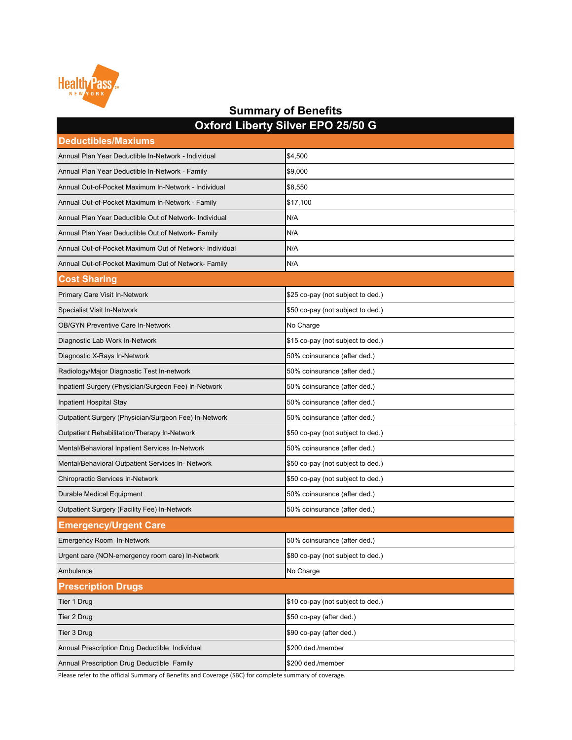Health Pass NEW YORK

# Summary of Benefits

| Oxford Liberty Silver EPO 25/50 G | |
|---|---|
| **Deductibles/Maxiums** | |
| Annual Plan Year Deductible In-Network - Individual | $4,500 |
| Annual Plan Year Deductible In-Network - Family | $9,000 |
| Annual Out-of-Pocket Maximum In-Network - Individual | $8,550 |
| Annual Out-of-Pocket Maximum In-Network - Family | $17,100 |
| Annual Plan Year Deductible Out of Network- Individual | N/A |
| Annual Plan Year Deductible Out of Network- Family | N/A |
| Annual Out-of-Pocket Maximum Out of Network- Individual | N/A |
| Annual Out-of-Pocket Maximum Out of Network- Family | N/A |
| **Cost Sharing** | |
| Primary Care Visit In-Network | $25 co-pay (not subject to ded.) |
| Specialist Visit In-Network | $50 co-pay (not subject to ded.) |
| OB/GYN Preventive Care In-Network | No Charge |
| Diagnostic Lab Work In-Network | $15 co-pay (not subject to ded.) |
| Diagnostic X-Rays In-Network | 50% coinsurance (after ded.) |
| Radiology/Major Diagnostic Test In-network | 50% coinsurance (after ded.) |
| Inpatient Surgery (Physician/Surgeon Fee) In-Network | 50% coinsurance (after ded.) |
| Inpatient Hospital Stay | 50% coinsurance (after ded.) |
| Outpatient Surgery (Physician/Surgeon Fee) In-Network | 50% coinsurance (after ded.) |
| Outpatient Rehabilitation/Therapy In-Network | $50 co-pay (not subject to ded.) |
| Mental/Behavioral Inpatient Services In-Network | 50% coinsurance (after ded.) |
| Mental/Behavioral Outpatient Services In- Network | $50 co-pay (not subject to ded.) |
| Chiropractic Services In-Network | $50 co-pay (not subject to ded.) |
| Durable Medical Equipment | 50% coinsurance (after ded.) |
| Outpatient Surgery (Facility Fee) In-Network | 50% coinsurance (after ded.) |
| **Emergency/Urgent Care** | |
| Emergency Room In-Network | 50% coinsurance (after ded.) |
| Urgent care (NON-emergency room care) In-Network | $80 co-pay (not subject to ded.) |
| Ambulance | No Charge |
| **Prescription Drugs** | |
| Tier 1 Drug | $10 co-pay (not subject to ded.) |
| Tier 2 Drug | $50 co-pay (after ded.) |
| Tier 3 Drug | $90 co-pay (after ded.) |
| Annual Prescription Drug Deductible Individual | $200 ded./member |
| Annual Prescription Drug Deductible Family | $200 ded./member |

Please refer to the official Summary of Benefits and Coverage (SBC) for complete summary of coverage.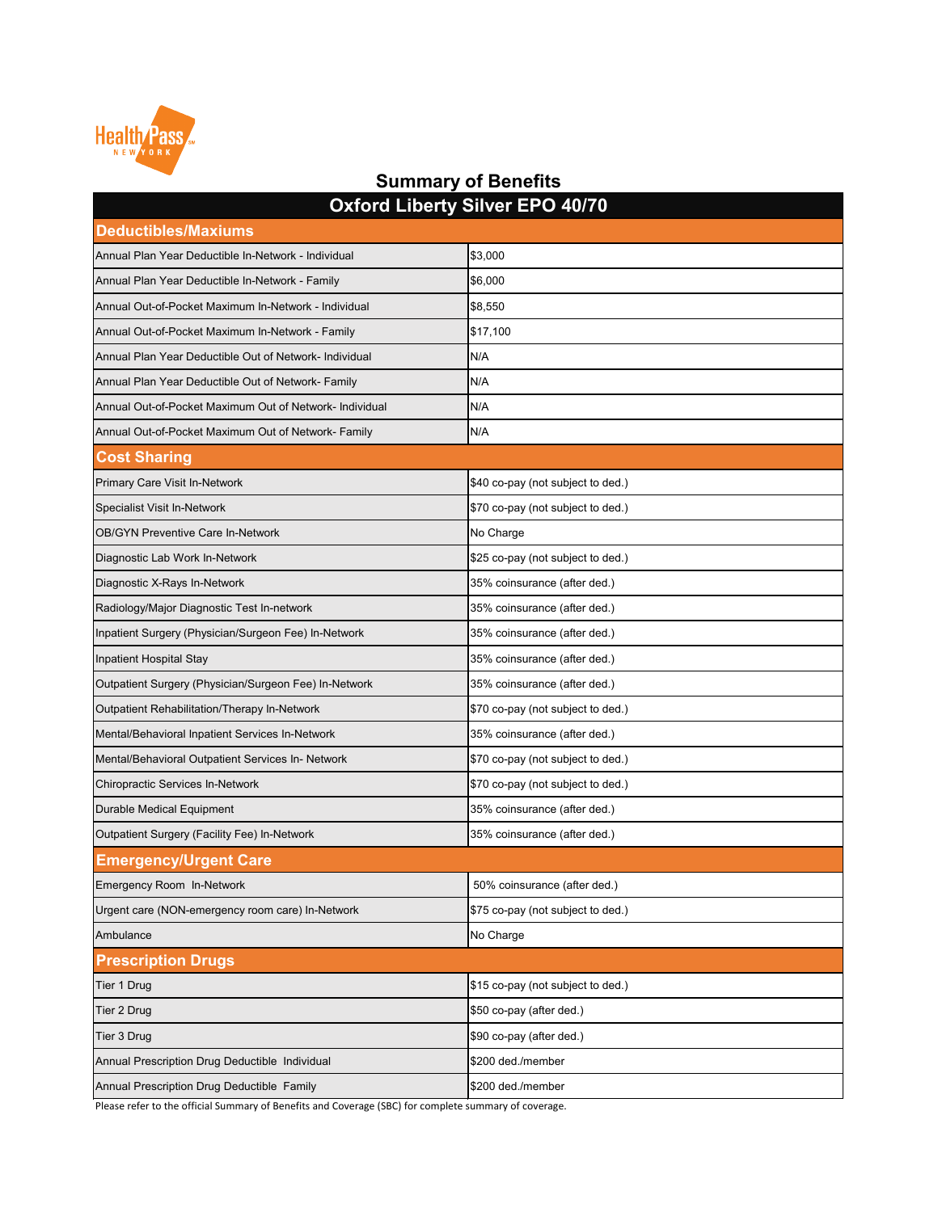# Summary of Benefits

| Oxford Liberty Silver EPO 40/70 | |
|---|---|
| **Deductibles/Maxiums** | |
| Annual Plan Year Deductible In-Network - Individual | $3,000 |
| Annual Plan Year Deductible In-Network - Family | $6,000 |
| Annual Out-of-Pocket Maximum In-Network - Individual | $8,550 |
| Annual Out-of-Pocket Maximum In-Network - Family | $17,100 |
| Annual Plan Year Deductible Out of Network- Individual | N/A |
| Annual Plan Year Deductible Out of Network- Family | N/A |
| Annual Out-of-Pocket Maximum Out of Network- Individual | N/A |
| Annual Out-of-Pocket Maximum Out of Network- Family | N/A |
| **Cost Sharing** | |
| Primary Care Visit In-Network | $40 co-pay (not subject to ded.) |
| Specialist Visit In-Network | $70 co-pay (not subject to ded.) |
| OB/GYN Preventive Care In-Network | No Charge |
| Diagnostic Lab Work In-Network | $25 co-pay (not subject to ded.) |
| Diagnostic X-Rays In-Network | 35% coinsurance (after ded.) |
| Radiology/Major Diagnostic Test In-network | 35% coinsurance (after ded.) |
| Inpatient Surgery (Physician/Surgeon Fee) In-Network | 35% coinsurance (after ded.) |
| Inpatient Hospital Stay | 35% coinsurance (after ded.) |
| Outpatient Surgery (Physician/Surgeon Fee) In-Network | 35% coinsurance (after ded.) |
| Outpatient Rehabilitation/Therapy In-Network | $70 co-pay (not subject to ded.) |
| Mental/Behavioral Inpatient Services In-Network | 35% coinsurance (after ded.) |
| Mental/Behavioral Outpatient Services In- Network | $70 co-pay (not subject to ded.) |
| Chiropractic Services In-Network | $70 co-pay (not subject to ded.) |
| Durable Medical Equipment | 35% coinsurance (after ded.) |
| Outpatient Surgery (Facility Fee) In-Network | 35% coinsurance (after ded.) |
| **Emergency/Urgent Care** | |
| Emergency Room In-Network | 50% coinsurance (after ded.) |
| Urgent care (NON-emergency room care) In-Network | $75 co-pay (not subject to ded.) |
| Ambulance | No Charge |
| **Prescription Drugs** | |
| Tier 1 Drug | $15 co-pay (not subject to ded.) |
| Tier 2 Drug | $50 co-pay (after ded.) |
| Tier 3 Drug | $90 co-pay (after ded.) |
| Annual Prescription Drug Deductible Individual | $200 ded./member |
| Annual Prescription Drug Deductible Family | $200 ded./member |

Please refer to the official Summary of Benefits and Coverage (SBC) for complete summary of coverage.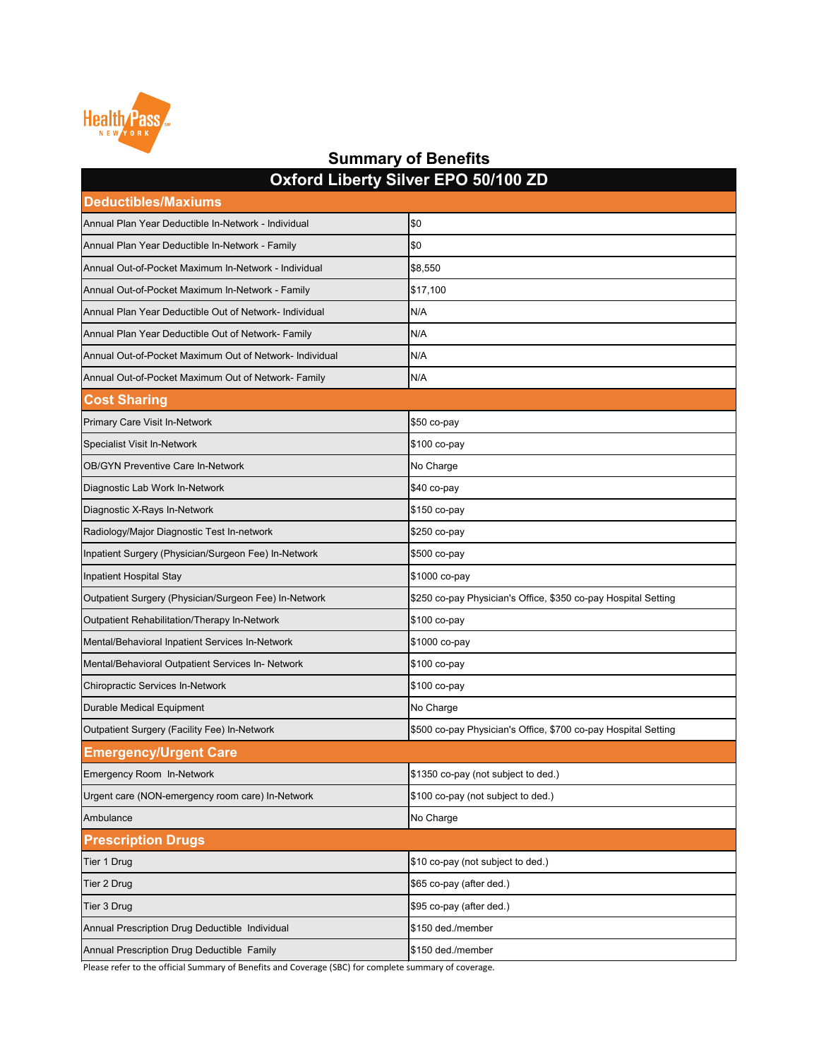# Summary of Benefits

| Oxford Liberty Silver EPO 50/100 ZD | |
|---|---|
| **Deductibles/Maxiums** | |
| Annual Plan Year Deductible In-Network - Individual | $0 |
| Annual Plan Year Deductible In-Network - Family | $0 |
| Annual Out-of-Pocket Maximum In-Network - Individual | $8,550 |
| Annual Out-of-Pocket Maximum In-Network - Family | $17,100 |
| Annual Plan Year Deductible Out of Network- Individual | N/A |
| Annual Plan Year Deductible Out of Network- Family | N/A |
| Annual Out-of-Pocket Maximum Out of Network- Individual | N/A |
| Annual Out-of-Pocket Maximum Out of Network- Family | N/A |
| **Cost Sharing** | |
| Primary Care Visit In-Network | $50 co-pay |
| Specialist Visit In-Network | $100 co-pay |
| OB/GYN Preventive Care In-Network | No Charge |
| Diagnostic Lab Work In-Network | $40 co-pay |
| Diagnostic X-Rays In-Network | $150 co-pay |
| Radiology/Major Diagnostic Test In-network | $250 co-pay |
| Inpatient Surgery (Physician/Surgeon Fee) In-Network | $500 co-pay |
| Inpatient Hospital Stay | $1000 co-pay |
| Outpatient Surgery (Physician/Surgeon Fee) In-Network | $250 co-pay Physician's Office, $350 co-pay Hospital Setting |
| Outpatient Rehabilitation/Therapy In-Network | $100 co-pay |
| Mental/Behavioral Inpatient Services In-Network | $1000 co-pay |
| Mental/Behavioral Outpatient Services In- Network | $100 co-pay |
| Chiropractic Services In-Network | $100 co-pay |
| Durable Medical Equipment | No Charge |
| Outpatient Surgery (Facility Fee) In-Network | $500 co-pay Physician's Office, $700 co-pay Hospital Setting |
| **Emergency/Urgent Care** | |
| Emergency Room In-Network | $1350 co-pay (not subject to ded.) |
| Urgent care (NON-emergency room care) In-Network | $100 co-pay (not subject to ded.) |
| Ambulance | No Charge |
| **Prescription Drugs** | |
| Tier 1 Drug | $10 co-pay (not subject to ded.) |
| Tier 2 Drug | $65 co-pay (after ded.) |
| Tier 3 Drug | $95 co-pay (after ded.) |
| Annual Prescription Drug Deductible Individual | $150 ded./member |
| Annual Prescription Drug Deductible Family | $150 ded./member |

Please refer to the official Summary of Benefits and Coverage (SBC) for complete summary of coverage.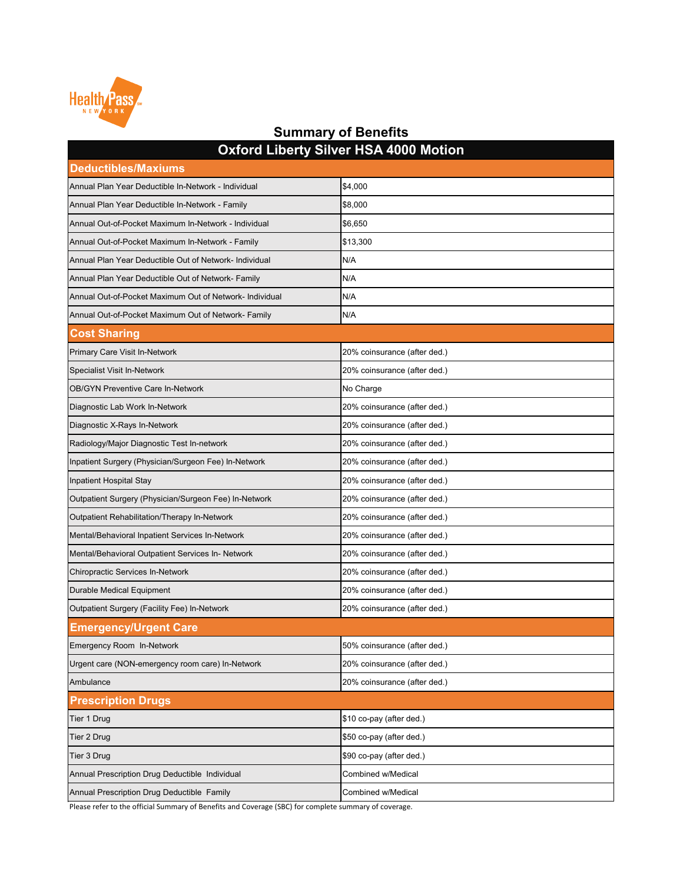## Summary of Benefits

| Oxford Liberty Silver HSA 4000 Motion | |
|---|---|
| **Deductibles/Maxiums** | |
| Annual Plan Year Deductible In-Network - Individual | $4,000 |
| Annual Plan Year Deductible In-Network - Family | $8,000 |
| Annual Out-of-Pocket Maximum In-Network - Individual | $6,650 |
| Annual Out-of-Pocket Maximum In-Network - Family | $13,300 |
| Annual Plan Year Deductible Out of Network- Individual | N/A |
| Annual Plan Year Deductible Out of Network- Family | N/A |
| Annual Out-of-Pocket Maximum Out of Network- Individual | N/A |
| Annual Out-of-Pocket Maximum Out of Network- Family | N/A |
| **Cost Sharing** | |
| Primary Care Visit In-Network | 20% coinsurance (after ded.) |
| Specialist Visit In-Network | 20% coinsurance (after ded.) |
| OB/GYN Preventive Care In-Network | No Charge |
| Diagnostic Lab Work In-Network | 20% coinsurance (after ded.) |
| Diagnostic X-Rays In-Network | 20% coinsurance (after ded.) |
| Radiology/Major Diagnostic Test In-network | 20% coinsurance (after ded.) |
| Inpatient Surgery (Physician/Surgeon Fee) In-Network | 20% coinsurance (after ded.) |
| Inpatient Hospital Stay | 20% coinsurance (after ded.) |
| Outpatient Surgery (Physician/Surgeon Fee) In-Network | 20% coinsurance (after ded.) |
| Outpatient Rehabilitation/Therapy In-Network | 20% coinsurance (after ded.) |
| Mental/Behavioral Inpatient Services In-Network | 20% coinsurance (after ded.) |
| Mental/Behavioral Outpatient Services In- Network | 20% coinsurance (after ded.) |
| Chiropractic Services In-Network | 20% coinsurance (after ded.) |
| Durable Medical Equipment | 20% coinsurance (after ded.) |
| Outpatient Surgery (Facility Fee) In-Network | 20% coinsurance (after ded.) |
| **Emergency/Urgent Care** | |
| Emergency Room In-Network | 50% coinsurance (after ded.) |
| Urgent care (NON-emergency room care) In-Network | 20% coinsurance (after ded.) |
| Ambulance | 20% coinsurance (after ded.) |
| **Prescription Drugs** | |
| Tier 1 Drug | $10 co-pay (after ded.) |
| Tier 2 Drug | $50 co-pay (after ded.) |
| Tier 3 Drug | $90 co-pay (after ded.) |
| Annual Prescription Drug Deductible Individual | Combined w/Medical |
| Annual Prescription Drug Deductible Family | Combined w/Medical |

Please refer to the official Summary of Benefits and Coverage (SBC) for complete summary of coverage.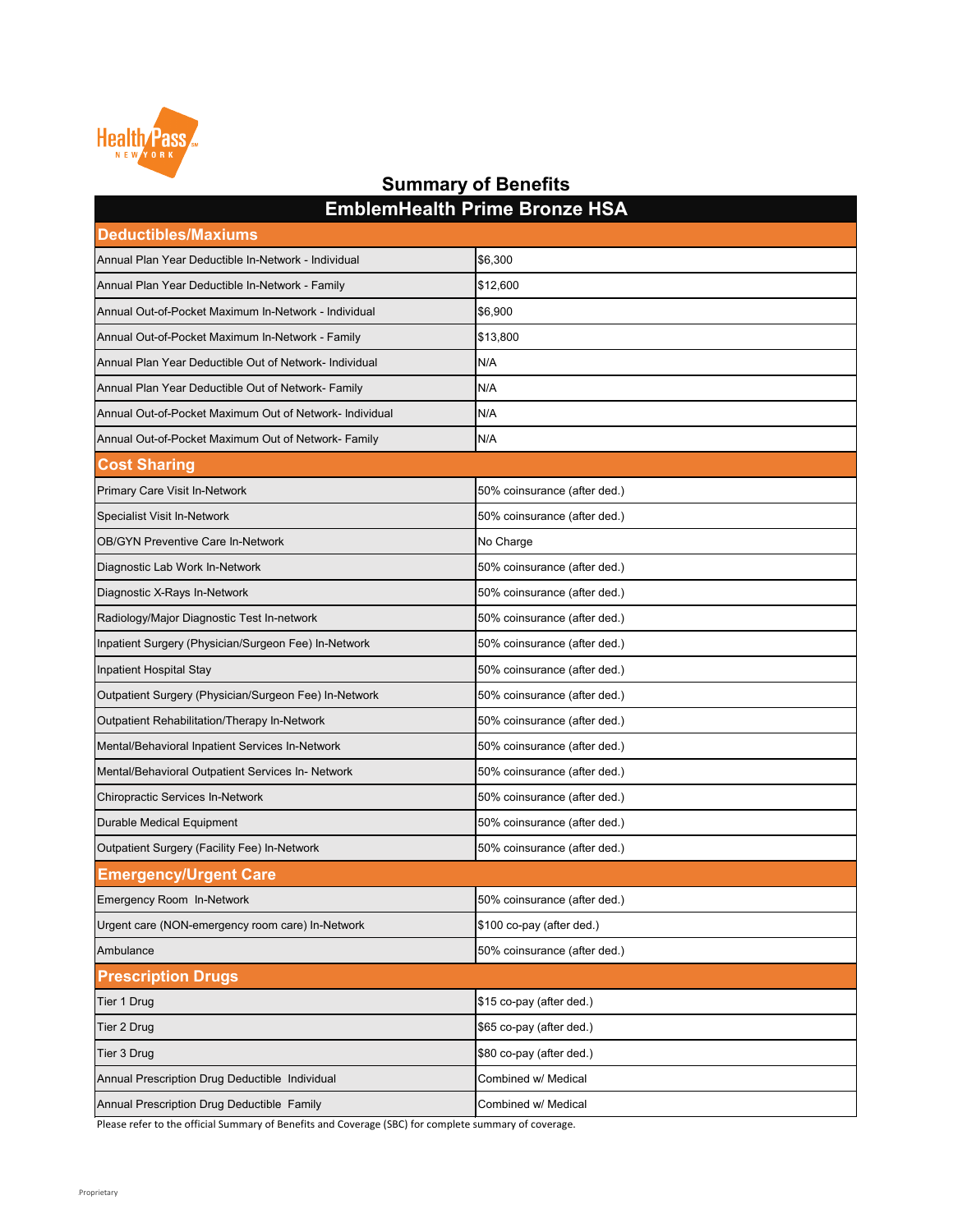HealthPass NEW YORK

# Summary of Benefits

| EmblemHealth Prime Bronze HSA | |
|---|---|
| **Deductibles/Maxiums** | |
| Annual Plan Year Deductible In-Network - Individual | $6,300 |
| Annual Plan Year Deductible In-Network - Family | $12,600 |
| Annual Out-of-Pocket Maximum In-Network - Individual | $6,900 |
| Annual Out-of-Pocket Maximum In-Network - Family | $13,800 |
| Annual Plan Year Deductible Out of Network- Individual | N/A |
| Annual Plan Year Deductible Out of Network- Family | N/A |
| Annual Out-of-Pocket Maximum Out of Network- Individual | N/A |
| Annual Out-of-Pocket Maximum Out of Network- Family | N/A |
| **Cost Sharing** | |
| Primary Care Visit In-Network | 50% coinsurance (after ded.) |
| Specialist Visit In-Network | 50% coinsurance (after ded.) |
| OB/GYN Preventive Care In-Network | No Charge |
| Diagnostic Lab Work In-Network | 50% coinsurance (after ded.) |
| Diagnostic X-Rays In-Network | 50% coinsurance (after ded.) |
| Radiology/Major Diagnostic Test In-network | 50% coinsurance (after ded.) |
| Inpatient Surgery (Physician/Surgeon Fee) In-Network | 50% coinsurance (after ded.) |
| Inpatient Hospital Stay | 50% coinsurance (after ded.) |
| Outpatient Surgery (Physician/Surgeon Fee) In-Network | 50% coinsurance (after ded.) |
| Outpatient Rehabilitation/Therapy In-Network | 50% coinsurance (after ded.) |
| Mental/Behavioral Inpatient Services In-Network | 50% coinsurance (after ded.) |
| Mental/Behavioral Outpatient Services In- Network | 50% coinsurance (after ded.) |
| Chiropractic Services In-Network | 50% coinsurance (after ded.) |
| Durable Medical Equipment | 50% coinsurance (after ded.) |
| Outpatient Surgery (Facility Fee) In-Network | 50% coinsurance (after ded.) |
| **Emergency/Urgent Care** | |
| Emergency Room In-Network | 50% coinsurance (after ded.) |
| Urgent care (NON-emergency room care) In-Network | $100 co-pay (after ded.) |
| Ambulance | 50% coinsurance (after ded.) |
| **Prescription Drugs** | |
| Tier 1 Drug | $15 co-pay (after ded.) |
| Tier 2 Drug | $65 co-pay (after ded.) |
| Tier 3 Drug | $80 co-pay (after ded.) |
| Annual Prescription Drug Deductible Individual | Combined w/ Medical |
| Annual Prescription Drug Deductible Family | Combined w/ Medical |

Please refer to the official Summary of Benefits and Coverage (SBC) for complete summary of coverage.

Proprietary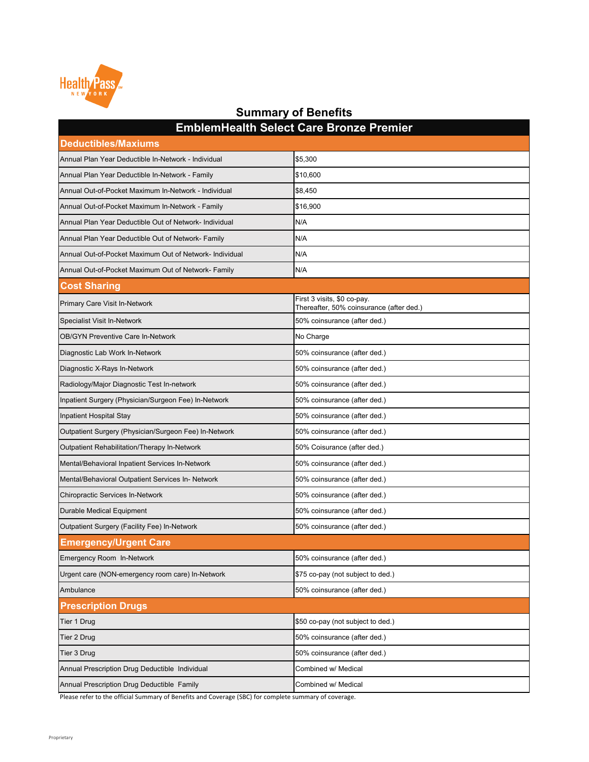Health Pass NEW YORK

# Summary of Benefits

| EmblemHealth Select Care Bronze Premier | |
|---|---|
| **Deductibles/Maxiums** | |
| Annual Plan Year Deductible In-Network - Individual | $5,300 |
| Annual Plan Year Deductible In-Network - Family | $10,600 |
| Annual Out-of-Pocket Maximum In-Network - Individual | $8,450 |
| Annual Out-of-Pocket Maximum In-Network - Family | $16,900 |
| Annual Plan Year Deductible Out of Network- Individual | N/A |
| Annual Plan Year Deductible Out of Network- Family | N/A |
| Annual Out-of-Pocket Maximum Out of Network- Individual | N/A |
| Annual Out-of-Pocket Maximum Out of Network- Family | N/A |
| **Cost Sharing** | |
| Primary Care Visit In-Network | First 3 visits, $0 co-pay. Thereafter, 50% coinsurance (after ded.) |
| Specialist Visit In-Network | 50% coinsurance (after ded.) |
| OB/GYN Preventive Care In-Network | No Charge |
| Diagnostic Lab Work In-Network | 50% coinsurance (after ded.) |
| Diagnostic X-Rays In-Network | 50% coinsurance (after ded.) |
| Radiology/Major Diagnostic Test In-network | 50% coinsurance (after ded.) |
| Inpatient Surgery (Physician/Surgeon Fee) In-Network | 50% coinsurance (after ded.) |
| Inpatient Hospital Stay | 50% coinsurance (after ded.) |
| Outpatient Surgery (Physician/Surgeon Fee) In-Network | 50% coinsurance (after ded.) |
| Outpatient Rehabilitation/Therapy In-Network | 50% Coisurance (after ded.) |
| Mental/Behavioral Inpatient Services In-Network | 50% coinsurance (after ded.) |
| Mental/Behavioral Outpatient Services In- Network | 50% coinsurance (after ded.) |
| Chiropractic Services In-Network | 50% coinsurance (after ded.) |
| Durable Medical Equipment | 50% coinsurance (after ded.) |
| Outpatient Surgery (Facility Fee) In-Network | 50% coinsurance (after ded.) |
| **Emergency/Urgent Care** | |
| Emergency Room In-Network | 50% coinsurance (after ded.) |
| Urgent care (NON-emergency room care) In-Network | $75 co-pay (not subject to ded.) |
| Ambulance | 50% coinsurance (after ded.) |
| **Prescription Drugs** | |
| Tier 1 Drug | $50 co-pay (not subject to ded.) |
| Tier 2 Drug | 50% coinsurance (after ded.) |
| Tier 3 Drug | 50% coinsurance (after ded.) |
| Annual Prescription Drug Deductible Individual | Combined w/ Medical |
| Annual Prescription Drug Deductible Family | Combined w/ Medical |

Please refer to the official Summary of Benefits and Coverage (SBC) for complete summary of coverage.

Proprietary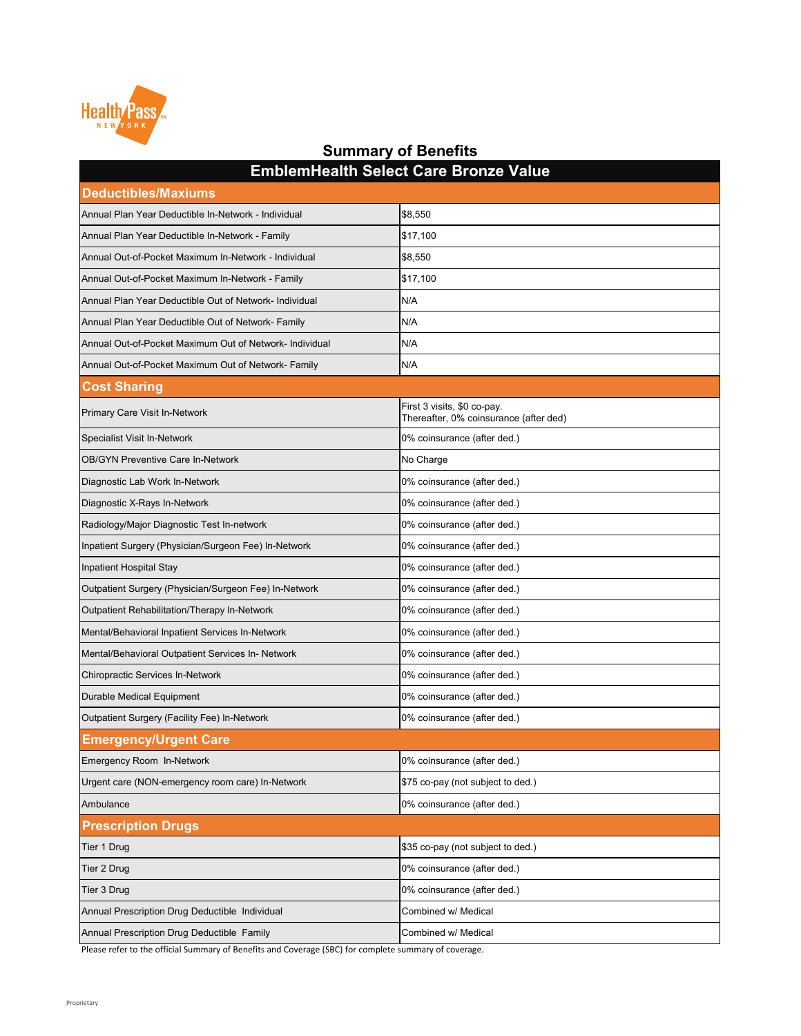HealthPass NEW YORK

# Summary of Benefits

## EmblemHealth Select Care Bronze Value

| Deductibles/Maxiums | |
|---|---|
| Annual Plan Year Deductible In-Network - Individual | $8,550 |
| Annual Plan Year Deductible In-Network - Family | $17,100 |
| Annual Out-of-Pocket Maximum In-Network - Individual | $8,550 |
| Annual Out-of-Pocket Maximum In-Network - Family | $17,100 |
| Annual Plan Year Deductible Out of Network- Individual | N/A |
| Annual Plan Year Deductible Out of Network- Family | N/A |
| Annual Out-of-Pocket Maximum Out of Network- Individual | N/A |
| Annual Out-of-Pocket Maximum Out of Network- Family | N/A |
| **Cost Sharing** | |
| Primary Care Visit In-Network | First 3 visits, $0 co-pay. Thereafter, 0% coinsurance (after ded) |
| Specialist Visit In-Network | 0% coinsurance (after ded.) |
| OB/GYN Preventive Care In-Network | No Charge |
| Diagnostic Lab Work In-Network | 0% coinsurance (after ded.) |
| Diagnostic X-Rays In-Network | 0% coinsurance (after ded.) |
| Radiology/Major Diagnostic Test In-network | 0% coinsurance (after ded.) |
| Inpatient Surgery (Physician/Surgeon Fee) In-Network | 0% coinsurance (after ded.) |
| Inpatient Hospital Stay | 0% coinsurance (after ded.) |
| Outpatient Surgery (Physician/Surgeon Fee) In-Network | 0% coinsurance (after ded.) |
| Outpatient Rehabilitation/Therapy In-Network | 0% coinsurance (after ded.) |
| Mental/Behavioral Inpatient Services In-Network | 0% coinsurance (after ded.) |
| Mental/Behavioral Outpatient Services In- Network | 0% coinsurance (after ded.) |
| Chiropractic Services In-Network | 0% coinsurance (after ded.) |
| Durable Medical Equipment | 0% coinsurance (after ded.) |
| Outpatient Surgery (Facility Fee) In-Network | 0% coinsurance (after ded.) |
| **Emergency/Urgent Care** | |
| Emergency Room In-Network | 0% coinsurance (after ded.) |
| Urgent care (NON-emergency room care) In-Network | $75 co-pay (not subject to ded.) |
| Ambulance | 0% coinsurance (after ded.) |
| **Prescription Drugs** | |
| Tier 1 Drug | $35 co-pay (not subject to ded.) |
| Tier 2 Drug | 0% coinsurance (after ded.) |
| Tier 3 Drug | 0% coinsurance (after ded.) |
| Annual Prescription Drug Deductible Individual | Combined w/ Medical |
| Annual Prescription Drug Deductible Family | Combined w/ Medical |

Please refer to the official Summary of Benefits and Coverage (SBC) for complete summary of coverage.

Proprietary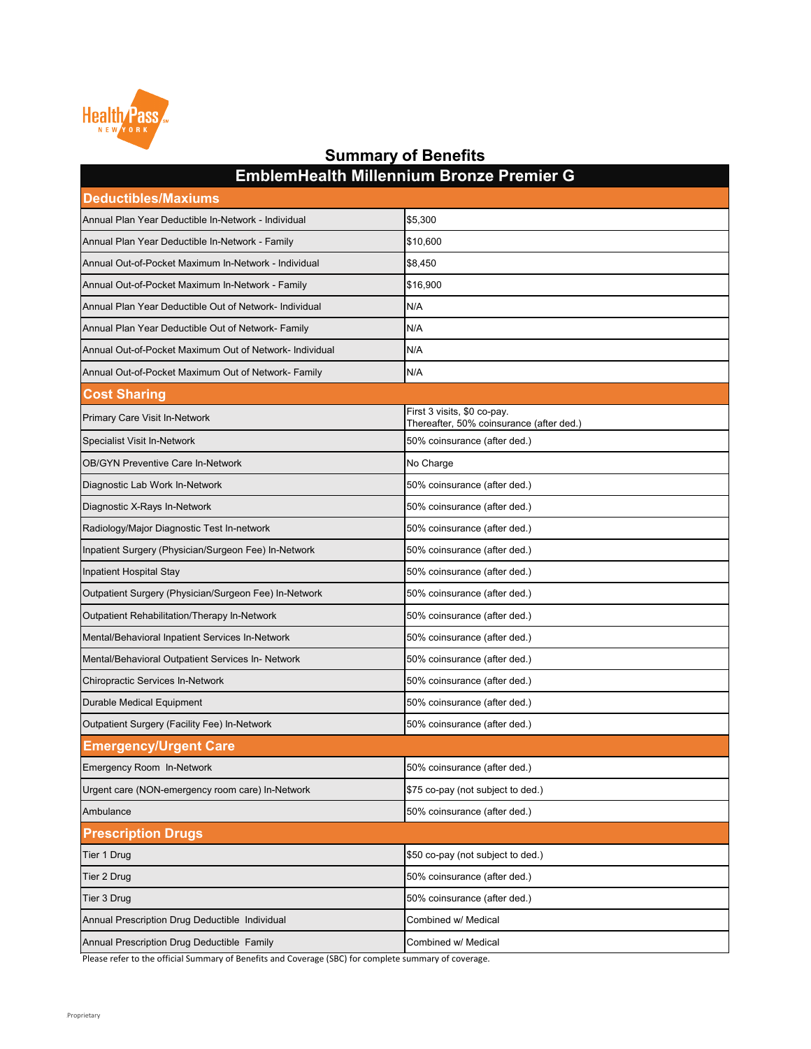# Summary of Benefits

## EmblemHealth Millennium Bronze Premier G

| Deductibles/Maxiums | |
|---|---|
| Annual Plan Year Deductible In-Network - Individual | $5,300 |
| Annual Plan Year Deductible In-Network - Family | $10,600 |
| Annual Out-of-Pocket Maximum In-Network - Individual | $8,450 |
| Annual Out-of-Pocket Maximum In-Network - Family | $16,900 |
| Annual Plan Year Deductible Out of Network- Individual | N/A |
| Annual Plan Year Deductible Out of Network- Family | N/A |
| Annual Out-of-Pocket Maximum Out of Network- Individual | N/A |
| Annual Out-of-Pocket Maximum Out of Network- Family | N/A |
| **Cost Sharing** | |
| Primary Care Visit In-Network | First 3 visits, $0 co-pay. Thereafter, 50% coinsurance (after ded.) |
| Specialist Visit In-Network | 50% coinsurance (after ded.) |
| OB/GYN Preventive Care In-Network | No Charge |
| Diagnostic Lab Work In-Network | 50% coinsurance (after ded.) |
| Diagnostic X-Rays In-Network | 50% coinsurance (after ded.) |
| Radiology/Major Diagnostic Test In-network | 50% coinsurance (after ded.) |
| Inpatient Surgery (Physician/Surgeon Fee) In-Network | 50% coinsurance (after ded.) |
| Inpatient Hospital Stay | 50% coinsurance (after ded.) |
| Outpatient Surgery (Physician/Surgeon Fee) In-Network | 50% coinsurance (after ded.) |
| Outpatient Rehabilitation/Therapy In-Network | 50% coinsurance (after ded.) |
| Mental/Behavioral Inpatient Services In-Network | 50% coinsurance (after ded.) |
| Mental/Behavioral Outpatient Services In- Network | 50% coinsurance (after ded.) |
| Chiropractic Services In-Network | 50% coinsurance (after ded.) |
| Durable Medical Equipment | 50% coinsurance (after ded.) |
| Outpatient Surgery (Facility Fee) In-Network | 50% coinsurance (after ded.) |
| **Emergency/Urgent Care** | |
| Emergency Room In-Network | 50% coinsurance (after ded.) |
| Urgent care (NON-emergency room care) In-Network | $75 co-pay (not subject to ded.) |
| Ambulance | 50% coinsurance (after ded.) |
| **Prescription Drugs** | |
| Tier 1 Drug | $50 co-pay (not subject to ded.) |
| Tier 2 Drug | 50% coinsurance (after ded.) |
| Tier 3 Drug | 50% coinsurance (after ded.) |
| Annual Prescription Drug Deductible Individual | Combined w/ Medical |
| Annual Prescription Drug Deductible Family | Combined w/ Medical |

Please refer to the official Summary of Benefits and Coverage (SBC) for complete summary of coverage.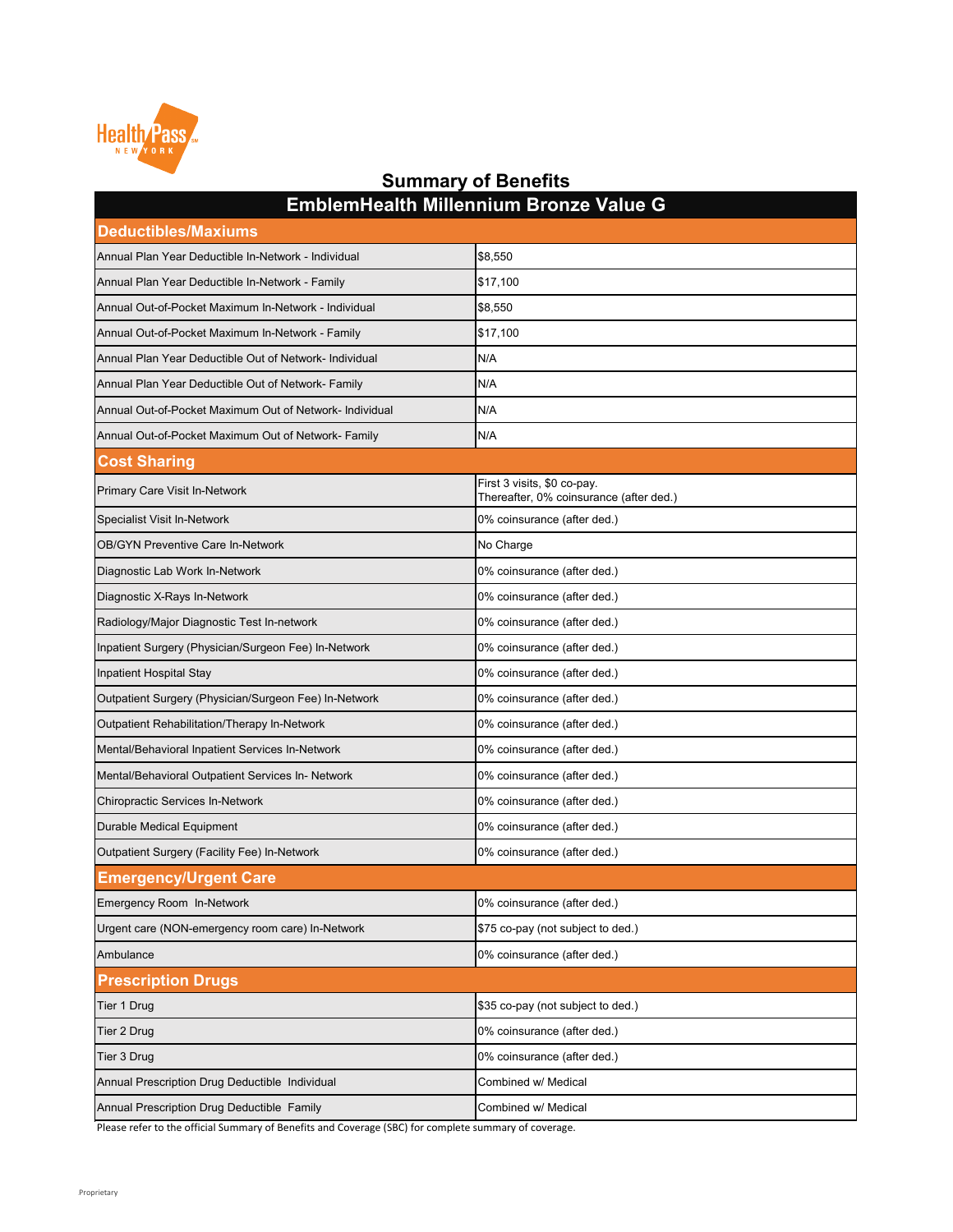# Summary of Benefits

## EmblemHealth Millennium Bronze Value G

| Deductibles/Maxiums | |
|---|---|
| Annual Plan Year Deductible In-Network - Individual | $8,550 |
| Annual Plan Year Deductible In-Network - Family | $17,100 |
| Annual Out-of-Pocket Maximum In-Network - Individual | $8,550 |
| Annual Out-of-Pocket Maximum In-Network - Family | $17,100 |
| Annual Plan Year Deductible Out of Network- Individual | N/A |
| Annual Plan Year Deductible Out of Network- Family | N/A |
| Annual Out-of-Pocket Maximum Out of Network- Individual | N/A |
| Annual Out-of-Pocket Maximum Out of Network- Family | N/A |
| **Cost Sharing** | |
| Primary Care Visit In-Network | First 3 visits, $0 co-pay. Thereafter, 0% coinsurance (after ded.) |
| Specialist Visit In-Network | 0% coinsurance (after ded.) |
| OB/GYN Preventive Care In-Network | No Charge |
| Diagnostic Lab Work In-Network | 0% coinsurance (after ded.) |
| Diagnostic X-Rays In-Network | 0% coinsurance (after ded.) |
| Radiology/Major Diagnostic Test In-network | 0% coinsurance (after ded.) |
| Inpatient Surgery (Physician/Surgeon Fee) In-Network | 0% coinsurance (after ded.) |
| Inpatient Hospital Stay | 0% coinsurance (after ded.) |
| Outpatient Surgery (Physician/Surgeon Fee) In-Network | 0% coinsurance (after ded.) |
| Outpatient Rehabilitation/Therapy In-Network | 0% coinsurance (after ded.) |
| Mental/Behavioral Inpatient Services In-Network | 0% coinsurance (after ded.) |
| Mental/Behavioral Outpatient Services In- Network | 0% coinsurance (after ded.) |
| Chiropractic Services In-Network | 0% coinsurance (after ded.) |
| Durable Medical Equipment | 0% coinsurance (after ded.) |
| Outpatient Surgery (Facility Fee) In-Network | 0% coinsurance (after ded.) |
| **Emergency/Urgent Care** | |
| Emergency Room In-Network | 0% coinsurance (after ded.) |
| Urgent care (NON-emergency room care) In-Network | $75 co-pay (not subject to ded.) |
| Ambulance | 0% coinsurance (after ded.) |
| **Prescription Drugs** | |
| Tier 1 Drug | $35 co-pay (not subject to ded.) |
| Tier 2 Drug | 0% coinsurance (after ded.) |
| Tier 3 Drug | 0% coinsurance (after ded.) |
| Annual Prescription Drug Deductible Individual | Combined w/ Medical |
| Annual Prescription Drug Deductible Family | Combined w/ Medical |

Please refer to the official Summary of Benefits and Coverage (SBC) for complete summary of coverage.

Proprietary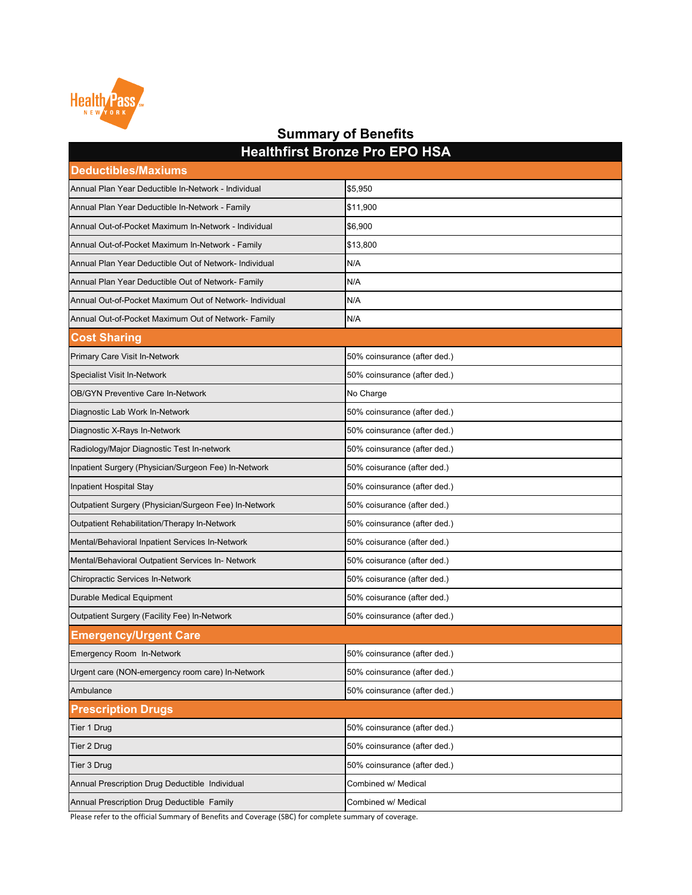# Summary of Benefits

| Healthfirst Bronze Pro EPO HSA | |
|---|---|
| **Deductibles/Maxiums** | |
| Annual Plan Year Deductible In-Network - Individual | $5,950 |
| Annual Plan Year Deductible In-Network - Family | $11,900 |
| Annual Out-of-Pocket Maximum In-Network - Individual | $6,900 |
| Annual Out-of-Pocket Maximum In-Network - Family | $13,800 |
| Annual Plan Year Deductible Out of Network- Individual | N/A |
| Annual Plan Year Deductible Out of Network- Family | N/A |
| Annual Out-of-Pocket Maximum Out of Network- Individual | N/A |
| Annual Out-of-Pocket Maximum Out of Network- Family | N/A |
| **Cost Sharing** | |
| Primary Care Visit In-Network | 50% coinsurance (after ded.) |
| Specialist Visit In-Network | 50% coinsurance (after ded.) |
| OB/GYN Preventive Care In-Network | No Charge |
| Diagnostic Lab Work In-Network | 50% coinsurance (after ded.) |
| Diagnostic X-Rays In-Network | 50% coinsurance (after ded.) |
| Radiology/Major Diagnostic Test In-network | 50% coinsurance (after ded.) |
| Inpatient Surgery (Physician/Surgeon Fee) In-Network | 50% coisurance (after ded.) |
| Inpatient Hospital Stay | 50% coinsurance (after ded.) |
| Outpatient Surgery (Physician/Surgeon Fee) In-Network | 50% coisurance (after ded.) |
| Outpatient Rehabilitation/Therapy In-Network | 50% coinsurance (after ded.) |
| Mental/Behavioral Inpatient Services In-Network | 50% coisurance (after ded.) |
| Mental/Behavioral Outpatient Services In- Network | 50% coisurance (after ded.) |
| Chiropractic Services In-Network | 50% coisurance (after ded.) |
| Durable Medical Equipment | 50% coisurance (after ded.) |
| Outpatient Surgery (Facility Fee) In-Network | 50% coinsurance (after ded.) |
| **Emergency/Urgent Care** | |
| Emergency Room In-Network | 50% coinsurance (after ded.) |
| Urgent care (NON-emergency room care) In-Network | 50% coinsurance (after ded.) |
| Ambulance | 50% coinsurance (after ded.) |
| **Prescription Drugs** | |
| Tier 1 Drug | 50% coinsurance (after ded.) |
| Tier 2 Drug | 50% coinsurance (after ded.) |
| Tier 3 Drug | 50% coinsurance (after ded.) |
| Annual Prescription Drug Deductible Individual | Combined w/ Medical |
| Annual Prescription Drug Deductible Family | Combined w/ Medical |

Please refer to the official Summary of Benefits and Coverage (SBC) for complete summary of coverage.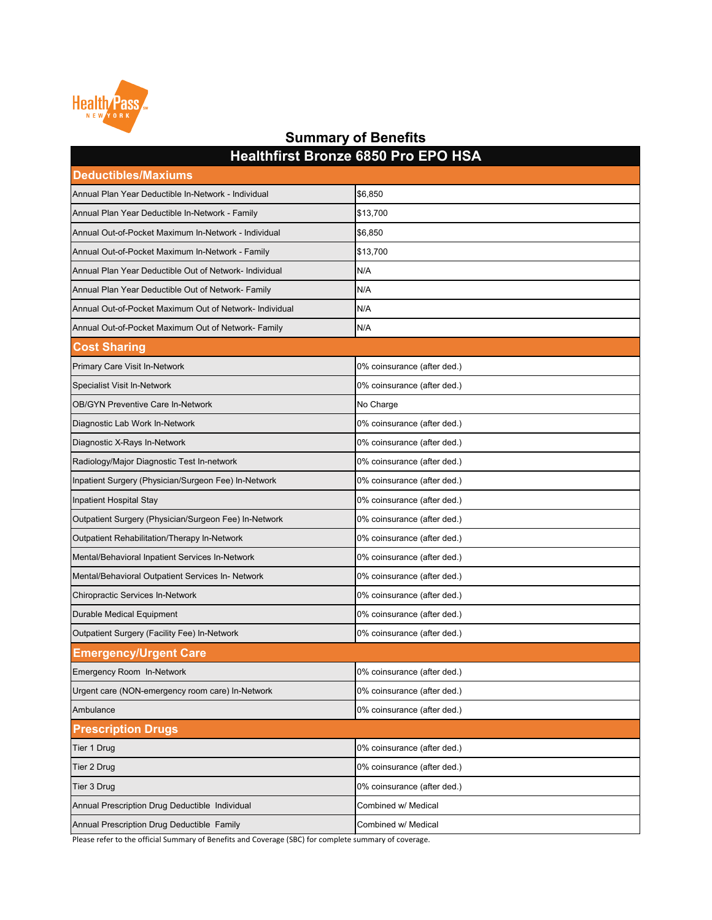## Summary of Benefits

| Healthfirst Bronze 6850 Pro EPO HSA | |
|---|---|
| **Deductibles/Maxiums** | |
| Annual Plan Year Deductible In-Network - Individual | $6,850 |
| Annual Plan Year Deductible In-Network - Family | $13,700 |
| Annual Out-of-Pocket Maximum In-Network - Individual | $6,850 |
| Annual Out-of-Pocket Maximum In-Network - Family | $13,700 |
| Annual Plan Year Deductible Out of Network- Individual | N/A |
| Annual Plan Year Deductible Out of Network- Family | N/A |
| Annual Out-of-Pocket Maximum Out of Network- Individual | N/A |
| Annual Out-of-Pocket Maximum Out of Network- Family | N/A |
| **Cost Sharing** | |
| Primary Care Visit In-Network | 0% coinsurance (after ded.) |
| Specialist Visit In-Network | 0% coinsurance (after ded.) |
| OB/GYN Preventive Care In-Network | No Charge |
| Diagnostic Lab Work In-Network | 0% coinsurance (after ded.) |
| Diagnostic X-Rays In-Network | 0% coinsurance (after ded.) |
| Radiology/Major Diagnostic Test In-network | 0% coinsurance (after ded.) |
| Inpatient Surgery (Physician/Surgeon Fee) In-Network | 0% coinsurance (after ded.) |
| Inpatient Hospital Stay | 0% coinsurance (after ded.) |
| Outpatient Surgery (Physician/Surgeon Fee) In-Network | 0% coinsurance (after ded.) |
| Outpatient Rehabilitation/Therapy In-Network | 0% coinsurance (after ded.) |
| Mental/Behavioral Inpatient Services In-Network | 0% coinsurance (after ded.) |
| Mental/Behavioral Outpatient Services In- Network | 0% coinsurance (after ded.) |
| Chiropractic Services In-Network | 0% coinsurance (after ded.) |
| Durable Medical Equipment | 0% coinsurance (after ded.) |
| Outpatient Surgery (Facility Fee) In-Network | 0% coinsurance (after ded.) |
| **Emergency/Urgent Care** | |
| Emergency Room In-Network | 0% coinsurance (after ded.) |
| Urgent care (NON-emergency room care) In-Network | 0% coinsurance (after ded.) |
| Ambulance | 0% coinsurance (after ded.) |
| **Prescription Drugs** | |
| Tier 1 Drug | 0% coinsurance (after ded.) |
| Tier 2 Drug | 0% coinsurance (after ded.) |
| Tier 3 Drug | 0% coinsurance (after ded.) |
| Annual Prescription Drug Deductible Individual | Combined w/ Medical |
| Annual Prescription Drug Deductible Family | Combined w/ Medical |

Please refer to the official Summary of Benefits and Coverage (SBC) for complete summary of coverage.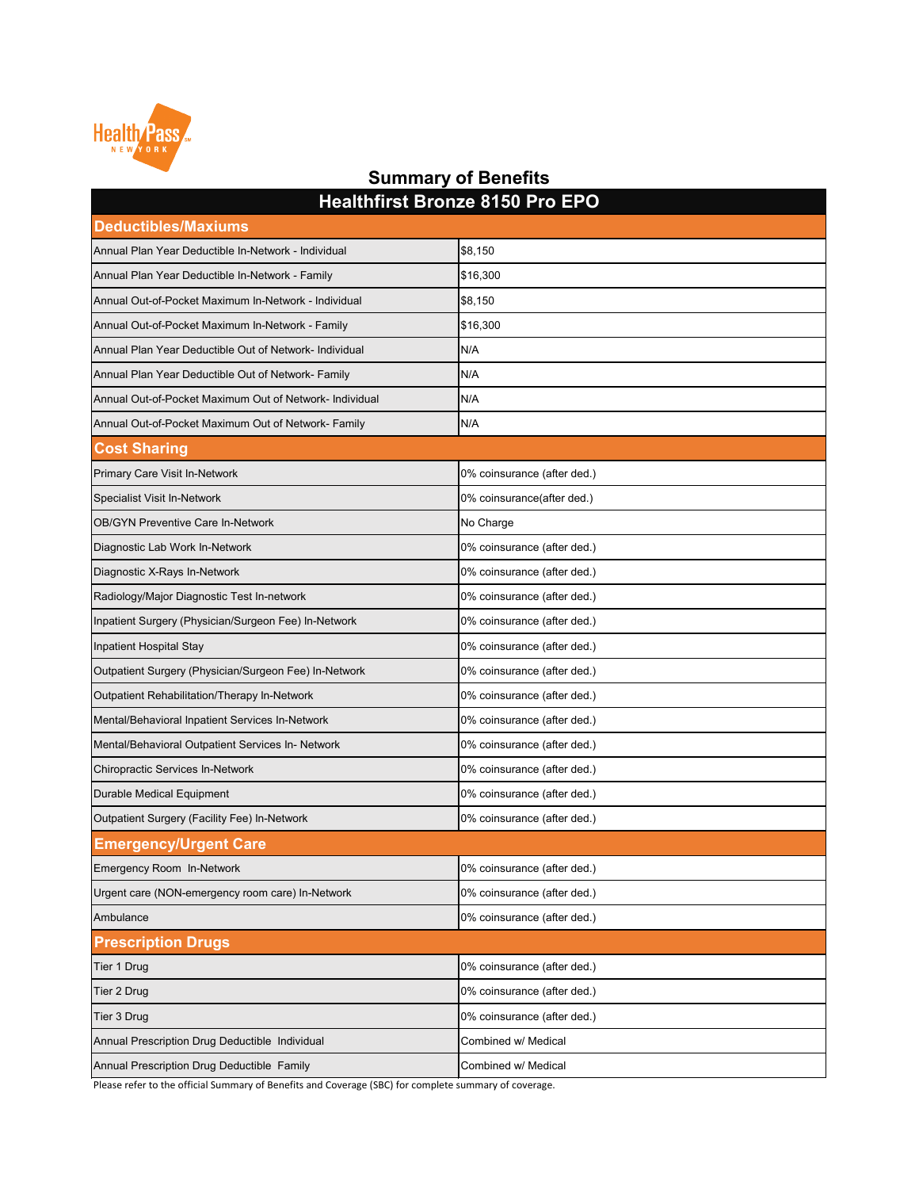# Summary of Benefits

| Healthfirst Bronze 8150 Pro EPO | |
|---|---|
| **Deductibles/Maxiums** | |
| Annual Plan Year Deductible In-Network - Individual | $8,150 |
| Annual Plan Year Deductible In-Network - Family | $16,300 |
| Annual Out-of-Pocket Maximum In-Network - Individual | $8,150 |
| Annual Out-of-Pocket Maximum In-Network - Family | $16,300 |
| Annual Plan Year Deductible Out of Network- Individual | N/A |
| Annual Plan Year Deductible Out of Network- Family | N/A |
| Annual Out-of-Pocket Maximum Out of Network- Individual | N/A |
| Annual Out-of-Pocket Maximum Out of Network- Family | N/A |
| **Cost Sharing** | |
| Primary Care Visit In-Network | 0% coinsurance (after ded.) |
| Specialist Visit In-Network | 0% coinsurance(after ded.) |
| OB/GYN Preventive Care In-Network | No Charge |
| Diagnostic Lab Work In-Network | 0% coinsurance (after ded.) |
| Diagnostic X-Rays In-Network | 0% coinsurance (after ded.) |
| Radiology/Major Diagnostic Test In-network | 0% coinsurance (after ded.) |
| Inpatient Surgery (Physician/Surgeon Fee) In-Network | 0% coinsurance (after ded.) |
| Inpatient Hospital Stay | 0% coinsurance (after ded.) |
| Outpatient Surgery (Physician/Surgeon Fee) In-Network | 0% coinsurance (after ded.) |
| Outpatient Rehabilitation/Therapy In-Network | 0% coinsurance (after ded.) |
| Mental/Behavioral Inpatient Services In-Network | 0% coinsurance (after ded.) |
| Mental/Behavioral Outpatient Services In- Network | 0% coinsurance (after ded.) |
| Chiropractic Services In-Network | 0% coinsurance (after ded.) |
| Durable Medical Equipment | 0% coinsurance (after ded.) |
| Outpatient Surgery (Facility Fee) In-Network | 0% coinsurance (after ded.) |
| **Emergency/Urgent Care** | |
| Emergency Room In-Network | 0% coinsurance (after ded.) |
| Urgent care (NON-emergency room care) In-Network | 0% coinsurance (after ded.) |
| Ambulance | 0% coinsurance (after ded.) |
| **Prescription Drugs** | |
| Tier 1 Drug | 0% coinsurance (after ded.) |
| Tier 2 Drug | 0% coinsurance (after ded.) |
| Tier 3 Drug | 0% coinsurance (after ded.) |
| Annual Prescription Drug Deductible Individual | Combined w/ Medical |
| Annual Prescription Drug Deductible Family | Combined w/ Medical |

Please refer to the official Summary of Benefits and Coverage (SBC) for complete summary of coverage.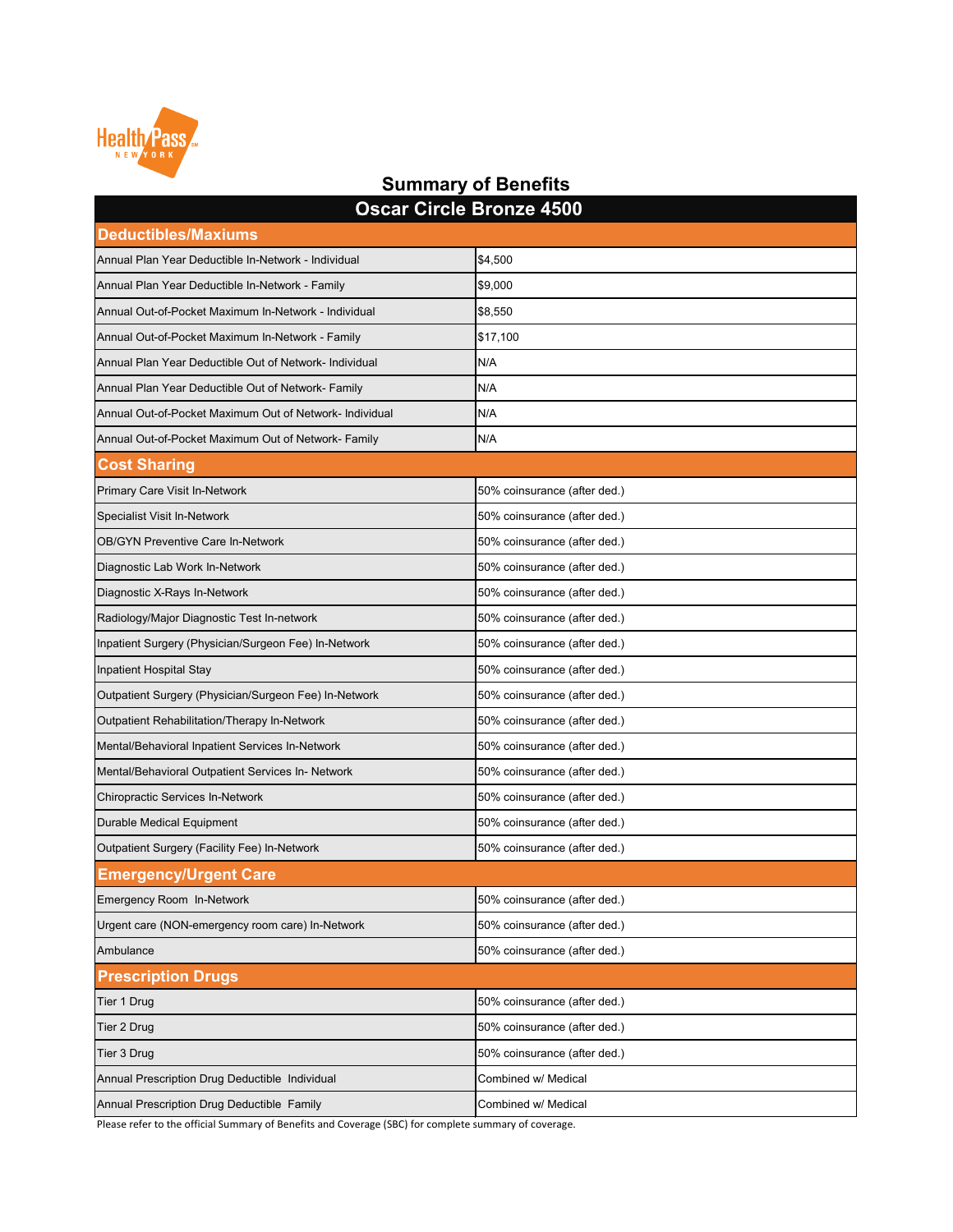# Summary of Benefits

| Oscar Circle Bronze 4500 | |
|---|---|
| **Deductibles/Maxiums** | |
| Annual Plan Year Deductible In-Network - Individual | $4,500 |
| Annual Plan Year Deductible In-Network - Family | $9,000 |
| Annual Out-of-Pocket Maximum In-Network - Individual | $8,550 |
| Annual Out-of-Pocket Maximum In-Network - Family | $17,100 |
| Annual Plan Year Deductible Out of Network- Individual | N/A |
| Annual Plan Year Deductible Out of Network- Family | N/A |
| Annual Out-of-Pocket Maximum Out of Network- Individual | N/A |
| Annual Out-of-Pocket Maximum Out of Network- Family | N/A |
| **Cost Sharing** | |
| Primary Care Visit In-Network | 50% coinsurance (after ded.) |
| Specialist Visit In-Network | 50% coinsurance (after ded.) |
| OB/GYN Preventive Care In-Network | 50% coinsurance (after ded.) |
| Diagnostic Lab Work In-Network | 50% coinsurance (after ded.) |
| Diagnostic X-Rays In-Network | 50% coinsurance (after ded.) |
| Radiology/Major Diagnostic Test In-network | 50% coinsurance (after ded.) |
| Inpatient Surgery (Physician/Surgeon Fee) In-Network | 50% coinsurance (after ded.) |
| Inpatient Hospital Stay | 50% coinsurance (after ded.) |
| Outpatient Surgery (Physician/Surgeon Fee) In-Network | 50% coinsurance (after ded.) |
| Outpatient Rehabilitation/Therapy In-Network | 50% coinsurance (after ded.) |
| Mental/Behavioral Inpatient Services In-Network | 50% coinsurance (after ded.) |
| Mental/Behavioral Outpatient Services In- Network | 50% coinsurance (after ded.) |
| Chiropractic Services In-Network | 50% coinsurance (after ded.) |
| Durable Medical Equipment | 50% coinsurance (after ded.) |
| Outpatient Surgery (Facility Fee) In-Network | 50% coinsurance (after ded.) |
| **Emergency/Urgent Care** | |
| Emergency Room In-Network | 50% coinsurance (after ded.) |
| Urgent care (NON-emergency room care) In-Network | 50% coinsurance (after ded.) |
| Ambulance | 50% coinsurance (after ded.) |
| **Prescription Drugs** | |
| Tier 1 Drug | 50% coinsurance (after ded.) |
| Tier 2 Drug | 50% coinsurance (after ded.) |
| Tier 3 Drug | 50% coinsurance (after ded.) |
| Annual Prescription Drug Deductible Individual | Combined w/ Medical |
| Annual Prescription Drug Deductible Family | Combined w/ Medical |

Please refer to the official Summary of Benefits and Coverage (SBC) for complete summary of coverage.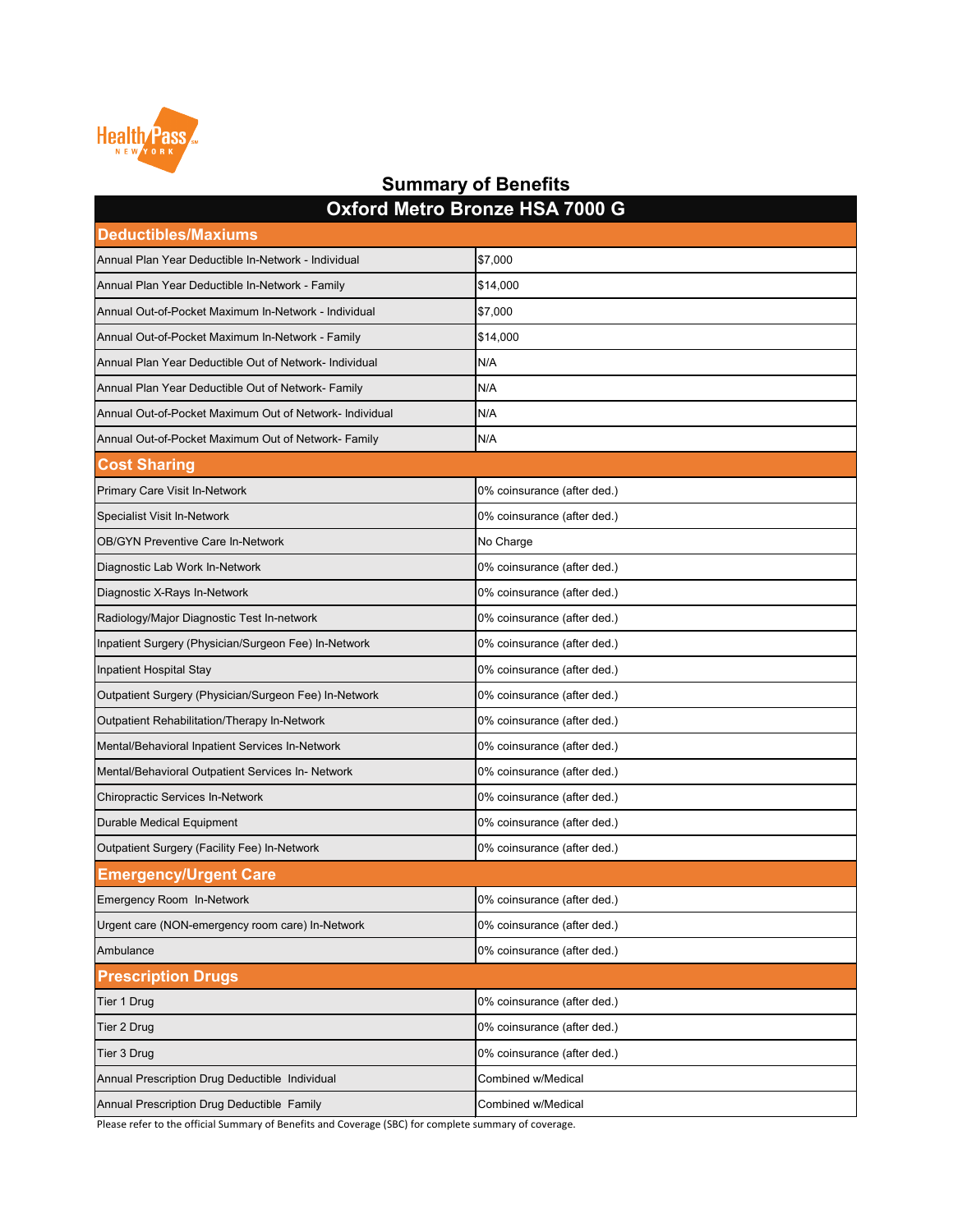# Summary of Benefits

| Oxford Metro Bronze HSA 7000 G | |
|---|---|
| **Deductibles/Maxiums** | |
| Annual Plan Year Deductible In-Network - Individual | $7,000 |
| Annual Plan Year Deductible In-Network - Family | $14,000 |
| Annual Out-of-Pocket Maximum In-Network - Individual | $7,000 |
| Annual Out-of-Pocket Maximum In-Network - Family | $14,000 |
| Annual Plan Year Deductible Out of Network- Individual | N/A |
| Annual Plan Year Deductible Out of Network- Family | N/A |
| Annual Out-of-Pocket Maximum Out of Network- Individual | N/A |
| Annual Out-of-Pocket Maximum Out of Network- Family | N/A |
| **Cost Sharing** | |
| Primary Care Visit In-Network | 0% coinsurance (after ded.) |
| Specialist Visit In-Network | 0% coinsurance (after ded.) |
| OB/GYN Preventive Care In-Network | No Charge |
| Diagnostic Lab Work In-Network | 0% coinsurance (after ded.) |
| Diagnostic X-Rays In-Network | 0% coinsurance (after ded.) |
| Radiology/Major Diagnostic Test In-network | 0% coinsurance (after ded.) |
| Inpatient Surgery (Physician/Surgeon Fee) In-Network | 0% coinsurance (after ded.) |
| Inpatient Hospital Stay | 0% coinsurance (after ded.) |
| Outpatient Surgery (Physician/Surgeon Fee) In-Network | 0% coinsurance (after ded.) |
| Outpatient Rehabilitation/Therapy In-Network | 0% coinsurance (after ded.) |
| Mental/Behavioral Inpatient Services In-Network | 0% coinsurance (after ded.) |
| Mental/Behavioral Outpatient Services In- Network | 0% coinsurance (after ded.) |
| Chiropractic Services In-Network | 0% coinsurance (after ded.) |
| Durable Medical Equipment | 0% coinsurance (after ded.) |
| Outpatient Surgery (Facility Fee) In-Network | 0% coinsurance (after ded.) |
| **Emergency/Urgent Care** | |
| Emergency Room In-Network | 0% coinsurance (after ded.) |
| Urgent care (NON-emergency room care) In-Network | 0% coinsurance (after ded.) |
| Ambulance | 0% coinsurance (after ded.) |
| **Prescription Drugs** | |
| Tier 1 Drug | 0% coinsurance (after ded.) |
| Tier 2 Drug | 0% coinsurance (after ded.) |
| Tier 3 Drug | 0% coinsurance (after ded.) |
| Annual Prescription Drug Deductible Individual | Combined w/Medical |
| Annual Prescription Drug Deductible Family | Combined w/Medical |

Please refer to the official Summary of Benefits and Coverage (SBC) for complete summary of coverage.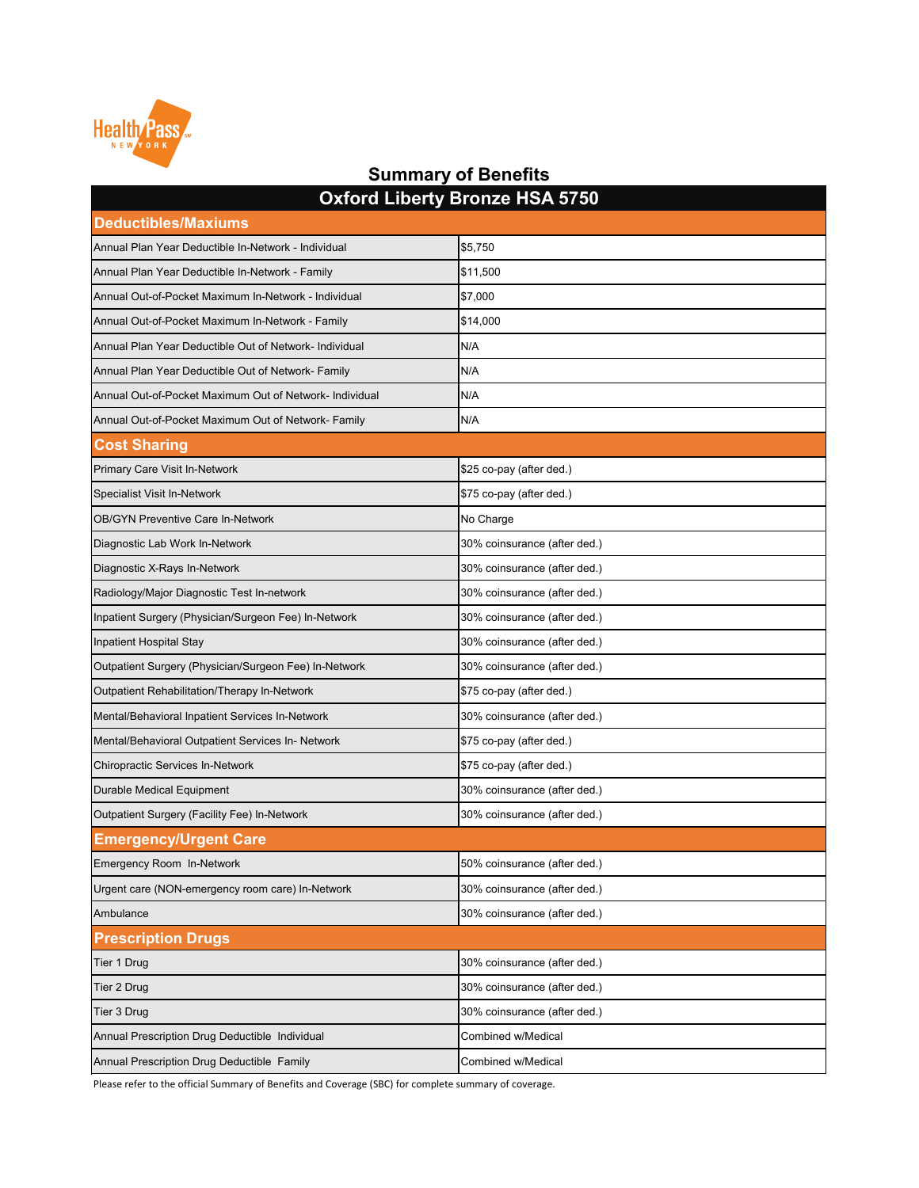Health Pass NEW YORK

# Summary of Benefits

| Oxford Liberty Bronze HSA 5750 | |
|---|---|
| **Deductibles/Maxiums** | |
| Annual Plan Year Deductible In-Network - Individual | $5,750 |
| Annual Plan Year Deductible In-Network - Family | $11,500 |
| Annual Out-of-Pocket Maximum In-Network - Individual | $7,000 |
| Annual Out-of-Pocket Maximum In-Network - Family | $14,000 |
| Annual Plan Year Deductible Out of Network- Individual | N/A |
| Annual Plan Year Deductible Out of Network- Family | N/A |
| Annual Out-of-Pocket Maximum Out of Network- Individual | N/A |
| Annual Out-of-Pocket Maximum Out of Network- Family | N/A |
| **Cost Sharing** | |
| Primary Care Visit In-Network | $25 co-pay (after ded.) |
| Specialist Visit In-Network | $75 co-pay (after ded.) |
| OB/GYN Preventive Care In-Network | No Charge |
| Diagnostic Lab Work In-Network | 30% coinsurance (after ded.) |
| Diagnostic X-Rays In-Network | 30% coinsurance (after ded.) |
| Radiology/Major Diagnostic Test In-network | 30% coinsurance (after ded.) |
| Inpatient Surgery (Physician/Surgeon Fee) In-Network | 30% coinsurance (after ded.) |
| Inpatient Hospital Stay | 30% coinsurance (after ded.) |
| Outpatient Surgery (Physician/Surgeon Fee) In-Network | 30% coinsurance (after ded.) |
| Outpatient Rehabilitation/Therapy In-Network | $75 co-pay (after ded.) |
| Mental/Behavioral Inpatient Services In-Network | 30% coinsurance (after ded.) |
| Mental/Behavioral Outpatient Services In- Network | $75 co-pay (after ded.) |
| Chiropractic Services In-Network | $75 co-pay (after ded.) |
| Durable Medical Equipment | 30% coinsurance (after ded.) |
| Outpatient Surgery (Facility Fee) In-Network | 30% coinsurance (after ded.) |
| **Emergency/Urgent Care** | |
| Emergency Room In-Network | 50% coinsurance (after ded.) |
| Urgent care (NON-emergency room care) In-Network | 30% coinsurance (after ded.) |
| Ambulance | 30% coinsurance (after ded.) |
| **Prescription Drugs** | |
| Tier 1 Drug | 30% coinsurance (after ded.) |
| Tier 2 Drug | 30% coinsurance (after ded.) |
| Tier 3 Drug | 30% coinsurance (after ded.) |
| Annual Prescription Drug Deductible Individual | Combined w/Medical |
| Annual Prescription Drug Deductible Family | Combined w/Medical |

Please refer to the official Summary of Benefits and Coverage (SBC) for complete summary of coverage.